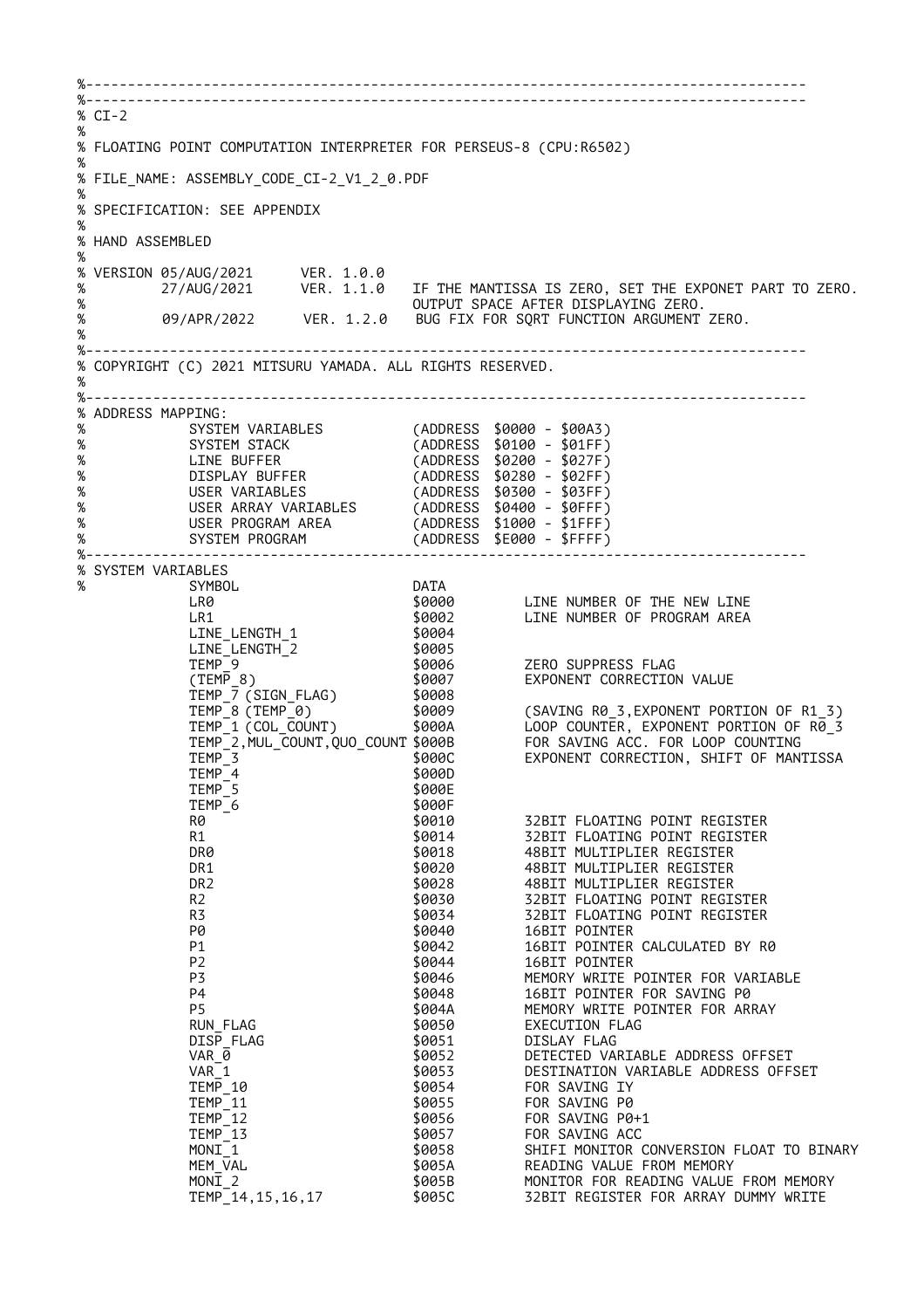```
%-----------------------------------------------------------------------------------
%-----------------------------------------------------------------------------------
% CI-2
%
% FLOATING POINT COMPUTATION INTERPRETER FOR PERSEUS-8 (CPU:R6502)
%
% FILE_NAME: ASSEMBLY_CODE_CI-2_V1_2_0.PDF
%
% SPECIFICATION: SEE APPENDIX
%
% HAND ASSEMBLED
%
% VERSION 05/AUG/2021      VER. 1.0.0
%         27/AUG/2021      VER. 1.1.0   IF THE MANTISSA IS ZERO, SET THE EXPONET PART TO ZERO.
%                                       OUTPUT SPACE AFTER DISPLAYING ZERO.
%         09/APR/2022      VER. 1.2.0   BUG FIX FOR SQRT FUNCTION ARGUMENT ZERO.
%
%-----------------------------------------------------------------------------------
% COPYRIGHT (C) 2021 MITSURU YAMADA. ALL RIGHTS RESERVED.
%
%-----------------------------------------------------------------------------------
% ADDRESS MAPPING:
%           SYSTEM VARIABLES          (ADDRESS  $0000 - $00A3)
%           SYSTEM STACK              (ADDRESS  $0100 - $01FF)
%           LINE BUFFER               (ADDRESS  $0200 - $027F)
%           DISPLAY BUFFER            (ADDRESS  $0280 - $02FF)
%           USER VARIABLES            (ADDRESS  $0300 - $03FF)
%           USER ARRAY VARIABLES      (ADDRESS  $0400 - $0FFF)
%           USER PROGRAM AREA         (ADDRESS  $1000 - $1FFF)
%           SYSTEM PROGRAM            (ADDRESS  $E000 - $FFFF)
%-----------------------------------------------------------------------------------
% SYSTEM VARIABLES
%           SYMBOL                          DATA
            LR0                             $0000        LINE NUMBER OF THE NEW LINE
            LR1                             $0002        LINE NUMBER OF PROGRAM AREA
            LINE_LENGTH_1                   $0004
            LINE_LENGTH_2                   $0005
            TEMP_9                          $0006        ZERO SUPPRESS FLAG
            (TEMP_8)                        $0007        EXPONENT CORRECTION VALUE
            TEMP_7 (SIGN_FLAG)              $0008
            TEMP_8 (TEMP_0)                 $0009        (SAVING R0_3,EXPONENT PORTION OF R1_3)
            TEMP_1 (COL_COUNT)              $000A        LOOP COUNTER, EXPONENT PORTION OF R0_3
            TEMP_2,MUL_COUNT,QUO_COUNT      $000B        FOR SAVING ACC. FOR LOOP COUNTING
            TEMP_3                          $000C        EXPONENT CORRECTION, SHIFT OF MANTISSA
            TEMP_4                          $000D
            TEMP_5                          $000E
            TEMP_6                          $000F
            R0                              $0010        32BIT FLOATING POINT REGISTER
            R1                              $0014        32BIT FLOATING POINT REGISTER
            DR0                             $0018        48BIT MULTIPLIER REGISTER
            DR1                             $0020        48BIT MULTIPLIER REGISTER
            DR2                             $0028        48BIT MULTIPLIER REGISTER
            R2                              $0030        32BIT FLOATING POINT REGISTER
            R3                              $0034        32BIT FLOATING POINT REGISTER
            P0                              $0040        16BIT POINTER
            P1                              $0042        16BIT POINTER CALCULATED BY R0
            P2                              $0044        16BIT POINTER
            P3                              $0046        MEMORY WRITE POINTER FOR VARIABLE
            P4                              $0048        16BIT POINTER FOR SAVING P0
            P5                              $004A        MEMORY WRITE POINTER FOR ARRAY
            RUN_FLAG                        $0050        EXECUTION FLAG
            DISP_FLAG                       $0051        DISLAY FLAG
            VAR_0                           $0052        DETECTED VARIABLE ADDRESS OFFSET
            VAR_1                           $0053        DESTINATION VARIABLE ADDRESS OFFSET
            TEMP_10                         $0054        FOR SAVING IY
            TEMP_11                         $0055        FOR SAVING P0
            TEMP_12                         $0056        FOR SAVING P0+1
            TEMP_13                         $0057        FOR SAVING ACC
            MONI_1                          $0058        SHIFI MONITOR CONVERSION FLOAT TO BINARY
            MEM_VAL                         $005A        READING VALUE FROM MEMORY
            MONI_2                          $005B        MONITOR FOR READING VALUE FROM MEMORY
            TEMP_14,15,16,17                $005C        32BIT REGISTER FOR ARRAY DUMMY WRITE
```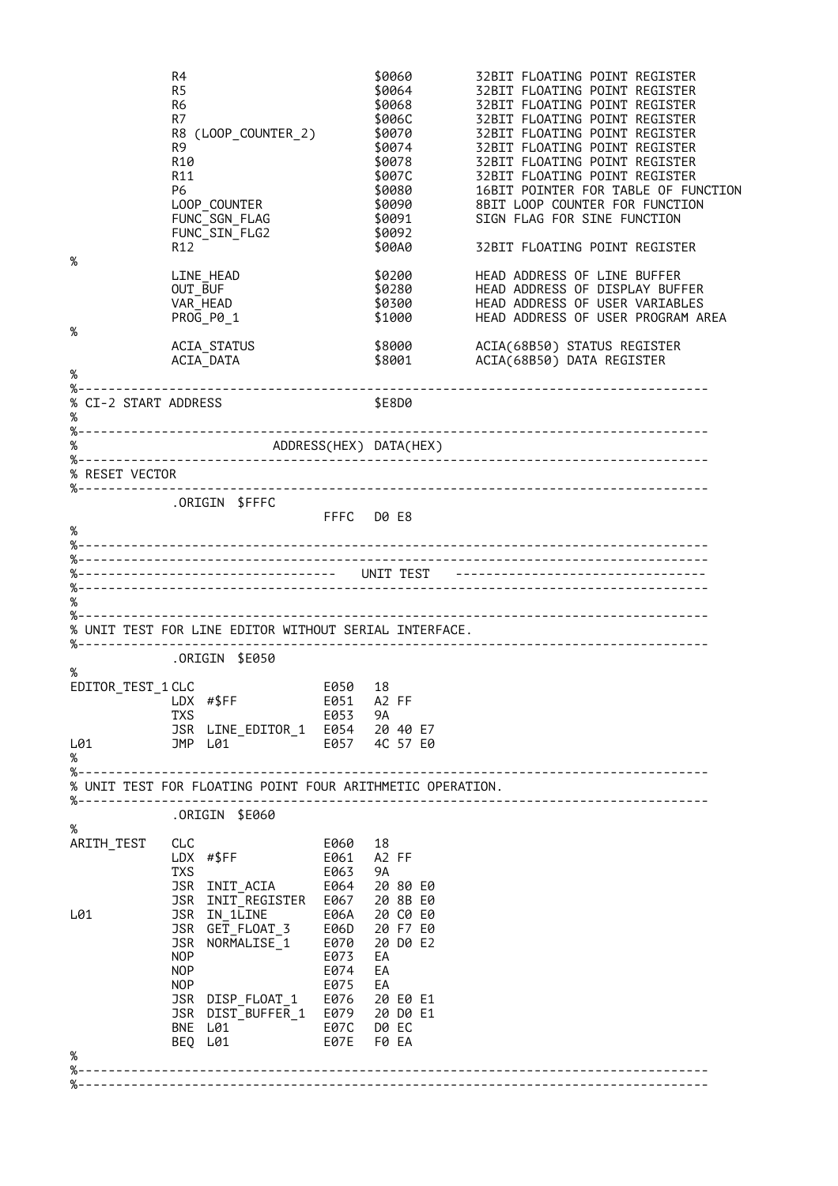```
            R4                          $0060       32BIT FLOATING POINT REGISTER
            R5                          $0064       32BIT FLOATING POINT REGISTER
            R6                          $0068       32BIT FLOATING POINT REGISTER
            R7                          $006C       32BIT FLOATING POINT REGISTER
            R8 (LOOP_COUNTER_2)         $0070       32BIT FLOATING POINT REGISTER
            R9                          $0074       32BIT FLOATING POINT REGISTER
            R10                         $0078       32BIT FLOATING POINT REGISTER
            R11                         $007C       32BIT FLOATING POINT REGISTER
            P6                          $0080       16BIT POINTER FOR TABLE OF FUNCTION
            LOOP_COUNTER                $0090       8BIT LOOP COUNTER FOR FUNCTION
            FUNC_SGN_FLAG               $0091       SIGN FLAG FOR SINE FUNCTION
            FUNC_SIN_FLG2               $0092
            R12                         $00A0       32BIT FLOATING POINT REGISTER
%
            LINE_HEAD                   $0200       HEAD ADDRESS OF LINE BUFFER
            OUT_BUF                     $0280       HEAD ADDRESS OF DISPLAY BUFFER
            VAR_HEAD                    $0300       HEAD ADDRESS OF USER VARIABLES
            PROG_P0_1                   $1000       HEAD ADDRESS OF USER PROGRAM AREA
%
            ACIA_STATUS                 $8000       ACIA(68B50) STATUS REGISTER
            ACIA_DATA                   $8001       ACIA(68B50) DATA REGISTER
%
%-------------------------------------------------------------------------------
% CI-2 START ADDRESS                    $E8D0
%
%-------------------------------------------------------------------------------
%                       ADDRESS(HEX) DATA(HEX)
%-------------------------------------------------------------------------------
% RESET VECTOR
%-------------------------------------------------------------------------------
            .ORIGIN  $FFFC
                                FFFC  D0 E8
%
%-------------------------------------------------------------------------------
%-------------------------------------------------------------------------------
%---------------------------------  UNIT TEST  ---------------------------------
%-------------------------------------------------------------------------------
%
%-------------------------------------------------------------------------------
% UNIT TEST FOR LINE EDITOR WITHOUT SERIAL INTERFACE.
%-------------------------------------------------------------------------------
            .ORIGIN  $E050
%
EDITOR_TEST_1 CLC               E050  18
            LDX  #$FF           E051  A2 FF
            TXS                 E053  9A
            JSR  LINE_EDITOR_1  E054  20 40 E7
L01         JMP  L01            E057  4C 57 E0
%
%-------------------------------------------------------------------------------
% UNIT TEST FOR FLOATING POINT FOUR ARITHMETIC OPERATION.
%-------------------------------------------------------------------------------
            .ORIGIN  $E060
%
ARITH_TEST  CLC                 E060  18
            LDX  #$FF           E061  A2 FF
            TXS                 E063  9A
            JSR  INIT_ACIA      E064  20 80 E0
            JSR  INIT_REGISTER  E067  20 8B E0
L01         JSR  IN_1LINE       E06A  20 C0 E0
            JSR  GET_FLOAT_3    E06D  20 F7 E0
            JSR  NORMALISE_1    E070  20 D0 E2
            NOP                 E073  EA
            NOP                 E074  EA
            NOP                 E075  EA
            JSR  DISP_FLOAT_1   E076  20 E0 E1
            JSR  DIST_BUFFER_1  E079  20 D0 E1
            BNE  L01            E07C  D0 EC
            BEQ  L01            E07E  F0 EA
%
%-------------------------------------------------------------------------------
%-------------------------------------------------------------------------------
```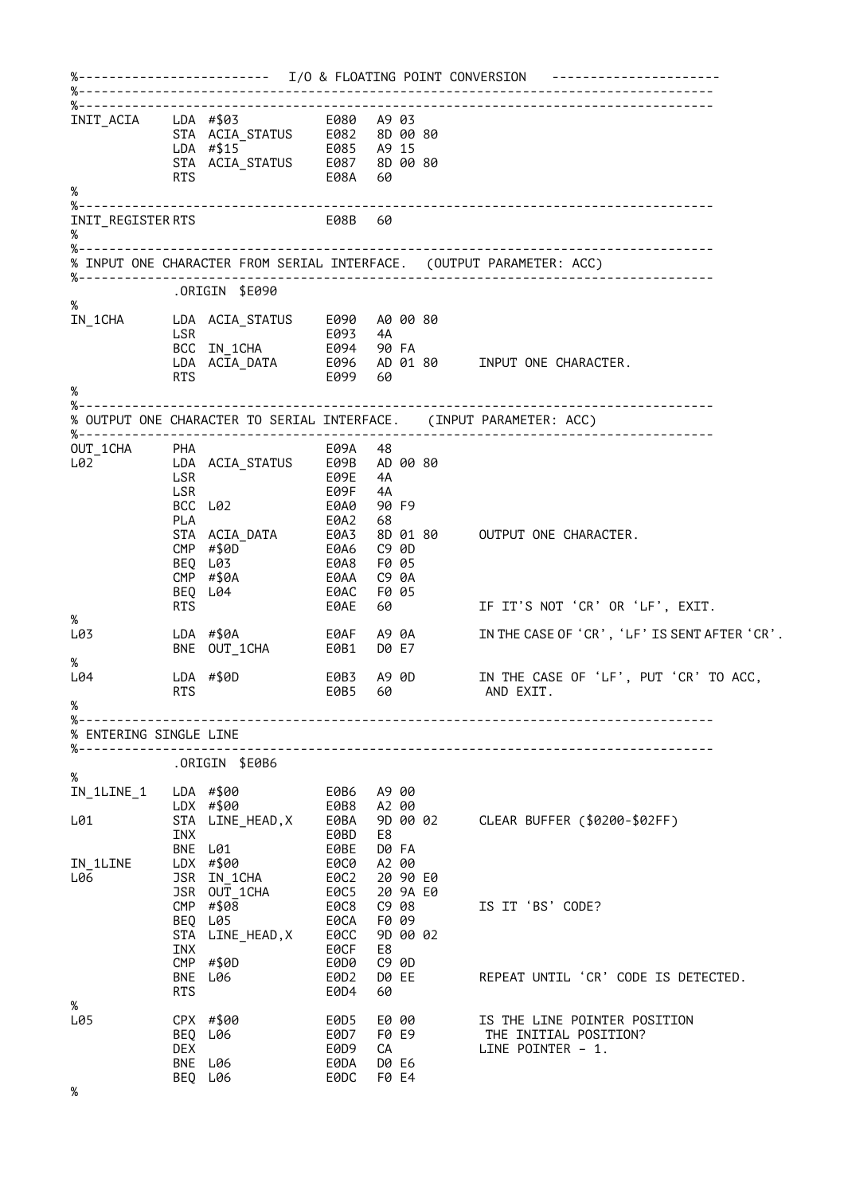```
%-------------------------  I/O & FLOATING POINT CONVERSION   ----------------------
%-----------------------------------------------------------------------------------
%-----------------------------------------------------------------------------------
INIT_ACIA     LDA #$03              E080   A9 03
              STA ACIA_STATUS       E082   8D 00 80
              LDA #$15              E085   A9 15
              STA ACIA_STATUS       E087   8D 00 80
              RTS                   E08A   60
%
%-----------------------------------------------------------------------------------
INIT_REGISTER RTS                   E08B   60
%
%-----------------------------------------------------------------------------------
% INPUT ONE CHARACTER FROM SERIAL INTERFACE.  (OUTPUT PARAMETER: ACC)
%-----------------------------------------------------------------------------------
              .ORIGIN $E090
%
IN_1CHA       LDA ACIA_STATUS       E090   A0 00 80
              LSR                   E093   4A
              BCC IN_1CHA           E094   90 FA
              LDA ACIA_DATA         E096   AD 01 80     INPUT ONE CHARACTER.
              RTS                   E099   60
%
%-----------------------------------------------------------------------------------
% OUTPUT ONE CHARACTER TO SERIAL INTERFACE.   (INPUT PARAMETER: ACC)
%-----------------------------------------------------------------------------------
OUT_1CHA      PHA                   E09A   48
L02           LDA ACIA_STATUS       E09B   AD 00 80
              LSR                   E09E   4A
              LSR                   E09F   4A
              BCC L02               E0A0   90 F9
              PLA                   E0A2   68
              STA ACIA_DATA         E0A3   8D 01 80     OUTPUT ONE CHARACTER.
              CMP #$0D              E0A6   C9 0D
              BEQ L03               E0A8   F0 05
              CMP #$0A              E0AA   C9 0A
              BEQ L04               E0AC   F0 05
              RTS                   E0AE   60           IF IT'S NOT 'CR' OR 'LF', EXIT.
%
L03           LDA #$0A              E0AF   A9 0A        IN THE CASE OF 'CR', 'LF' IS SENT AFTER 'CR'.
              BNE OUT_1CHA          E0B1   D0 E7
%
L04           LDA #$0D              E0B3   A9 0D        IN THE CASE OF 'LF', PUT 'CR' TO ACC,
              RTS                   E0B5   60            AND EXIT.
%
%-----------------------------------------------------------------------------------
% ENTERING SINGLE LINE
%-----------------------------------------------------------------------------------
              .ORIGIN $E0B6
%
IN_1LINE_1    LDA #$00              E0B6   A9 00
              LDX #$00              E0B8   A2 00
L01           STA LINE_HEAD,X       E0BA   9D 00 02     CLEAR BUFFER ($0200-$02FF)
              INX                   E0BD   E8
              BNE L01               E0BE   D0 FA
IN_1LINE      LDX #$00              E0C0   A2 00
L06           JSR IN_1CHA           E0C2   20 90 E0
              JSR OUT_1CHA          E0C5   20 9A E0
              CMP #$08              E0C8   C9 08        IS IT 'BS' CODE?
              BEQ L05               E0CA   F0 09
              STA LINE_HEAD,X       E0CC   9D 00 02
              INX                   E0CF   E8
              CMP #$0D              E0D0   C9 0D
              BNE L06               E0D2   D0 EE        REPEAT UNTIL 'CR' CODE IS DETECTED.
              RTS                   E0D4   60
%
L05           CPX #$00              E0D5   E0 00        IS THE LINE POINTER POSITION
              BEQ L06               E0D7   F0 E9         THE INITIAL POSITION?
              DEX                   E0D9   CA           LINE POINTER - 1.
              BNE L06               E0DA   D0 E6
              BEQ L06               E0DC   F0 E4
%
```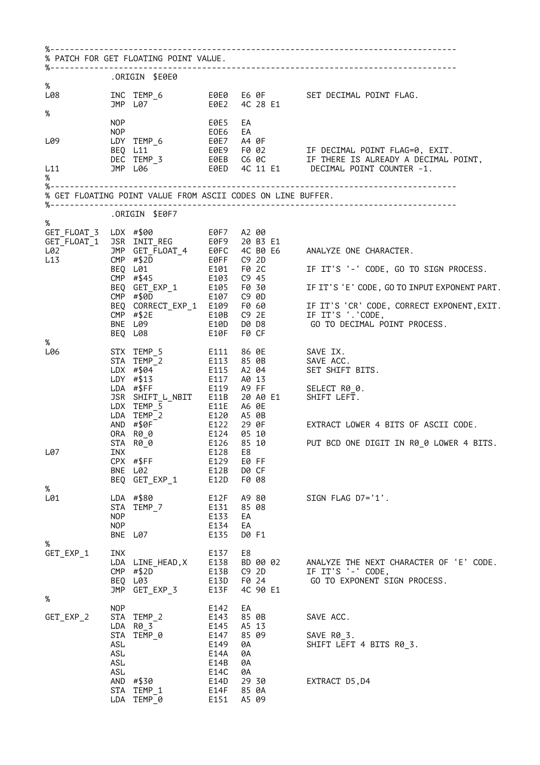```
%-------------------------------------------------------------------------------
% PATCH FOR GET FLOATING POINT VALUE.
%-------------------------------------------------------------------------------
             .ORIGIN  $E0E0
%
L08          INC TEMP_6          E0E0   E6 0F        SET DECIMAL POINT FLAG.
             JMP L07             E0E2   4C 28 E1
%
             NOP                 E0E5   EA
             NOP                 E0E6   EA
L09          LDY TEMP_6          E0E7   A4 0F
             BEQ L11             E0E9   F0 02        IF DECIMAL POINT FLAG=0, EXIT.
             DEC TEMP_3          E0EB   C6 0C        IF THERE IS ALREADY A DECIMAL POINT,
L11          JMP L06             E0ED   4C 11 E1      DECIMAL POINT COUNTER -1.
%
%-------------------------------------------------------------------------------
% GET FLOATING POINT VALUE FROM ASCII CODES ON LINE BUFFER.
%-------------------------------------------------------------------------------
             .ORIGIN  $E0F7
%
GET_FLOAT_3  LDX #$00            E0F7   A2 00
GET_FLOAT_1  JSR INIT_REG        E0F9   20 B3 E1
L02          JMP GET_FLOAT_4     E0FC   4C B0 E6     ANALYZE ONE CHARACTER.
L13          CMP #$2D            E0FF   C9 2D
             BEQ L01             E101   F0 2C        IF IT'S '-' CODE, GO TO SIGN PROCESS.
             CMP #$45            E103   C9 45
             BEQ GET_EXP_1       E105   F0 30        IF IT'S 'E' CODE, GO TO INPUT EXPONENT PART.
             CMP #$0D            E107   C9 0D
             BEQ CORRECT_EXP_1   E109   F0 60        IF IT'S 'CR' CODE, CORRECT EXPONENT,EXIT.
             CMP #$2E            E10B   C9 2E        IF IT'S '.'CODE,
             BNE L09             E10D   D0 D8         GO TO DECIMAL POINT PROCESS.
             BEQ L08             E10F   F0 CF
%
L06          STX TEMP_5          E111   86 0E        SAVE IX.
             STA TEMP_2          E113   85 0B        SAVE ACC.
             LDX #$04            E115   A2 04        SET SHIFT BITS.
             LDY #$13            E117   A0 13
             LDA #$FF            E119   A9 FF        SELECT R0_0.
             JSR SHIFT_L_NBIT    E11B   20 A0 E1     SHIFT LEFT.
             LDX TEMP_5          E11E   A6 0E
             LDA TEMP_2          E120   A5 0B
             AND #$0F            E122   29 0F        EXTRACT LOWER 4 BITS OF ASCII CODE.
             ORA R0_0            E124   05 10
             STA R0_0            E126   85 10        PUT BCD ONE DIGIT IN R0_0 LOWER 4 BITS.
L07          INX                 E128   E8
             CPX #$FF            E129   E0 FF
             BNE L02             E12B   D0 CF
             BEQ GET_EXP_1       E12D   F0 08
%
L01          LDA #$80            E12F   A9 80        SIGN FLAG D7='1'.
             STA TEMP_7          E131   85 08
             NOP                 E133   EA
             NOP                 E134   EA
             BNE L07             E135   D0 F1
%
GET_EXP_1    INX                 E137   E8
             LDA LINE_HEAD,X     E138   BD 00 02     ANALYZE THE NEXT CHARACTER OF 'E' CODE.
             CMP #$2D            E13B   C9 2D        IF IT'S '-' CODE,
             BEQ L03             E13D   F0 24         GO TO EXPONENT SIGN PROCESS.
             JMP GET_EXP_3       E13F   4C 90 E1
%
             NOP                 E142   EA
GET_EXP_2    STA TEMP_2          E143   85 0B        SAVE ACC.
             LDA R0_3            E145   A5 13
             STA TEMP_0          E147   85 09        SAVE R0_3.
             ASL                 E149   0A           SHIFT LEFT 4 BITS R0_3.
             ASL                 E14A   0A
             ASL                 E14B   0A
             ASL                 E14C   0A
             AND #$30            E14D   29 30        EXTRACT D5,D4
             STA TEMP_1          E14F   85 0A
             LDA TEMP_0          E151   A5 09
```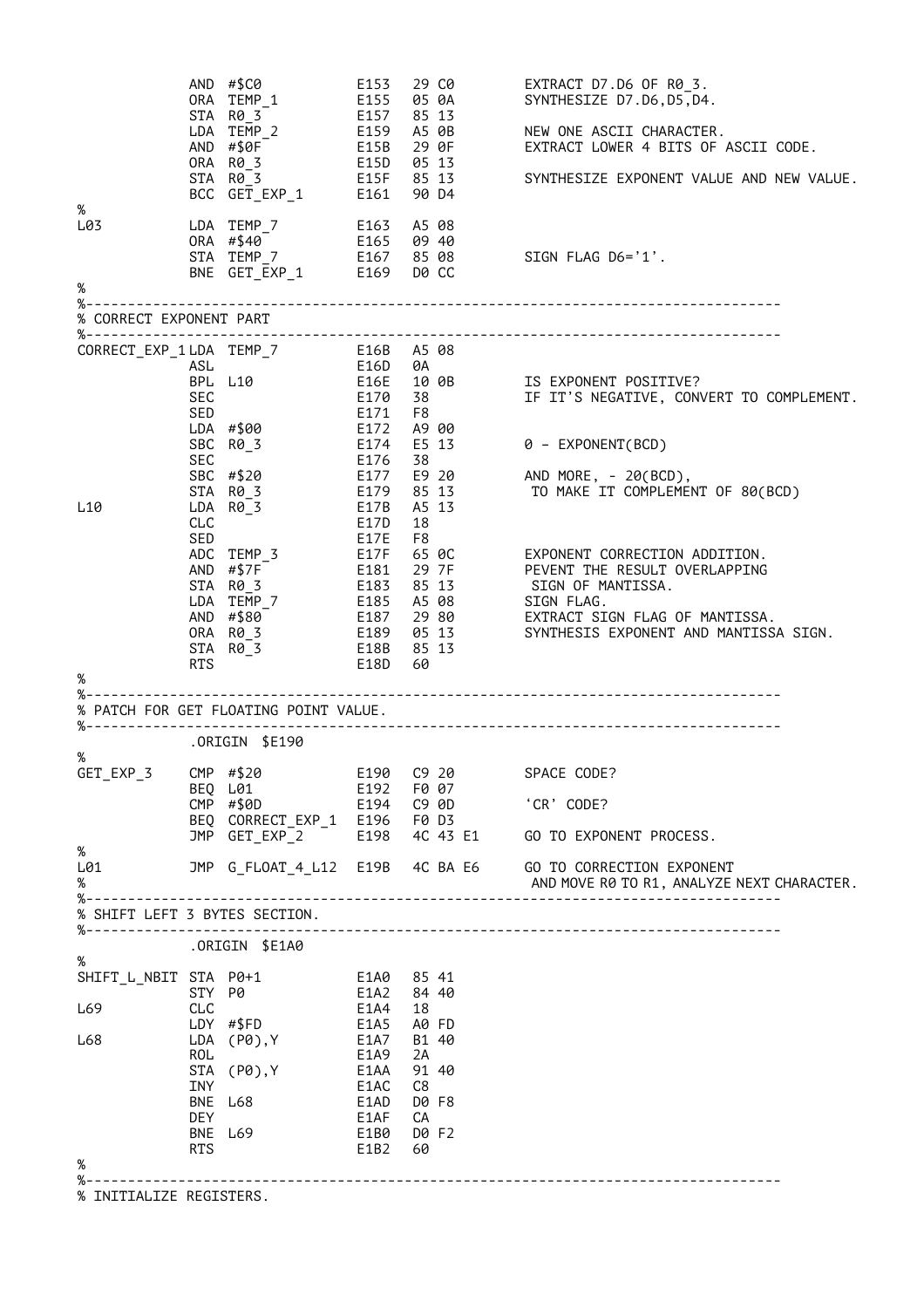```
            AND  #$C0            E153   29 C0        EXTRACT D7.D6 OF R0_3.
            ORA  TEMP_1          E155   05 0A        SYNTHESIZE D7.D6,D5,D4.
            STA  R0_3            E157   85 13
            LDA  TEMP_2          E159   A5 0B        NEW ONE ASCII CHARACTER.
            AND  #$0F            E15B   29 0F        EXTRACT LOWER 4 BITS OF ASCII CODE.
            ORA  R0_3            E15D   05 13
            STA  R0_3            E15F   85 13        SYNTHESIZE EXPONENT VALUE AND NEW VALUE.
            BCC  GET_EXP_1       E161   90 D4
%
L03         LDA  TEMP_7          E163   A5 08
            ORA  #$40            E165   09 40
            STA  TEMP_7          E167   85 08        SIGN FLAG D6='1'.
            BNE  GET_EXP_1       E169   D0 CC
%
%-------------------------------------------------------------------------------
% CORRECT EXPONENT PART
%-------------------------------------------------------------------------------
CORRECT_EXP_1 LDA TEMP_7         E16B   A5 08
            ASL                  E16D   0A
            BPL  L10             E16E   10 0B        IS EXPONENT POSITIVE?
            SEC                  E170   38           IF IT'S NEGATIVE, CONVERT TO COMPLEMENT.
            SED                  E171   F8
            LDA  #$00            E172   A9 00
            SBC  R0_3            E174   E5 13        0 - EXPONENT(BCD)
            SEC                  E176   38
            SBC  #$20            E177   E9 20        AND MORE, - 20(BCD),
            STA  R0_3            E179   85 13         TO MAKE IT COMPLEMENT OF 80(BCD)
L10         LDA  R0_3            E17B   A5 13
            CLC                  E17D   18
            SED                  E17E   F8
            ADC  TEMP_3          E17F   65 0C        EXPONENT CORRECTION ADDITION.
            AND  #$7F            E181   29 7F        PEVENT THE RESULT OVERLAPPING
            STA  R0_3            E183   85 13         SIGN OF MANTISSA.
            LDA  TEMP_7          E185   A5 08        SIGN FLAG.
            AND  #$80            E187   29 80        EXTRACT SIGN FLAG OF MANTISSA.
            ORA  R0_3            E189   05 13        SYNTHESIS EXPONENT AND MANTISSA SIGN.
            STA  R0_3            E18B   85 13
            RTS                  E18D   60
%
%-------------------------------------------------------------------------------
% PATCH FOR GET FLOATING POINT VALUE.
%-------------------------------------------------------------------------------
            .ORIGIN  $E190
%
GET_EXP_3   CMP  #$20            E190   C9 20        SPACE CODE?
            BEQ  L01             E192   F0 07
            CMP  #$0D            E194   C9 0D        'CR' CODE?
            BEQ  CORRECT_EXP_1   E196   F0 D3
            JMP  GET_EXP_2       E198   4C 43 E1     GO TO EXPONENT PROCESS.
%
L01         JMP  G_FLOAT_4_L12   E19B   4C BA E6     GO TO CORRECTION EXPONENT
%                                                     AND MOVE R0 TO R1, ANALYZE NEXT CHARACTER.
%-------------------------------------------------------------------------------
% SHIFT LEFT 3 BYTES SECTION.
%-------------------------------------------------------------------------------
            .ORIGIN  $E1A0
%
SHIFT_L_NBIT STA P0+1            E1A0   85 41
            STY  P0              E1A2   84 40
L69         CLC                  E1A4   18
            LDY  #$FD            E1A5   A0 FD
L68         LDA  (P0),Y          E1A7   B1 40
            ROL                  E1A9   2A
            STA  (P0),Y          E1AA   91 40
            INY                  E1AC   C8
            BNE  L68             E1AD   D0 F8
            DEY                  E1AF   CA
            BNE  L69             E1B0   D0 F2
            RTS                  E1B2   60
%
%-------------------------------------------------------------------------------
% INITIALIZE REGISTERS.
```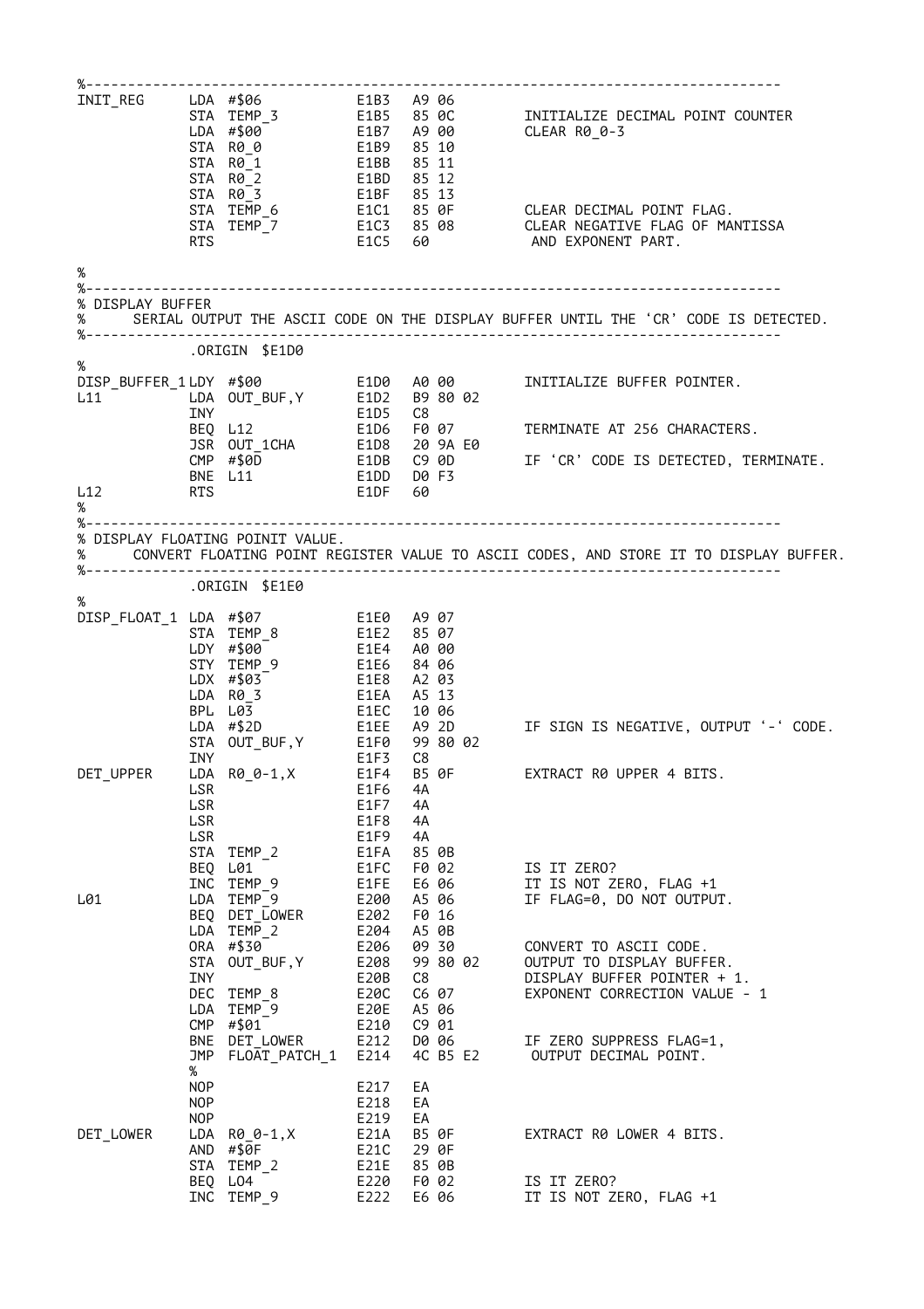```
%-------------------------------------------------------------------------------
INIT_REG     LDA #$06          E1B3  A9 06
             STA TEMP_3        E1B5  85 0C       INITIALIZE DECIMAL POINT COUNTER
             LDA #$00          E1B7  A9 00       CLEAR R0_0-3
             STA R0_0          E1B9  85 10
             STA R0_1          E1BB  85 11
             STA R0_2          E1BD  85 12
             STA R0_3          E1BF  85 13
             STA TEMP_6        E1C1  85 0F       CLEAR DECIMAL POINT FLAG.
             STA TEMP_7        E1C3  85 08       CLEAR NEGATIVE FLAG OF MANTISSA
             RTS               E1C5  60           AND EXPONENT PART.

%
%-------------------------------------------------------------------------------
% DISPLAY BUFFER
%     SERIAL OUTPUT THE ASCII CODE ON THE DISPLAY BUFFER UNTIL THE 'CR' CODE IS DETECTED.
%-------------------------------------------------------------------------------
             .ORIGIN  $E1D0
%
DISP_BUFFER_1LDY #$00          E1D0  A0 00       INITIALIZE BUFFER POINTER.
L11          LDA OUT_BUF,Y     E1D2  B9 80 02
             INY               E1D5  C8
             BEQ L12           E1D6  F0 07       TERMINATE AT 256 CHARACTERS.
             JSR OUT_1CHA      E1D8  20 9A E0
             CMP #$0D          E1DB  C9 0D       IF 'CR' CODE IS DETECTED, TERMINATE.
             BNE L11           E1DD  D0 F3
L12          RTS               E1DF  60
%
%-------------------------------------------------------------------------------
% DISPLAY FLOATING POINIT VALUE.
%     CONVERT FLOATING POINT REGISTER VALUE TO ASCII CODES, AND STORE IT TO DISPLAY BUFFER.
%-------------------------------------------------------------------------------
             .ORIGIN  $E1E0
%
DISP_FLOAT_1 LDA #$07          E1E0  A9 07
             STA TEMP_8        E1E2  85 07
             LDY #$00          E1E4  A0 00
             STY TEMP_9        E1E6  84 06
             LDX #$03          E1E8  A2 03
             LDA R0_3          E1EA  A5 13
             BPL L03           E1EC  10 06
             LDA #$2D          E1EE  A9 2D       IF SIGN IS NEGATIVE, OUTPUT '-' CODE.
             STA OUT_BUF,Y     E1F0  99 80 02
             INY               E1F3  C8
DET_UPPER    LDA R0_0-1,X      E1F4  B5 0F       EXTRACT R0 UPPER 4 BITS.
             LSR               E1F6  4A
             LSR               E1F7  4A
             LSR               E1F8  4A
             LSR               E1F9  4A
             STA TEMP_2        E1FA  85 0B
             BEQ L01           E1FC  F0 02       IS IT ZERO?
             INC TEMP_9        E1FE  E6 06       IT IS NOT ZERO, FLAG +1
L01          LDA TEMP_9        E200  A5 06       IF FLAG=0, DO NOT OUTPUT.
             BEQ DET_LOWER     E202  F0 16
             LDA TEMP_2        E204  A5 0B
             ORA #$30          E206  09 30       CONVERT TO ASCII CODE.
             STA OUT_BUF,Y     E208  99 80 02    OUTPUT TO DISPLAY BUFFER.
             INY               E20B  C8          DISPLAY BUFFER POINTER + 1.
             DEC TEMP_8        E20C  C6 07       EXPONENT CORRECTION VALUE - 1
             LDA TEMP_9        E20E  A5 06
             CMP #$01          E210  C9 01
             BNE DET_LOWER     E212  D0 06       IF ZERO SUPPRESS FLAG=1,
             JMP FLOAT_PATCH_1 E214  4C B5 E2     OUTPUT DECIMAL POINT.
             %
             NOP               E217  EA
             NOP               E218  EA
             NOP               E219  EA
DET_LOWER    LDA R0_0-1,X      E21A  B5 0F       EXTRACT R0 LOWER 4 BITS.
             AND #$0F          E21C  29 0F
             STA TEMP_2        E21E  85 0B
             BEQ L04           E220  F0 02       IS IT ZERO?
             INC TEMP_9        E222  E6 06       IT IS NOT ZERO, FLAG +1
```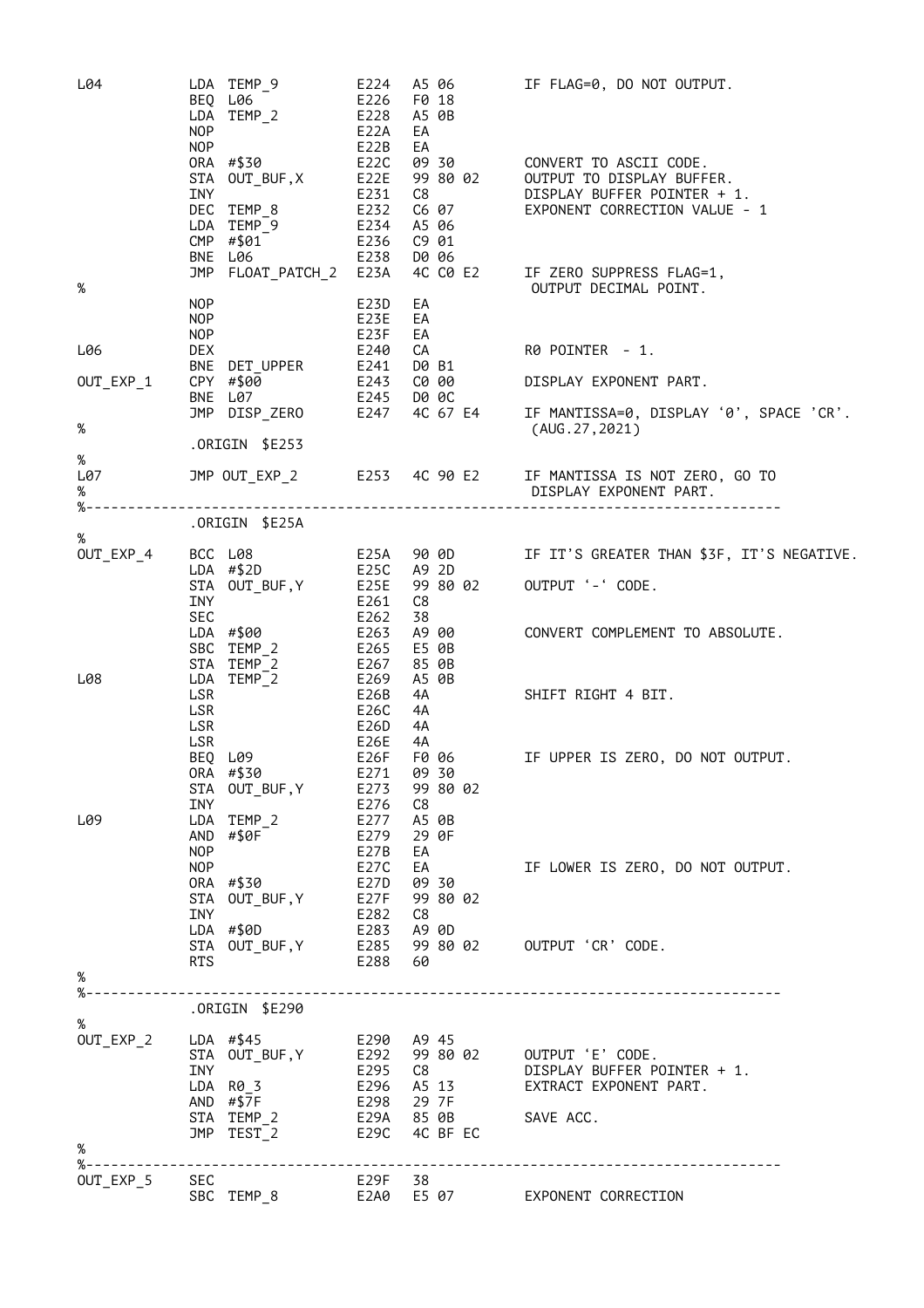```
L04         LDA TEMP_9          E224  A5 06      IF FLAG=0, DO NOT OUTPUT.
            BEQ L06             E226  F0 18
            LDA TEMP_2          E228  A5 0B
            NOP                 E22A  EA
            NOP                 E22B  EA
            ORA #$30            E22C  09 30      CONVERT TO ASCII CODE.
            STA OUT_BUF,X       E22E  99 80 02   OUTPUT TO DISPLAY BUFFER.
            INY                 E231  C8         DISPLAY BUFFER POINTER + 1.
            DEC TEMP_8          E232  C6 07      EXPONENT CORRECTION VALUE - 1
            LDA TEMP_9          E234  A5 06
            CMP #$01            E236  C9 01
            BNE L06             E238  D0 06
            JMP FLOAT_PATCH_2   E23A  4C C0 E2   IF ZERO SUPPRESS FLAG=1,
%                                                 OUTPUT DECIMAL POINT.
            NOP                 E23D  EA
            NOP                 E23E  EA
            NOP                 E23F  EA
L06         DEX                 E240  CA         R0 POINTER  - 1.
            BNE DET_UPPER       E241  D0 B1
OUT_EXP_1   CPY #$00            E243  C0 00      DISPLAY EXPONENT PART.
            BNE L07             E245  D0 0C
            JMP DISP_ZERO       E247  4C 67 E4   IF MANTISSA=0, DISPLAY '0', SPACE 'CR'.
%                                                 (AUG.27,2021)
            .ORIGIN $E253
%
L07         JMP OUT_EXP_2       E253  4C 90 E2   IF MANTISSA IS NOT ZERO, GO TO
%                                                 DISPLAY EXPONENT PART.
%-------------------------------------------------------------------------------
            .ORIGIN $E25A
%
OUT_EXP_4   BCC L08             E25A  90 0D      IF IT'S GREATER THAN $3F, IT'S NEGATIVE.
            LDA #$2D            E25C  A9 2D
            STA OUT_BUF,Y       E25E  99 80 02   OUTPUT '-' CODE.
            INY                 E261  C8
            SEC                 E262  38
            LDA #$00            E263  A9 00      CONVERT COMPLEMENT TO ABSOLUTE.
            SBC TEMP_2          E265  E5 0B
            STA TEMP_2          E267  85 0B
L08         LDA TEMP_2          E269  A5 0B
            LSR                 E26B  4A         SHIFT RIGHT 4 BIT.
            LSR                 E26C  4A
            LSR                 E26D  4A
            LSR                 E26E  4A
            BEQ L09             E26F  F0 06      IF UPPER IS ZERO, DO NOT OUTPUT.
            ORA #$30            E271  09 30
            STA OUT_BUF,Y       E273  99 80 02
            INY                 E276  C8
L09         LDA TEMP_2          E277  A5 0B
            AND #$0F            E279  29 0F
            NOP                 E27B  EA
            NOP                 E27C  EA         IF LOWER IS ZERO, DO NOT OUTPUT.
            ORA #$30            E27D  09 30
            STA OUT_BUF,Y       E27F  99 80 02
            INY                 E282  C8
            LDA #$0D            E283  A9 0D
            STA OUT_BUF,Y       E285  99 80 02   OUTPUT 'CR' CODE.
            RTS                 E288  60
%
%-------------------------------------------------------------------------------
            .ORIGIN $E290
%
OUT_EXP_2   LDA #$45            E290  A9 45
            STA OUT_BUF,Y       E292  99 80 02   OUTPUT 'E' CODE.
            INY                 E295  C8         DISPLAY BUFFER POINTER + 1.
            LDA R0_3            E296  A5 13      EXTRACT EXPONENT PART.
            AND #$7F            E298  29 7F
            STA TEMP_2          E29A  85 0B      SAVE ACC.
            JMP TEST_2          E29C  4C BF EC
%
%-------------------------------------------------------------------------------
OUT_EXP_5   SEC                 E29F  38
            SBC TEMP_8          E2A0  E5 07      EXPONENT CORRECTION
```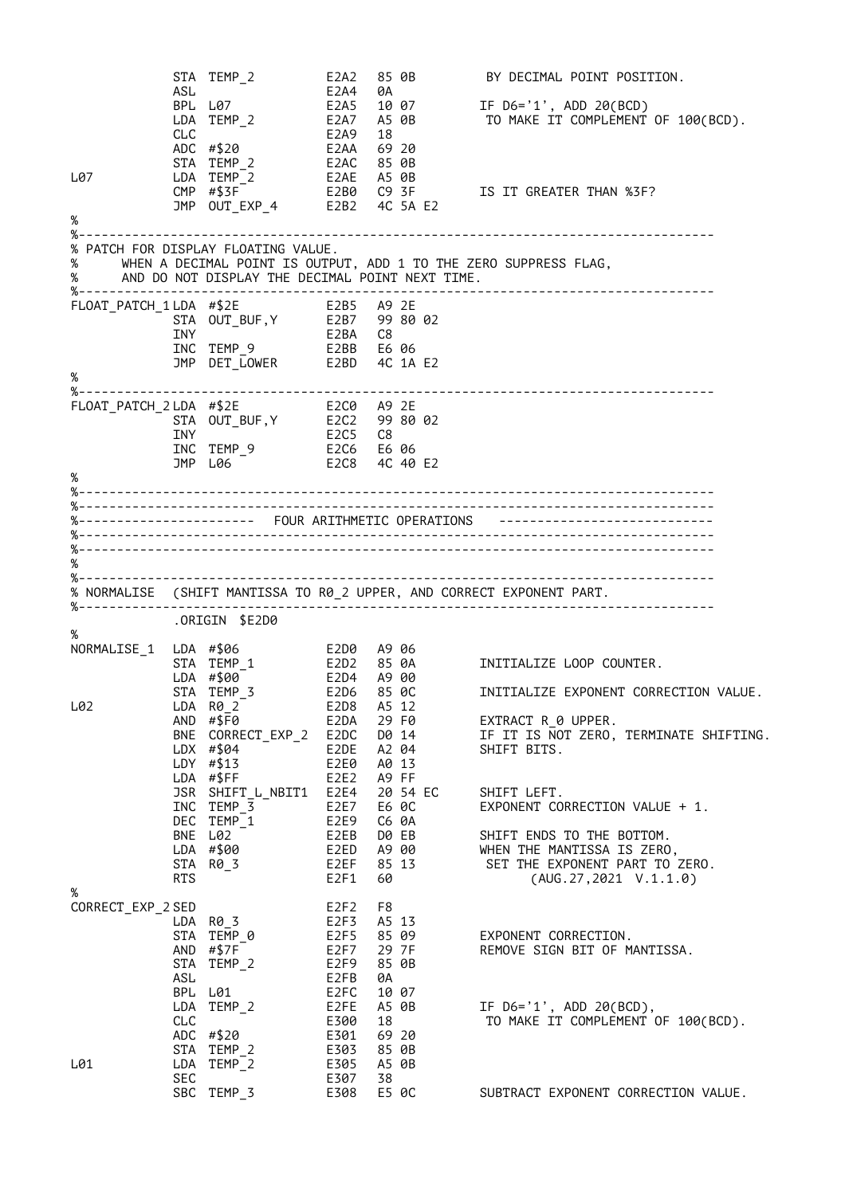```
            STA TEMP_2         E2A2  85 0B         BY DECIMAL POINT POSITION.
            ASL                E2A4  0A
            BPL L07            E2A5  10 07         IF D6='1', ADD 20(BCD)
            LDA TEMP_2         E2A7  A5 0B          TO MAKE IT COMPLEMENT OF 100(BCD).
            CLC                E2A9  18
            ADC #$20           E2AA  69 20
            STA TEMP_2         E2AC  85 0B
L07         LDA TEMP_2         E2AE  A5 0B
            CMP #$3F           E2B0  C9 3F         IS IT GREATER THAN %3F?
            JMP OUT_EXP_4      E2B2  4C 5A E2
%
%-------------------------------------------------------------------------------
% PATCH FOR DISPLAY FLOATING VALUE.
%      WHEN A DECIMAL POINT IS OUTPUT, ADD 1 TO THE ZERO SUPPRESS FLAG,
%      AND DO NOT DISPLAY THE DECIMAL POINT NEXT TIME.
%-------------------------------------------------------------------------------
FLOAT_PATCH_1 LDA #$2E         E2B5  A9 2E
            STA OUT_BUF,Y      E2B7  99 80 02
            INY                E2BA  C8
            INC TEMP_9         E2BB  E6 06
            JMP DET_LOWER      E2BD  4C 1A E2
%
%-------------------------------------------------------------------------------
FLOAT_PATCH_2 LDA #$2E         E2C0  A9 2E
            STA OUT_BUF,Y      E2C2  99 80 02
            INY                E2C5  C8
            INC TEMP_9         E2C6  E6 06
            JMP L06            E2C8  4C 40 E2
%
%-------------------------------------------------------------------------------
%-------------------------------------------------------------------------------
%----------------------- FOUR ARITHMETIC OPERATIONS ----------------------------
%-------------------------------------------------------------------------------
%-------------------------------------------------------------------------------
%
%-------------------------------------------------------------------------------
% NORMALISE  (SHIFT MANTISSA TO R0_2 UPPER, AND CORRECT EXPONENT PART.
%-------------------------------------------------------------------------------
            .ORIGIN $E2D0
%
NORMALISE_1 LDA #$06           E2D0  A9 06
            STA TEMP_1         E2D2  85 0A         INITIALIZE LOOP COUNTER.
            LDA #$00           E2D4  A9 00
            STA TEMP_3         E2D6  85 0C         INITIALIZE EXPONENT CORRECTION VALUE.
L02         LDA R0_2           E2D8  A5 12
            AND #$F0           E2DA  29 F0         EXTRACT R_0 UPPER.
            BNE CORRECT_EXP_2  E2DC  D0 14         IF IT IS NOT ZERO, TERMINATE SHIFTING.
            LDX #$04           E2DE  A2 04         SHIFT BITS.
            LDY #$13           E2E0  A0 13
            LDA #$FF           E2E2  A9 FF
            JSR SHIFT_L_NBIT1  E2E4  20 54 EC      SHIFT LEFT.
            INC TEMP_3         E2E7  E6 0C         EXPONENT CORRECTION VALUE + 1.
            DEC TEMP_1         E2E9  C6 0A
            BNE L02            E2EB  D0 EB         SHIFT ENDS TO THE BOTTOM.
            LDA #$00           E2ED  A9 00         WHEN THE MANTISSA IS ZERO,
            STA R0_3           E2EF  85 13          SET THE EXPONENT PART TO ZERO.
            RTS                E2F1  60                 (AUG.27,2021  V.1.1.0)
%
CORRECT_EXP_2 SED              E2F2  F8
            LDA R0_3           E2F3  A5 13
            STA TEMP_0         E2F5  85 09         EXPONENT CORRECTION.
            AND #$7F           E2F7  29 7F         REMOVE SIGN BIT OF MANTISSA.
            STA TEMP_2         E2F9  85 0B
            ASL                E2FB  0A
            BPL L01            E2FC  10 07
            LDA TEMP_2         E2FE  A5 0B         IF D6='1', ADD 20(BCD),
            CLC                E300  18             TO MAKE IT COMPLEMENT OF 100(BCD).
            ADC #$20           E301  69 20
            STA TEMP_2         E303  85 0B
L01         LDA TEMP_2         E305  A5 0B
            SEC                E307  38
            SBC TEMP_3         E308  E5 0C         SUBTRACT EXPONENT CORRECTION VALUE.
```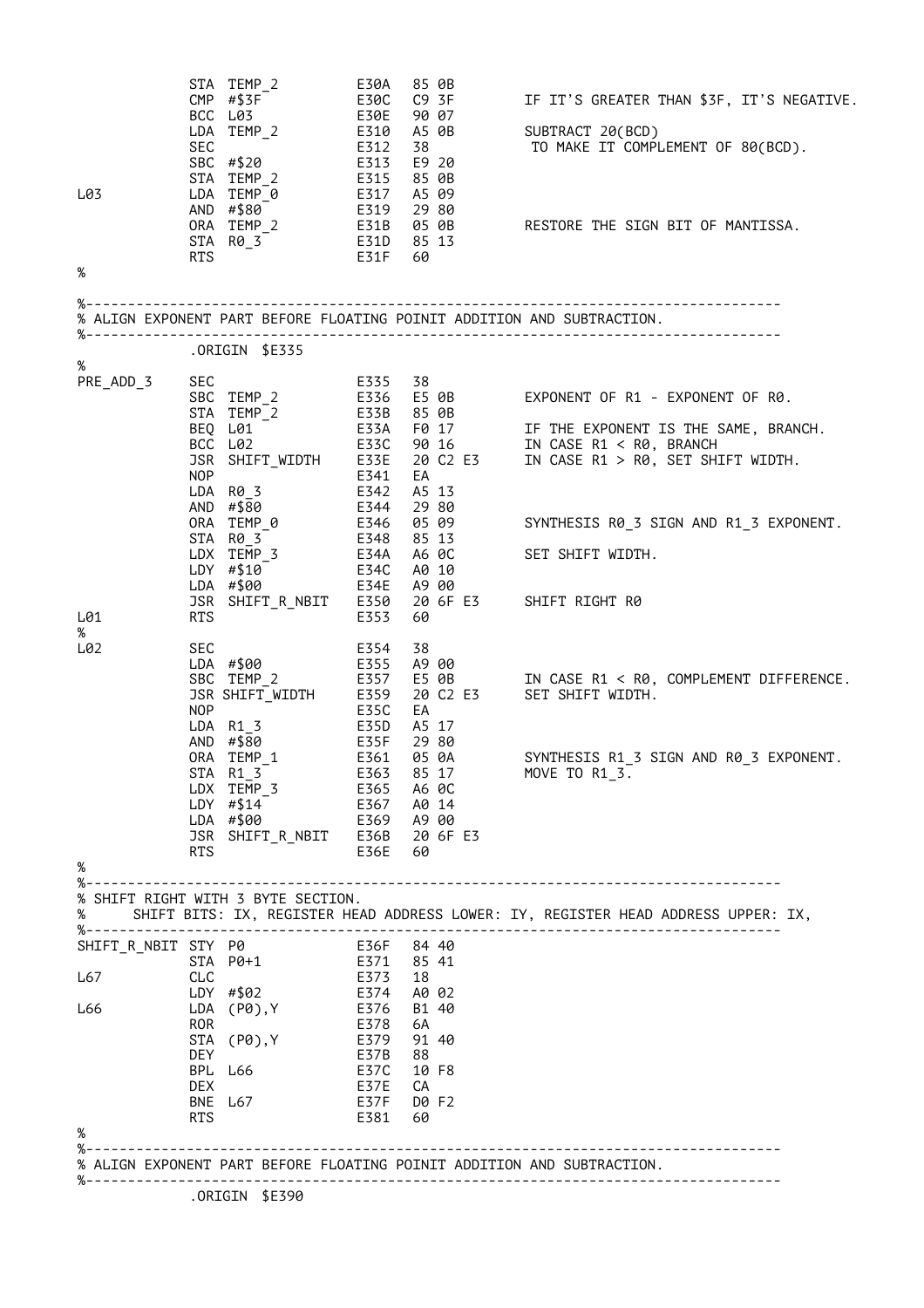```
            STA  TEMP_2         E30A   85 0B
            CMP  #$3F           E30C   C9 3F        IF IT'S GREATER THAN $3F, IT'S NEGATIVE.
            BCC  L03            E30E   90 07
            LDA  TEMP_2         E310   A5 0B        SUBTRACT 20(BCD)
            SEC                 E312   38            TO MAKE IT COMPLEMENT OF 80(BCD).
            SBC  #$20           E313   E9 20
            STA  TEMP_2         E315   85 0B
L03         LDA  TEMP_0         E317   A5 09
            AND  #$80           E319   29 80
            ORA  TEMP_2         E31B   05 0B        RESTORE THE SIGN BIT OF MANTISSA.
            STA  R0_3           E31D   85 13
            RTS                 E31F   60
%

%-------------------------------------------------------------------------------------
% ALIGN EXPONENT PART BEFORE FLOATING POINIT ADDITION AND SUBTRACTION.
%-------------------------------------------------------------------------------------
            .ORIGIN  $E335
%
PRE_ADD_3   SEC                 E335   38
            SBC  TEMP_2         E336   E5 0B        EXPONENT OF R1 - EXPONENT OF R0.
            STA  TEMP_2         E33B   85 0B
            BEQ  L01            E33A   F0 17        IF THE EXPONENT IS THE SAME, BRANCH.
            BCC  L02            E33C   90 16        IN CASE R1 < R0, BRANCH
            JSR  SHIFT_WIDTH    E33E   20 C2 E3     IN CASE R1 > R0, SET SHIFT WIDTH.
            NOP                 E341   EA
            LDA  R0_3           E342   A5 13
            AND  #$80           E344   29 80
            ORA  TEMP_0         E346   05 09        SYNTHESIS R0_3 SIGN AND R1_3 EXPONENT.
            STA  R0_3           E348   85 13
            LDX  TEMP_3         E34A   A6 0C        SET SHIFT WIDTH.
            LDY  #$10           E34C   A0 10
            LDA  #$00           E34E   A9 00
            JSR  SHIFT_R_NBIT   E350   20 6F E3     SHIFT RIGHT R0
L01         RTS                 E353   60
%
L02         SEC                 E354   38
            LDA  #$00           E355   A9 00
            SBC  TEMP_2         E357   E5 0B        IN CASE R1 < R0, COMPLEMENT DIFFERENCE.
            JSR SHIFT_WIDTH     E359   20 C2 E3     SET SHIFT WIDTH.
            NOP                 E35C   EA
            LDA  R1_3           E35D   A5 17
            AND  #$80           E35F   29 80
            ORA  TEMP_1         E361   05 0A        SYNTHESIS R1_3 SIGN AND R0_3 EXPONENT.
            STA  R1_3           E363   85 17        MOVE TO R1_3.
            LDX  TEMP_3         E365   A6 0C
            LDY  #$14           E367   A0 14
            LDA  #$00           E369   A9 00
            JSR  SHIFT_R_NBIT   E36B   20 6F E3
            RTS                 E36E   60
%
%-------------------------------------------------------------------------------------
% SHIFT RIGHT WITH 3 BYTE SECTION.
%     SHIFT BITS: IX, REGISTER HEAD ADDRESS LOWER: IY, REGISTER HEAD ADDRESS UPPER: IX,
%-------------------------------------------------------------------------------------
SHIFT_R_NBIT STY  P0            E36F   84 40
            STA  P0+1           E371   85 41
L67         CLC                 E373   18
            LDY  #$02           E374   A0 02
L66         LDA  (P0),Y         E376   B1 40
            ROR                 E378   6A
            STA  (P0),Y         E379   91 40
            DEY                 E37B   88
            BPL  L66            E37C   10 F8
            DEX                 E37E   CA
            BNE  L67            E37F   D0 F2
            RTS                 E381   60
%
%-------------------------------------------------------------------------------------
% ALIGN EXPONENT PART BEFORE FLOATING POINIT ADDITION AND SUBTRACTION.
%-------------------------------------------------------------------------------------
            .ORIGIN  $E390
```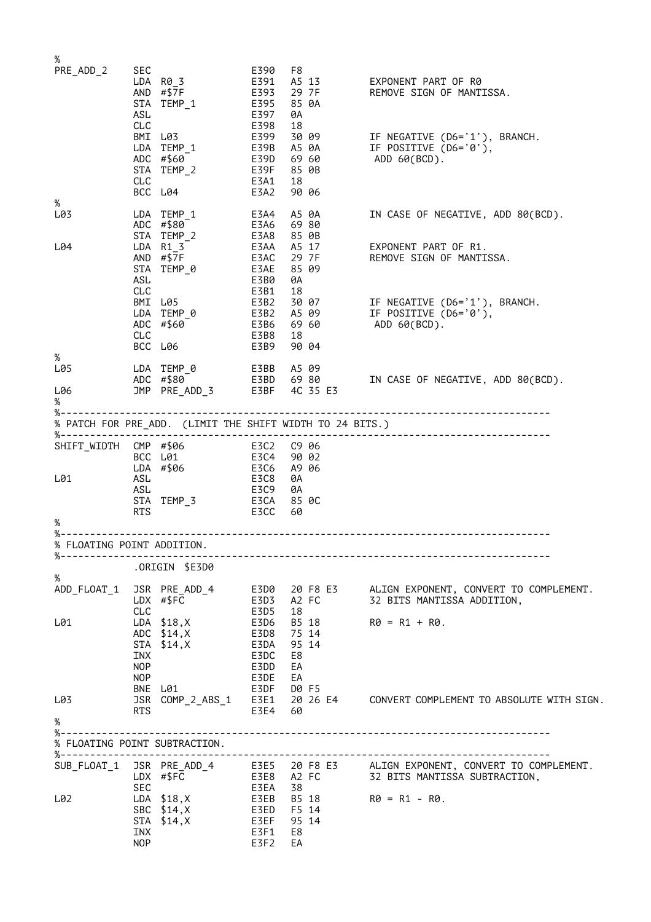```
%
PRE_ADD_2    SEC                  E390   F8
             LDA  R0_3            E391   A5 13       EXPONENT PART OF R0
             AND  #$7F            E393   29 7F       REMOVE SIGN OF MANTISSA.
             STA  TEMP_1          E395   85 0A
             ASL                  E397   0A
             CLC                  E398   18
             BMI  L03             E399   30 09       IF NEGATIVE (D6='1'), BRANCH.
             LDA  TEMP_1          E39B   A5 0A       IF POSITIVE (D6='0'),
             ADC  #$60            E39D   69 60        ADD 60(BCD).
             STA  TEMP_2          E39F   85 0B
             CLC                  E3A1   18
             BCC  L04             E3A2   90 06
%
L03          LDA  TEMP_1          E3A4   A5 0A       IN CASE OF NEGATIVE, ADD 80(BCD).
             ADC  #$80            E3A6   69 80
             STA  TEMP_2          E3A8   85 0B
L04          LDA  R1_3            E3AA   A5 17       EXPONENT PART OF R1.
             AND  #$7F            E3AC   29 7F       REMOVE SIGN OF MANTISSA.
             STA  TEMP_0          E3AE   85 09
             ASL                  E3B0   0A
             CLC                  E3B1   18
             BMI  L05             E3B2   30 07       IF NEGATIVE (D6='1'), BRANCH.
             LDA  TEMP_0          E3B2   A5 09       IF POSITIVE (D6='0'),
             ADC  #$60            E3B6   69 60        ADD 60(BCD).
             CLC                  E3B8   18
             BCC  L06             E3B9   90 04
%
L05          LDA  TEMP_0          E3BB   A5 09
             ADC  #$80            E3BD   69 80       IN CASE OF NEGATIVE, ADD 80(BCD).
L06          JMP  PRE_ADD_3       E3BF   4C 35 E3
%
%-------------------------------------------------------------------------------
% PATCH FOR PRE_ADD. (LIMIT THE SHIFT WIDTH TO 24 BITS.)
%-------------------------------------------------------------------------------
SHIFT_WIDTH  CMP  #$06            E3C2   C9 06
             BCC  L01             E3C4   90 02
             LDA  #$06            E3C6   A9 06
L01          ASL                  E3C8   0A
             ASL                  E3C9   0A
             STA  TEMP_3          E3CA   85 0C
             RTS                  E3CC   60
%
%-------------------------------------------------------------------------------
% FLOATING POINT ADDITION.
%-------------------------------------------------------------------------------
             .ORIGIN  $E3D0
%
ADD_FLOAT_1  JSR  PRE_ADD_4       E3D0   20 F8 E3    ALIGN EXPONENT, CONVERT TO COMPLEMENT.
             LDX  #$FC            E3D3   A2 FC       32 BITS MANTISSA ADDITION,
             CLC                  E3D5   18
L01          LDA  $18,X           E3D6   B5 18       R0 = R1 + R0.
             ADC  $14,X           E3D8   75 14
             STA  $14,X           E3DA   95 14
             INX                  E3DC   E8
             NOP                  E3DD   EA
             NOP                  E3DE   EA
             BNE  L01             E3DF   D0 F5
L03          JSR  COMP_2_ABS_1    E3E1   20 26 E4    CONVERT COMPLEMENT TO ABSOLUTE WITH SIGN.
             RTS                  E3E4   60
%
%-------------------------------------------------------------------------------
% FLOATING POINT SUBTRACTION.
%-------------------------------------------------------------------------------
SUB_FLOAT_1  JSR  PRE_ADD_4       E3E5   20 F8 E3    ALIGN EXPONENT, CONVERT TO COMPLEMENT.
             LDX  #$FC            E3E8   A2 FC       32 BITS MANTISSA SUBTRACTION,
             SEC                  E3EA   38
L02          LDA  $18,X           E3EB   B5 18       R0 = R1 - R0.
             SBC  $14,X           E3ED   F5 14
             STA  $14,X           E3EF   95 14
             INX                  E3F1   E8
             NOP                  E3F2   EA
```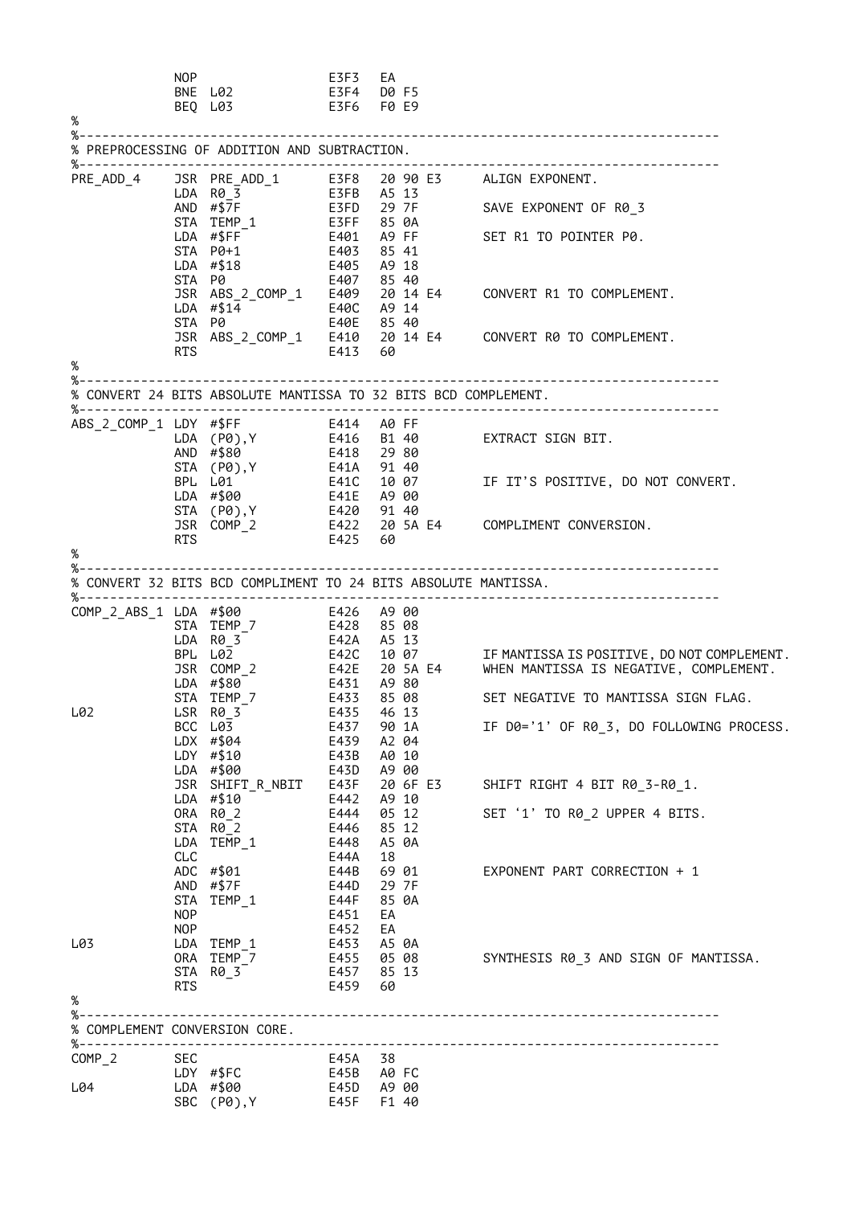```
            NOP                 E3F3   EA
            BNE  L02            E3F4   D0 F5
            BEQ  L03            E3F6   F0 E9
%
%--------------------------------------------------------------------------------
% PREPROCESSING OF ADDITION AND SUBTRACTION.
%--------------------------------------------------------------------------------
PRE_ADD_4   JSR  PRE_ADD_1      E3F8   20 90 E3    ALIGN EXPONENT.
            LDA  R0_3           E3FB   A5 13
            AND  #$7F           E3FD   29 7F       SAVE EXPONENT OF R0_3
            STA  TEMP_1         E3FF   85 0A
            LDA  #$FF           E401   A9 FF       SET R1 TO POINTER P0.
            STA  P0+1           E403   85 41
            LDA  #$18           E405   A9 18
            STA  P0             E407   85 40
            JSR  ABS_2_COMP_1   E409   20 14 E4    CONVERT R1 TO COMPLEMENT.
            LDA  #$14           E40C   A9 14
            STA  P0             E40E   85 40
            JSR  ABS_2_COMP_1   E410   20 14 E4    CONVERT R0 TO COMPLEMENT.
            RTS                 E413   60
%
%--------------------------------------------------------------------------------
% CONVERT 24 BITS ABSOLUTE MANTISSA TO 32 BITS BCD COMPLEMENT.
%--------------------------------------------------------------------------------
ABS_2_COMP_1 LDY #$FF           E414   A0 FF
            LDA  (P0),Y         E416   B1 40       EXTRACT SIGN BIT.
            AND  #$80           E418   29 80
            STA  (P0),Y         E41A   91 40
            BPL  L01            E41C   10 07       IF IT'S POSITIVE, DO NOT CONVERT.
            LDA  #$00           E41E   A9 00
            STA  (P0),Y         E420   91 40
            JSR  COMP_2         E422   20 5A E4    COMPLIMENT CONVERSION.
            RTS                 E425   60
%
%--------------------------------------------------------------------------------
% CONVERT 32 BITS BCD COMPLIMENT TO 24 BITS ABSOLUTE MANTISSA.
%--------------------------------------------------------------------------------
COMP_2_ABS_1 LDA #$00           E426   A9 00
            STA  TEMP_7         E428   85 08
            LDA  R0_3           E42A   A5 13
            BPL  L02            E42C   10 07       IF MANTISSA IS POSITIVE, DO NOT COMPLEMENT.
            JSR  COMP_2         E42E   20 5A E4    WHEN MANTISSA IS NEGATIVE, COMPLEMENT.
            LDA  #$80           E431   A9 80
            STA  TEMP_7         E433   85 08       SET NEGATIVE TO MANTISSA SIGN FLAG.
L02         LSR  R0_3           E435   46 13
            BCC  L03            E437   90 1A       IF D0='1' OF R0_3, DO FOLLOWING PROCESS.
            LDX  #$04           E439   A2 04
            LDY  #$10           E43B   A0 10
            LDA  #$00           E43D   A9 00
            JSR  SHIFT_R_NBIT   E43F   20 6F E3    SHIFT RIGHT 4 BIT R0_3-R0_1.
            LDA  #$10           E442   A9 10
            ORA  R0_2           E444   05 12       SET '1' TO R0_2 UPPER 4 BITS.
            STA  R0_2           E446   85 12
            LDA  TEMP_1         E448   A5 0A
            CLC                 E44A   18
            ADC  #$01           E44B   69 01       EXPONENT PART CORRECTION + 1
            AND  #$7F           E44D   29 7F
            STA  TEMP_1         E44F   85 0A
            NOP                 E451   EA
            NOP                 E452   EA
L03         LDA  TEMP_1         E453   A5 0A
            ORA  TEMP_7         E455   05 08       SYNTHESIS R0_3 AND SIGN OF MANTISSA.
            STA  R0_3           E457   85 13
            RTS                 E459   60
%
%--------------------------------------------------------------------------------
% COMPLEMENT CONVERSION CORE.
%--------------------------------------------------------------------------------
COMP_2      SEC                 E45A   38
            LDY  #$FC           E45B   A0 FC
L04         LDA  #$00           E45D   A9 00
            SBC  (P0),Y         E45F   F1 40
```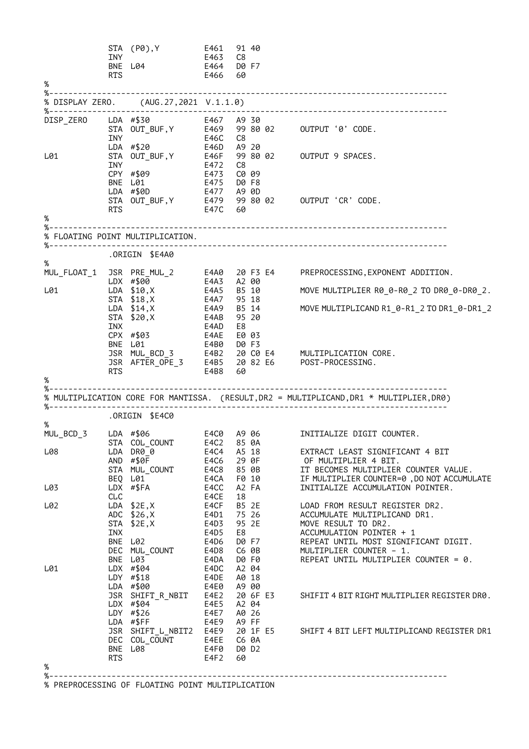```
            STA (P0),Y          E461   91 40
            INY                 E463   C8
            BNE L04             E464   D0 F7
            RTS                 E466   60
%
%-------------------------------------------------------------------------------
% DISPLAY ZERO.    (AUG.27,2021 V.1.1.0)
%-------------------------------------------------------------------------------
DISP_ZERO   LDA #$30            E467   A9 30
            STA OUT_BUF,Y       E469   99 80 02     OUTPUT '0' CODE.
            INY                 E46C   C8
            LDA #$20            E46D   A9 20
L01         STA OUT_BUF,Y       E46F   99 80 02     OUTPUT 9 SPACES.
            INY                 E472   C8
            CPY #$09            E473   C0 09
            BNE L01             E475   D0 F8
            LDA #$0D            E477   A9 0D
            STA OUT_BUF,Y       E479   99 80 02     OUTPUT 'CR' CODE.
            RTS                 E47C   60
%
%-------------------------------------------------------------------------------
% FLOATING POINT MULTIPLICATION.
%-------------------------------------------------------------------------------
            .ORIGIN $E4A0
%
MUL_FLOAT_1 JSR PRE_MUL_2       E4A0   20 F3 E4     PREPROCESSING,EXPONENT ADDITION.
            LDX #$00            E4A3   A2 00
L01         LDA $10,X           E4A5   B5 10        MOVE MULTIPLIER R0_0-R0_2 TO DR0_0-DR0_2.
            STA $18,X           E4A7   95 18
            LDA $14,X           E4A9   B5 14        MOVE MULTIPLICAND R1_0-R1_2 TO DR1_0-DR1_2
            STA $20,X           E4AB   95 20
            INX                 E4AD   E8
            CPX #$03            E4AE   E0 03
            BNE L01             E4B0   D0 F3
            JSR MUL_BCD_3       E4B2   20 C0 E4     MULTIPLICATION CORE.
            JSR AFTER_OPE_3     E4B5   20 82 E6     POST-PROCESSING.
            RTS                 E4B8   60
%
%-------------------------------------------------------------------------------
% MULTIPLICATION CORE FOR MANTISSA.  (RESULT,DR2 = MULTIPLICAND,DR1 * MULTIPLIER,DR0)
%-------------------------------------------------------------------------------
            .ORIGIN $E4C0
%
MUL_BCD_3   LDA #$06            E4C0   A9 06        INITIALIZE DIGIT COUNTER.
            STA COL_COUNT       E4C2   85 0A
L08         LDA DR0_0           E4C4   A5 18        EXTRACT LEAST SIGNIFICANT 4 BIT
            AND #$0F            E4C6   29 0F         OF MULTIPLIER 4 BIT.
            STA MUL_COUNT       E4C8   85 0B        IT BECOMES MULTIPLIER COUNTER VALUE.
            BEQ L01             E4CA   F0 10        IF MULTIPLIER COUNTER=0 ,DO NOT ACCUMULATE
L03         LDX #$FA            E4CC   A2 FA        INITIALIZE ACCUMULATION POINTER.
            CLC                 E4CE   18
L02         LDA $2E,X           E4CF   B5 2E        LOAD FROM RESULT REGISTER DR2.
            ADC $26,X           E4D1   75 26        ACCUMULATE MULTIPLICAND DR1.
            STA $2E,X           E4D3   95 2E        MOVE RESULT TO DR2.
            INX                 E4D5   E8           ACCUMULATION POINTER + 1
            BNE L02             E4D6   D0 F7        REPEAT UNTIL MOST SIGNIFICANT DIGIT.
            DEC MUL_COUNT       E4D8   C6 0B        MULTIPLIER COUNTER - 1.
            BNE L03             E4DA   D0 F0        REPEAT UNTIL MULTIPLIER COUNTER = 0.
L01         LDX #$04            E4DC   A2 04
            LDY #$18            E4DE   A0 18
            LDA #$00            E4E0   A9 00
            JSR SHIFT_R_NBIT    E4E2   20 6F E3     SHIFIT 4 BIT RIGHT MULTIPLIER REGISTER DR0.
            LDX #$04            E4E5   A2 04
            LDY #$26            E4E7   A0 26
            LDA #$FF            E4E9   A9 FF
            JSR SHIFT_L_NBIT2   E4E9   20 1F E5     SHIFT 4 BIT LEFT MULTIPLICAND REGISTER DR1
            DEC COL_COUNT       E4EE   C6 0A
            BNE L08             E4F0   D0 D2
            RTS                 E4F2   60
%
%-------------------------------------------------------------------------------
% PREPROCESSING OF FLOATING POINT MULTIPLICATION
```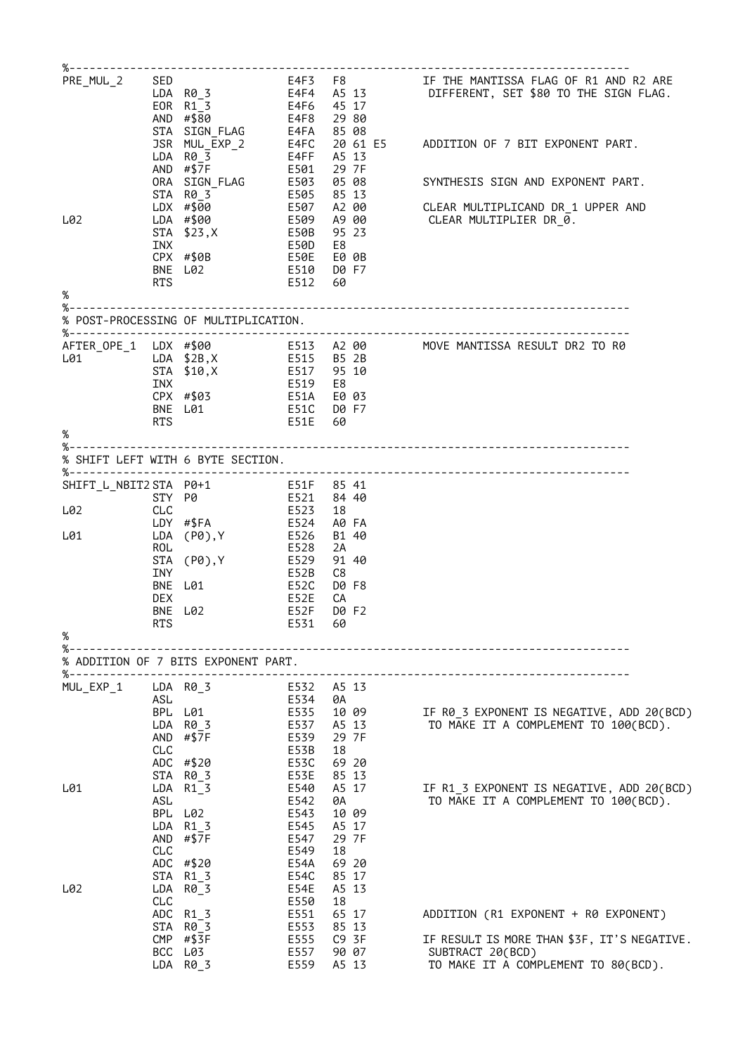```
%-------------------------------------------------------------------------------
PRE_MUL_2   SED                 E4F3   F8          IF THE MANTISSA FLAG OF R1 AND R2 ARE
            LDA  R0_3           E4F4   A5 13        DIFFERENT, SET $80 TO THE SIGN FLAG.
            EOR  R1_3           E4F6   45 17
            AND  #$80           E4F8   29 80
            STA  SIGN_FLAG      E4FA   85 08
            JSR  MUL_EXP_2      E4FC   20 61 E5    ADDITION OF 7 BIT EXPONENT PART.
            LDA  R0_3           E4FF   A5 13
            AND  #$7F           E501   29 7F
            ORA  SIGN_FLAG      E503   05 08       SYNTHESIS SIGN AND EXPONENT PART.
            STA  R0_3           E505   85 13
            LDX  #$00           E507   A2 00       CLEAR MULTIPLICAND DR_1 UPPER AND
L02         LDA  #$00           E509   A9 00        CLEAR MULTIPLIER DR_0.
            STA  $23,X          E50B   95 23
            INX                 E50D   E8
            CPX  #$0B           E50E   E0 0B
            BNE  L02            E510   D0 F7
            RTS                 E512   60
%
%-------------------------------------------------------------------------------
% POST-PROCESSING OF MULTIPLICATION.
%-------------------------------------------------------------------------------
AFTER_OPE_1 LDX  #$00           E513   A2 00       MOVE MANTISSA RESULT DR2 TO R0
L01         LDA  $2B,X          E515   B5 2B
            STA  $10,X          E517   95 10
            INX                 E519   E8
            CPX  #$03           E51A   E0 03
            BNE  L01            E51C   D0 F7
            RTS                 E51E   60
%
%-------------------------------------------------------------------------------
% SHIFT LEFT WITH 6 BYTE SECTION.
%-------------------------------------------------------------------------------
SHIFT_L_NBIT2 STA P0+1          E51F   85 41
            STY  P0             E521   84 40
L02         CLC                 E523   18
            LDY  #$FA           E524   A0 FA
L01         LDA  (P0),Y         E526   B1 40
            ROL                 E528   2A
            STA  (P0),Y         E529   91 40
            INY                 E52B   C8
            BNE  L01            E52C   D0 F8
            DEX                 E52E   CA
            BNE  L02            E52F   D0 F2
            RTS                 E531   60
%
%-------------------------------------------------------------------------------
% ADDITION OF 7 BITS EXPONENT PART.
%-------------------------------------------------------------------------------
MUL_EXP_1   LDA  R0_3           E532   A5 13
            ASL                 E534   0A
            BPL  L01            E535   10 09       IF R0_3 EXPONENT IS NEGATIVE, ADD 20(BCD)
            LDA  R0_3           E537   A5 13        TO MAKE IT A COMPLEMENT TO 100(BCD).
            AND  #$7F           E539   29 7F
            CLC                 E53B   18
            ADC  #$20           E53C   69 20
            STA  R0_3           E53E   85 13
L01         LDA  R1_3           E540   A5 17       IF R1_3 EXPONENT IS NEGATIVE, ADD 20(BCD)
            ASL                 E542   0A           TO MAKE IT A COMPLEMENT TO 100(BCD).
            BPL  L02            E543   10 09
            LDA  R1_3           E545   A5 17
            AND  #$7F           E547   29 7F
            CLC                 E549   18
            ADC  #$20           E54A   69 20
            STA  R1_3           E54C   85 17
L02         LDA  R0_3           E54E   A5 13
            CLC                 E550   18
            ADC  R1_3           E551   65 17       ADDITION (R1 EXPONENT + R0 EXPONENT)
            STA  R0_3           E553   85 13
            CMP  #$3F           E555   C9 3F       IF RESULT IS MORE THAN $3F, IT'S NEGATIVE.
            BCC  L03            E557   90 07        SUBTRACT 20(BCD)
            LDA  R0_3           E559   A5 13        TO MAKE IT A COMPLEMENT TO 80(BCD).
```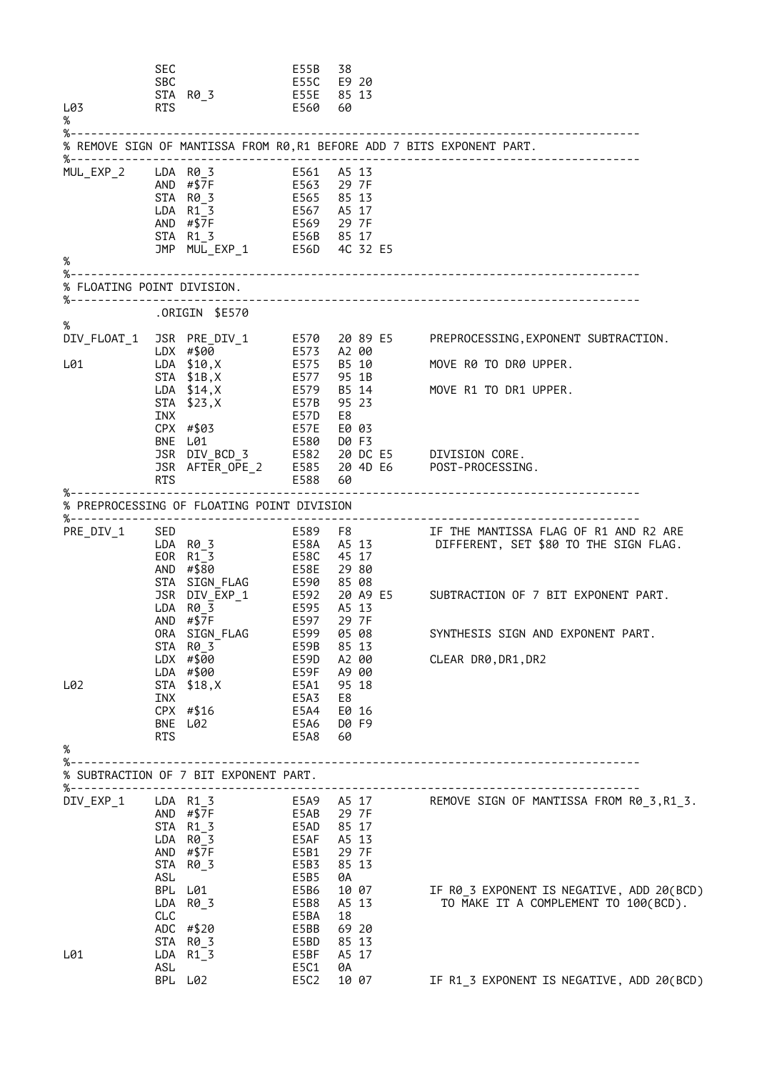```
            SEC                     E55B  38
            SBC                     E55C  E9 20
            STA  R0_3               E55E  85 13
L03         RTS                     E560  60
%
%-------------------------------------------------------------------------------
% REMOVE SIGN OF MANTISSA FROM R0,R1 BEFORE ADD 7 BITS EXPONENT PART.
%-------------------------------------------------------------------------------
MUL_EXP_2   LDA  R0_3               E561  A5 13
            AND  #$7F               E563  29 7F
            STA  R0_3               E565  85 13
            LDA  R1_3               E567  A5 17
            AND  #$7F               E569  29 7F
            STA  R1_3               E56B  85 17
            JMP  MUL_EXP_1          E56D  4C 32 E5
%
%-------------------------------------------------------------------------------
% FLOATING POINT DIVISION.
%-------------------------------------------------------------------------------
            .ORIGIN  $E570
%
DIV_FLOAT_1 JSR  PRE_DIV_1          E570  20 89 E5    PREPROCESSING,EXPONENT SUBTRACTION.
            LDX  #$00               E573  A2 00
L01         LDA  $10,X              E575  B5 10       MOVE R0 TO DR0 UPPER.
            STA  $1B,X              E577  95 1B
            LDA  $14,X              E579  B5 14       MOVE R1 TO DR1 UPPER.
            STA  $23,X              E57B  95 23
            INX                     E57D  E8
            CPX  #$03               E57E  E0 03
            BNE  L01                E580  D0 F3
            JSR  DIV_BCD_3          E582  20 DC E5    DIVISION CORE.
            JSR  AFTER_OPE_2        E585  20 4D E6    POST-PROCESSING.
            RTS                     E588  60
%-------------------------------------------------------------------------------
% PREPROCESSING OF FLOATING POINT DIVISION
%-------------------------------------------------------------------------------
PRE_DIV_1   SED                     E589  F8          IF THE MANTISSA FLAG OF R1 AND R2 ARE
            LDA  R0_3               E58A  A5 13        DIFFERENT, SET $80 TO THE SIGN FLAG.
            EOR  R1_3               E58C  45 17
            AND  #$80               E58E  29 80
            STA  SIGN_FLAG          E590  85 08
            JSR  DIV_EXP_1          E592  20 A9 E5    SUBTRACTION OF 7 BIT EXPONENT PART.
            LDA  R0_3               E595  A5 13
            AND  #$7F               E597  29 7F
            ORA  SIGN_FLAG          E599  05 08       SYNTHESIS SIGN AND EXPONENT PART.
            STA  R0_3               E59B  85 13
            LDX  #$00               E59D  A2 00       CLEAR DR0,DR1,DR2
            LDA  #$00               E59F  A9 00
L02         STA  $18,X              E5A1  95 18
            INX                     E5A3  E8
            CPX  #$16               E5A4  E0 16
            BNE  L02                E5A6  D0 F9
            RTS                     E5A8  60
%
%-------------------------------------------------------------------------------
% SUBTRACTION OF 7 BIT EXPONENT PART.
%-------------------------------------------------------------------------------
DIV_EXP_1   LDA  R1_3               E5A9  A5 17       REMOVE SIGN OF MANTISSA FROM R0_3,R1_3.
            AND  #$7F               E5AB  29 7F
            STA  R1_3               E5AD  85 17
            LDA  R0_3               E5AF  A5 13
            AND  #$7F               E5B1  29 7F
            STA  R0_3               E5B3  85 13
            ASL                     E5B5  0A
            BPL  L01                E5B6  10 07       IF R0_3 EXPONENT IS NEGATIVE, ADD 20(BCD)
            LDA  R0_3               E5B8  A5 13        TO MAKE IT A COMPLEMENT TO 100(BCD).
            CLC                     E5BA  18
            ADC  #$20               E5BB  69 20
            STA  R0_3               E5BD  85 13
L01         LDA  R1_3               E5BF  A5 17
            ASL                     E5C1  0A
            BPL  L02                E5C2  10 07       IF R1_3 EXPONENT IS NEGATIVE, ADD 20(BCD)
```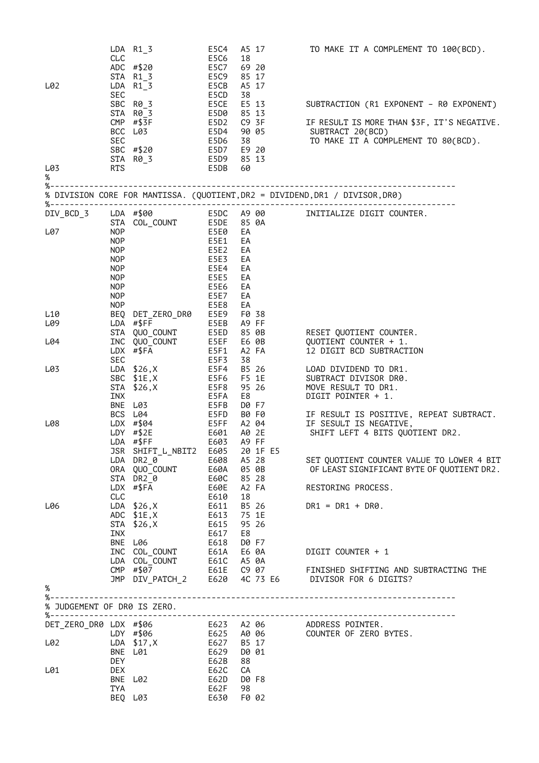```
         LDA  R1_3           E5C4   A5 17         TO MAKE IT A COMPLEMENT TO 100(BCD).
         CLC                 E5C6   18
         ADC  #$20           E5C7   69 20
         STA  R1_3           E5C9   85 17
L02      LDA  R1_3           E5CB   A5 17
         SEC                 E5CD   38
         SBC  R0_3           E5CE   E5 13         SUBTRACTION (R1 EXPONENT - R0 EXPONENT)
         STA  R0_3           E5D0   85 13
         CMP  #$3F           E5D2   C9 3F         IF RESULT IS MORE THAN $3F, IT'S NEGATIVE.
         BCC  L03            E5D4   90 05          SUBTRACT 20(BCD)
         SEC                 E5D6   38             TO MAKE IT A COMPLEMENT TO 80(BCD).
         SBC  #$20           E5D7   E9 20
         STA  R0_3           E5D9   85 13
L03      RTS                 E5DB   60
%
%--------------------------------------------------------------------------------
% DIVISION CORE FOR MANTISSA. (QUOTIENT,DR2 = DIVIDEND,DR1 / DIVISOR,DR0)
%--------------------------------------------------------------------------------
DIV_BCD_3    LDA  #$00       E5DC   A9 00         INITIALIZE DIGIT COUNTER.
         STA  COL_COUNT      E5DE   85 0A
L07      NOP                 E5E0   EA
         NOP                 E5E1   EA
         NOP                 E5E2   EA
         NOP                 E5E3   EA
         NOP                 E5E4   EA
         NOP                 E5E5   EA
         NOP                 E5E6   EA
         NOP                 E5E7   EA
         NOP                 E5E8   EA
L10      BEQ  DET_ZERO_DR0   E5E9   F0 38
L09      LDA  #$FF           E5EB   A9 FF
         STA  QUO_COUNT      E5ED   85 0B         RESET QUOTIENT COUNTER.
L04      INC  QUO_COUNT      E5EF   E6 0B         QUOTIENT COUNTER + 1.
         LDX  #$FA           E5F1   A2 FA         12 DIGIT BCD SUBTRACTION
         SEC                 E5F3   38
L03      LDA  $26,X          E5F4   B5 26         LOAD DIVIDEND TO DR1.
         SBC  $1E,X          E5F6   F5 1E         SUBTRACT DIVISOR DR0.
         STA  $26,X          E5F8   95 26         MOVE RESULT TO DR1.
         INX                 E5FA   E8            DIGIT POINTER + 1.
         BNE  L03            E5FB   D0 F7
         BCS  L04            E5FD   B0 F0         IF RESULT IS POSITIVE, REPEAT SUBTRACT.
L08      LDX  #$04           E5FF   A2 04         IF SESULT IS NEGATIVE,
         LDY  #$2E           E601   A0 2E          SHIFT LEFT 4 BITS QUOTIENT DR2.
         LDA  #$FF           E603   A9 FF
         JSR  SHIFT_L_NBIT2  E605   20 1F E5
         LDA  DR2_0          E608   A5 28         SET QUOTIENT COUNTER VALUE TO LOWER 4 BIT
         ORA  QUO_COUNT      E60A   05 0B          OF LEAST SIGNIFICANT BYTE OF QUOTIENT DR2.
         STA  DR2_0          E60C   85 28
         LDX  #$FA           E60E   A2 FA         RESTORING PROCESS.
         CLC                 E610   18
L06      LDA  $26,X          E611   B5 26         DR1 = DR1 + DR0.
         ADC  $1E,X          E613   75 1E
         STA  $26,X          E615   95 26
         INX                 E617   E8
         BNE  L06            E618   D0 F7
         INC  COL_COUNT      E61A   E6 0A         DIGIT COUNTER + 1
         LDA  COL_COUNT      E61C   A5 0A
         CMP  #$07           E61E   C9 07         FINISHED SHIFTING AND SUBTRACTING THE
         JMP  DIV_PATCH_2    E620   4C 73 E6       DIVISOR FOR 6 DIGITS?
%
%--------------------------------------------------------------------------------
% JUDGEMENT OF DR0 IS ZERO.
%--------------------------------------------------------------------------------
DET_ZERO_DR0 LDX  #$06       E623   A2 06         ADDRESS POINTER.
         LDY  #$06           E625   A0 06         COUNTER OF ZERO BYTES.
L02      LDA  $17,X          E627   B5 17
         BNE  L01            E629   D0 01
         DEY                 E62B   88
L01      DEX                 E62C   CA
         BNE  L02            E62D   D0 F8
         TYA                 E62F   98
         BEQ  L03            E630   F0 02
```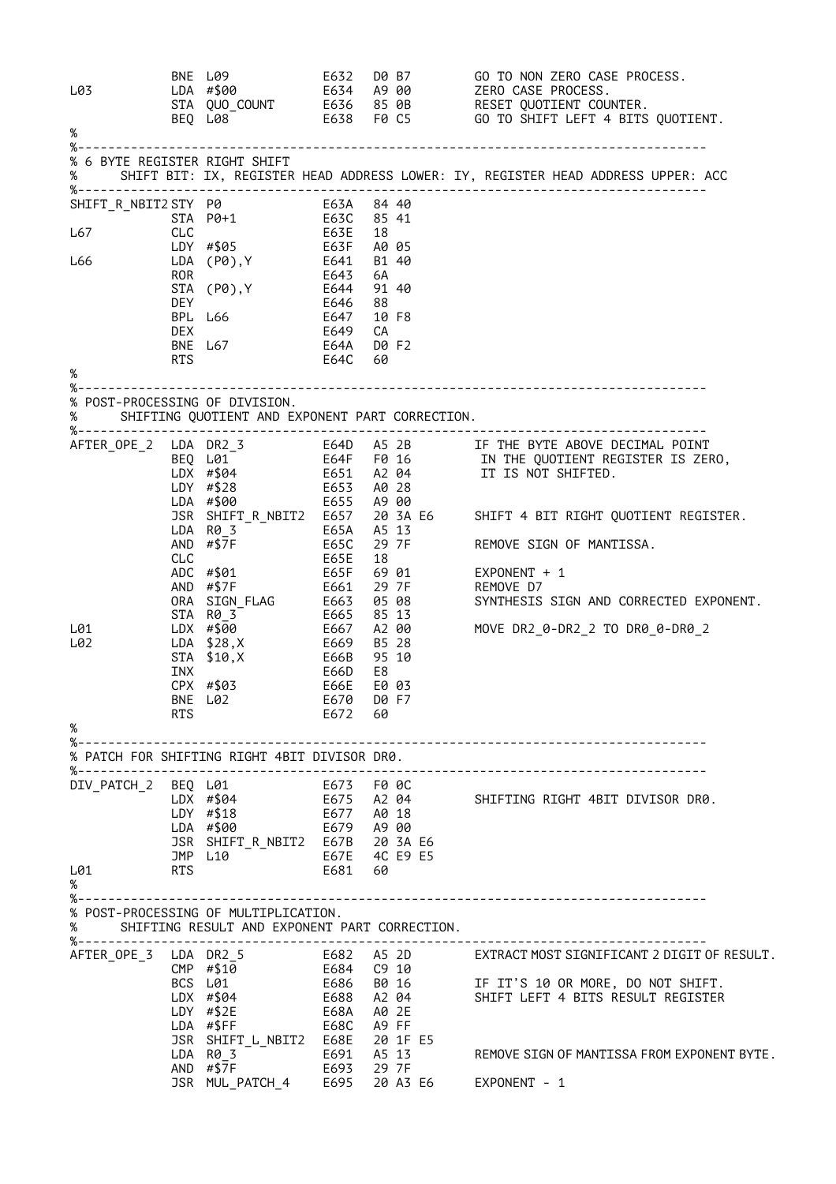```
            BNE L09             E632  D0 B7       GO TO NON ZERO CASE PROCESS.
L03         LDA #$00            E634  A9 00       ZERO CASE PROCESS.
            STA QUO_COUNT       E636  85 0B       RESET QUOTIENT COUNTER.
            BEQ L08             E638  F0 C5       GO TO SHIFT LEFT 4 BITS QUOTIENT.
%
%-------------------------------------------------------------------------------
% 6 BYTE REGISTER RIGHT SHIFT
%     SHIFT BIT: IX, REGISTER HEAD ADDRESS LOWER: IY, REGISTER HEAD ADDRESS UPPER: ACC
%-------------------------------------------------------------------------------
SHIFT_R_NBIT2 STY P0            E63A  84 40
            STA P0+1            E63C  85 41
L67         CLC                 E63E  18
            LDY #$05            E63F  A0 05
L66         LDA (P0),Y          E641  B1 40
            ROR                 E643  6A
            STA (P0),Y          E644  91 40
            DEY                 E646  88
            BPL L66             E647  10 F8
            DEX                 E649  CA
            BNE L67             E64A  D0 F2
            RTS                 E64C  60
%
%-------------------------------------------------------------------------------
% POST-PROCESSING OF DIVISION.
%     SHIFTING QUOTIENT AND EXPONENT PART CORRECTION.
%-------------------------------------------------------------------------------
AFTER_OPE_2 LDA DR2_3           E64D  A5 2B       IF THE BYTE ABOVE DECIMAL POINT
            BEQ L01             E64F  F0 16        IN THE QUOTIENT REGISTER IS ZERO,
            LDX #$04            E651  A2 04        IT IS NOT SHIFTED.
            LDY #$28            E653  A0 28
            LDA #$00            E655  A9 00
            JSR SHIFT_R_NBIT2   E657  20 3A E6    SHIFT 4 BIT RIGHT QUOTIENT REGISTER.
            LDA R0_3            E65A  A5 13
            AND #$7F            E65C  29 7F       REMOVE SIGN OF MANTISSA.
            CLC                 E65E  18
            ADC #$01            E65F  69 01       EXPONENT + 1
            AND #$7F            E661  29 7F       REMOVE D7
            ORA SIGN_FLAG       E663  05 08       SYNTHESIS SIGN AND CORRECTED EXPONENT.
            STA R0_3            E665  85 13
L01         LDX #$00            E667  A2 00       MOVE DR2_0-DR2_2 TO DR0_0-DR0_2
L02         LDA $28,X           E669  B5 28
            STA $10,X           E66B  95 10
            INX                 E66D  E8
            CPX #$03            E66E  E0 03
            BNE L02             E670  D0 F7
            RTS                 E672  60
%
%-------------------------------------------------------------------------------
% PATCH FOR SHIFTING RIGHT 4BIT DIVISOR DR0.
%-------------------------------------------------------------------------------
DIV_PATCH_2 BEQ L01             E673  F0 0C
            LDX #$04            E675  A2 04       SHIFTING RIGHT 4BIT DIVISOR DR0.
            LDY #$18            E677  A0 18
            LDA #$00            E679  A9 00
            JSR SHIFT_R_NBIT2   E67B  20 3A E6
            JMP L10             E67E  4C E9 E5
L01         RTS                 E681  60
%
%-------------------------------------------------------------------------------
% POST-PROCESSING OF MULTIPLICATION.
%     SHIFTING RESULT AND EXPONENT PART CORRECTION.
%-------------------------------------------------------------------------------
AFTER_OPE_3 LDA DR2_5           E682  A5 2D       EXTRACT MOST SIGNIFICANT 2 DIGIT OF RESULT.
            CMP #$10            E684  C9 10
            BCS L01             E686  B0 16       IF IT'S 10 OR MORE, DO NOT SHIFT.
            LDX #$04            E688  A2 04       SHIFT LEFT 4 BITS RESULT REGISTER
            LDY #$2E            E68A  A0 2E
            LDA #$FF            E68C  A9 FF
            JSR SHIFT_L_NBIT2   E68E  20 1F E5
            LDA R0_3            E691  A5 13       REMOVE SIGN OF MANTISSA FROM EXPONENT BYTE.
            AND #$7F            E693  29 7F
            JSR MUL_PATCH_4     E695  20 A3 E6    EXPONENT - 1
```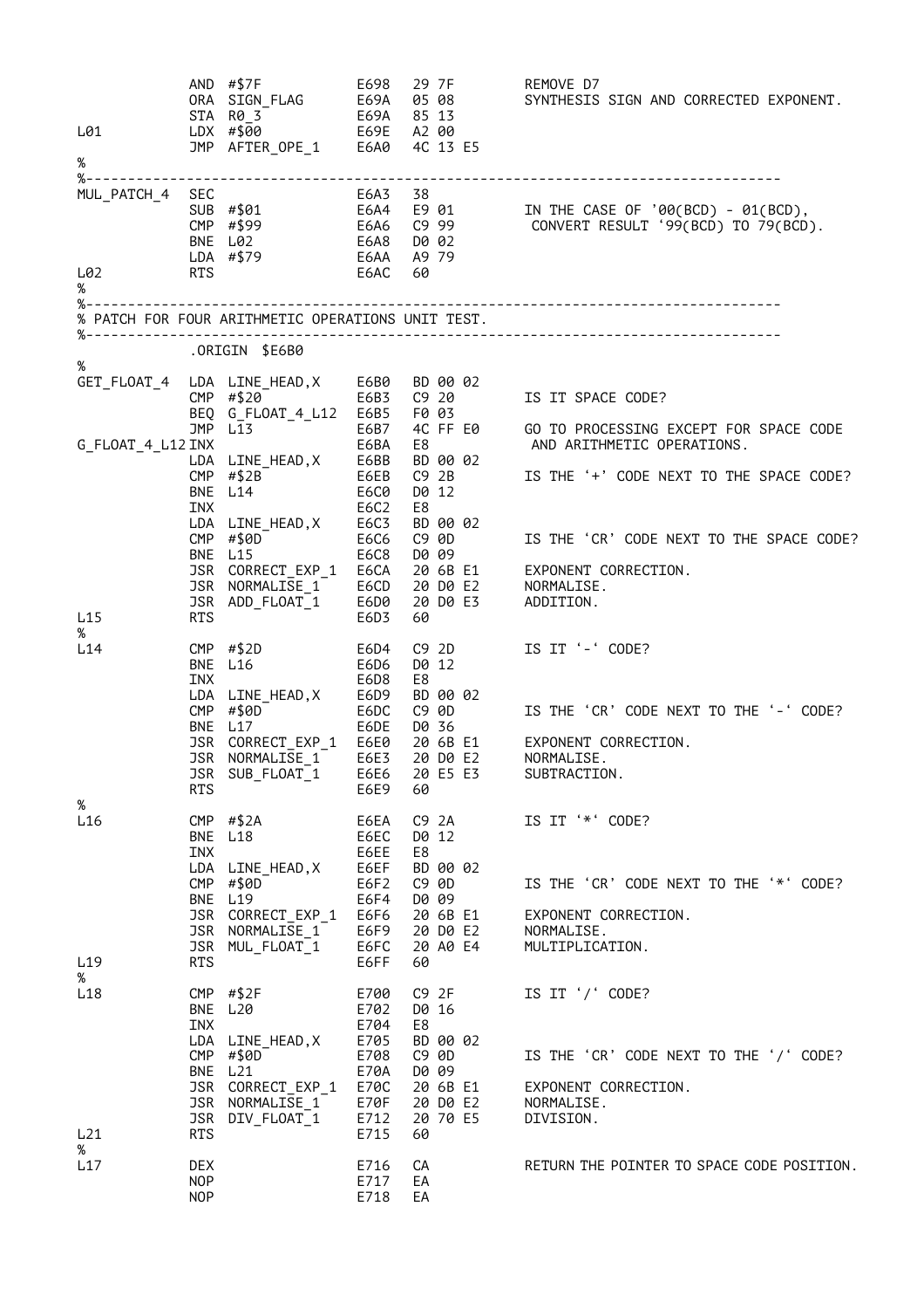```
            AND #$7F            E698   29 7F        REMOVE D7
            ORA SIGN_FLAG       E69A   05 08        SYNTHESIS SIGN AND CORRECTED EXPONENT.
            STA R0_3            E69A   85 13
L01         LDX #$00            E69E   A2 00
            JMP AFTER_OPE_1     E6A0   4C 13 E5
%
%-------------------------------------------------------------------------------------
MUL_PATCH_4  SEC                E6A3   38
            SUB #$01            E6A4   E9 01        IN THE CASE OF '00(BCD) - 01(BCD),
            CMP #$99            E6A6   C9 99         CONVERT RESULT '99(BCD) TO 79(BCD).
            BNE L02             E6A8   D0 02
            LDA #$79            E6AA   A9 79
L02         RTS                 E6AC   60
%
%-------------------------------------------------------------------------------------
% PATCH FOR FOUR ARITHMETIC OPERATIONS UNIT TEST.
%-------------------------------------------------------------------------------------
            .ORIGIN $E6B0
%
GET_FLOAT_4  LDA LINE_HEAD,X    E6B0   BD 00 02
            CMP #$20            E6B3   C9 20        IS IT SPACE CODE?
            BEQ G_FLOAT_4_L12   E6B5   F0 03
            JMP L13             E6B7   4C FF E0     GO TO PROCESSING EXCEPT FOR SPACE CODE
G_FLOAT_4_L12 INX               E6BA   E8            AND ARITHMETIC OPERATIONS.
            LDA LINE_HEAD,X     E6BB   BD 00 02
            CMP #$2B            E6EB   C9 2B        IS THE '+' CODE NEXT TO THE SPACE CODE?
            BNE L14             E6C0   D0 12
            INX                 E6C2   E8
            LDA LINE_HEAD,X     E6C3   BD 00 02
            CMP #$0D            E6C6   C9 0D        IS THE 'CR' CODE NEXT TO THE SPACE CODE?
            BNE L15             E6C8   D0 09
            JSR CORRECT_EXP_1   E6CA   20 6B E1     EXPONENT CORRECTION.
            JSR NORMALISE_1     E6CD   20 D0 E2     NORMALISE.
            JSR ADD_FLOAT_1     E6D0   20 D0 E3     ADDITION.
L15         RTS                 E6D3   60
%
L14         CMP #$2D            E6D4   C9 2D        IS IT '-' CODE?
            BNE L16             E6D6   D0 12
            INX                 E6D8   E8
            LDA LINE_HEAD,X     E6D9   BD 00 02
            CMP #$0D            E6DC   C9 0D        IS THE 'CR' CODE NEXT TO THE '-' CODE?
            BNE L17             E6DE   D0 36
            JSR CORRECT_EXP_1   E6E0   20 6B E1     EXPONENT CORRECTION.
            JSR NORMALISE_1     E6E3   20 D0 E2     NORMALISE.
            JSR SUB_FLOAT_1     E6E6   20 E5 E3     SUBTRACTION.
            RTS                 E6E9   60
%
L16         CMP #$2A            E6EA   C9 2A        IS IT '*' CODE?
            BNE L18             E6EC   D0 12
            INX                 E6EE   E8
            LDA LINE_HEAD,X     E6EF   BD 00 02
            CMP #$0D            E6F2   C9 0D        IS THE 'CR' CODE NEXT TO THE '*' CODE?
            BNE L19             E6F4   D0 09
            JSR CORRECT_EXP_1   E6F6   20 6B E1     EXPONENT CORRECTION.
            JSR NORMALISE_1     E6F9   20 D0 E2     NORMALISE.
            JSR MUL_FLOAT_1     E6FC   20 A0 E4     MULTIPLICATION.
L19         RTS                 E6FF   60
%
L18         CMP #$2F            E700   C9 2F        IS IT '/' CODE?
            BNE L20             E702   D0 16
            INX                 E704   E8
            LDA LINE_HEAD,X     E705   BD 00 02
            CMP #$0D            E708   C9 0D        IS THE 'CR' CODE NEXT TO THE '/' CODE?
            BNE L21             E70A   D0 09
            JSR CORRECT_EXP_1   E70C   20 6B E1     EXPONENT CORRECTION.
            JSR NORMALISE_1     E70F   20 D0 E2     NORMALISE.
            JSR DIV_FLOAT_1     E712   20 70 E5     DIVISION.
L21         RTS                 E715   60
%
L17         DEX                 E716   CA           RETURN THE POINTER TO SPACE CODE POSITION.
            NOP                 E717   EA
            NOP                 E718   EA
```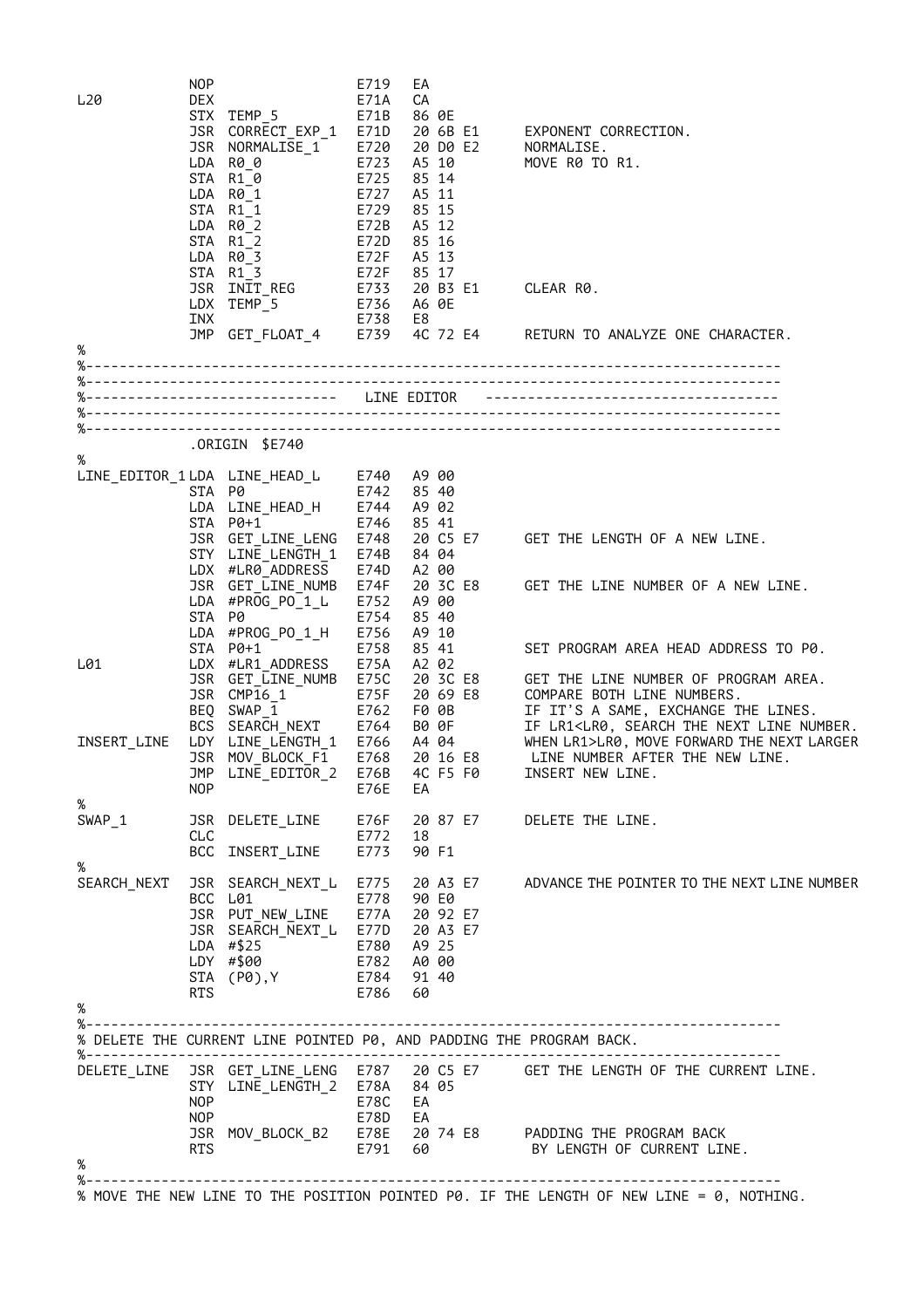```
            NOP                      E719   EA
L20         DEX                      E71A   CA
            STX  TEMP_5              E71B   86 0E
            JSR  CORRECT_EXP_1       E71D   20 6B E1     EXPONENT CORRECTION.
            JSR  NORMALISE_1         E720   20 D0 E2     NORMALISE.
            LDA  R0_0                E723   A5 10        MOVE R0 TO R1.
            STA  R1_0                E725   85 14
            LDA  R0_1                E727   A5 11
            STA  R1_1                E729   85 15
            LDA  R0_2                E72B   A5 12
            STA  R1_2                E72D   85 16
            LDA  R0_3                E72F   A5 13
            STA  R1_3                E72F   85 17
            JSR  INIT_REG            E733   20 B3 E1     CLEAR R0.
            LDX  TEMP_5              E736   A6 0E
            INX                      E738   E8
            JMP  GET_FLOAT_4         E739   4C 72 E4     RETURN TO ANALYZE ONE CHARACTER.
%
%---------------------------------------------------------------------------------
%---------------------------------------------------------------------------------
%-----------------------------   LINE EDITOR   -----------------------------------
%---------------------------------------------------------------------------------
%---------------------------------------------------------------------------------
            .ORIGIN  $E740
%
LINE_EDITOR_1 LDA  LINE_HEAD_L       E740   A9 00
            STA  P0                  E742   85 40
            LDA  LINE_HEAD_H         E744   A9 02
            STA  P0+1                E746   85 41
            JSR  GET_LINE_LENG       E748   20 C5 E7     GET THE LENGTH OF A NEW LINE.
            STY  LINE_LENGTH_1       E74B   84 04
            LDX  #LR0_ADDRESS        E74D   A2 00
            JSR  GET_LINE_NUMB       E74F   20 3C E8     GET THE LINE NUMBER OF A NEW LINE.
            LDA  #PROG_PO_1_L        E752   A9 00
            STA  P0                  E754   85 40
            LDA  #PROG_PO_1_H        E756   A9 10
            STA  P0+1                E758   85 41        SET PROGRAM AREA HEAD ADDRESS TO P0.
L01         LDX  #LR1_ADDRESS        E75A   A2 02
            JSR  GET_LINE_NUMB       E75C   20 3C E8     GET THE LINE NUMBER OF PROGRAM AREA.
            JSR  CMP16_1             E75F   20 69 E8     COMPARE BOTH LINE NUMBERS.
            BEQ  SWAP_1              E762   F0 0B        IF IT'S A SAME, EXCHANGE THE LINES.
            BCS  SEARCH_NEXT         E764   B0 0F        IF LR1<LR0, SEARCH THE NEXT LINE NUMBER.
INSERT_LINE LDY  LINE_LENGTH_1       E766   A4 04        WHEN LR1>LR0, MOVE FORWARD THE NEXT LARGER
            JSR  MOV_BLOCK_F1        E768   20 16 E8      LINE NUMBER AFTER THE NEW LINE.
            JMP  LINE_EDITOR_2       E76B   4C F5 F0     INSERT NEW LINE.
            NOP                      E76E   EA
%
SWAP_1      JSR  DELETE_LINE         E76F   20 87 E7     DELETE THE LINE.
            CLC                      E772   18
            BCC  INSERT_LINE         E773   90 F1
%
SEARCH_NEXT JSR  SEARCH_NEXT_L       E775   20 A3 E7     ADVANCE THE POINTER TO THE NEXT LINE NUMBER
            BCC  L01                 E778   90 E0
            JSR  PUT_NEW_LINE        E77A   20 92 E7
            JSR  SEARCH_NEXT_L       E77D   20 A3 E7
            LDA  #$25                E780   A9 25
            LDY  #$00                E782   A0 00
            STA  (P0),Y              E784   91 40
            RTS                      E786   60
%
%---------------------------------------------------------------------------------
% DELETE THE CURRENT LINE POINTED P0, AND PADDING THE PROGRAM BACK.
%---------------------------------------------------------------------------------
DELETE_LINE JSR  GET_LINE_LENG       E787   20 C5 E7     GET THE LENGTH OF THE CURRENT LINE.
            STY  LINE_LENGTH_2       E78A   84 05
            NOP                      E78C   EA
            NOP                      E78D   EA
            JSR  MOV_BLOCK_B2        E78E   20 74 E8     PADDING THE PROGRAM BACK
            RTS                      E791   60            BY LENGTH OF CURRENT LINE.
%
%---------------------------------------------------------------------------------
% MOVE THE NEW LINE TO THE POSITION POINTED P0. IF THE LENGTH OF NEW LINE = 0, NOTHING.
```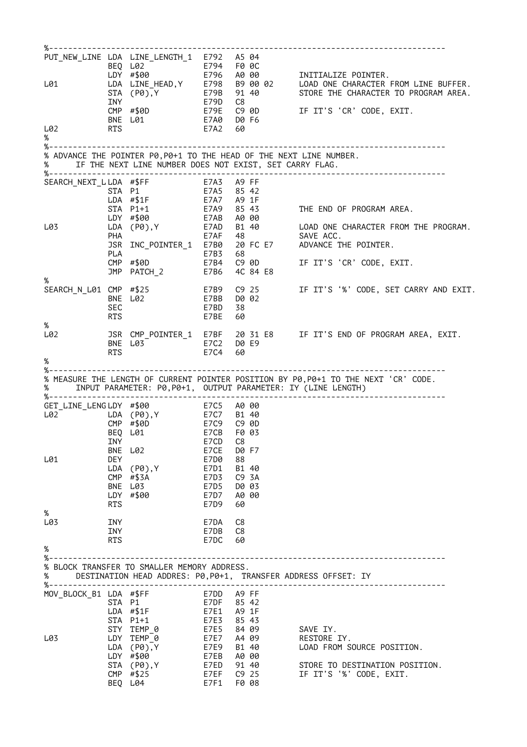```
%-------------------------------------------------------------------------------
PUT_NEW_LINE LDA LINE_LENGTH_1  E792  A5 04
             BEQ L02            E794  F0 0C
             LDY #$00           E796  A0 00      INITIALIZE POINTER.
L01          LDA LINE_HEAD,Y    E798  B9 00 02   LOAD ONE CHARACTER FROM LINE BUFFER.
             STA (P0),Y         E79B  91 40      STORE THE CHARACTER TO PROGRAM AREA.
             INY                E79D  C8
             CMP #$0D           E79E  C9 0D      IF IT'S 'CR' CODE, EXIT.
             BNE L01            E7A0  D0 F6
L02          RTS                E7A2  60
%
%-------------------------------------------------------------------------------
% ADVANCE THE POINTER P0,P0+1 TO THE HEAD OF THE NEXT LINE NUMBER.
%     IF THE NEXT LINE NUMBER DOES NOT EXIST, SET CARRY FLAG.
%-------------------------------------------------------------------------------
SEARCH_NEXT_LLDA #$FF           E7A3  A9 FF
             STA P1             E7A5  85 42
             LDA #$1F           E7A7  A9 1F
             STA P1+1           E7A9  85 43      THE END OF PROGRAM AREA.
             LDY #$00           E7AB  A0 00
L03          LDA (P0),Y         E7AD  B1 40      LOAD ONE CHARACTER FROM THE PROGRAM.
             PHA                E7AF  48         SAVE ACC.
             JSR INC_POINTER_1  E7B0  20 FC E7   ADVANCE THE POINTER.
             PLA                E7B3  68
             CMP #$0D           E7B4  C9 0D      IF IT'S 'CR' CODE, EXIT.
             JMP PATCH_2        E7B6  4C 84 E8
%
SEARCH_N_L01 CMP #$25           E7B9  C9 25      IF IT'S '%' CODE, SET CARRY AND EXIT.
             BNE L02            E7BB  D0 02
             SEC                E7BD  38
             RTS                E7BE  60
%
L02          JSR CMP_POINTER_1  E7BF  20 31 E8   IF IT'S END OF PROGRAM AREA, EXIT.
             BNE L03            E7C2  D0 E9
             RTS                E7C4  60
%
%-------------------------------------------------------------------------------
% MEASURE THE LENGTH OF CURRENT POINTER POSITION BY P0,P0+1 TO THE NEXT 'CR' CODE.
%     INPUT PARAMETER: P0,P0+1,  OUTPUT PARAMETER: IY (LINE LENGTH)
%-------------------------------------------------------------------------------
GET_LINE_LENGLDY #$00           E7C5  A0 00
L02          LDA (P0),Y         E7C7  B1 40
             CMP #$0D           E7C9  C9 0D
             BEQ L01            E7CB  F0 03
             INY                E7CD  C8
             BNE L02            E7CE  D0 F7
L01          DEY                E7D0  88
             LDA (P0),Y         E7D1  B1 40
             CMP #$3A           E7D3  C9 3A
             BNE L03            E7D5  D0 03
             LDY #$00           E7D7  A0 00
             RTS                E7D9  60
%
L03          INY                E7DA  C8
             INY                E7DB  C8
             RTS                E7DC  60
%
%-------------------------------------------------------------------------------
% BLOCK TRANSFER TO SMALLER MEMORY ADDRESS.
%     DESTINATION HEAD ADDRES: P0,P0+1, TRANSFER ADDRESS OFFSET: IY
%-------------------------------------------------------------------------------
MOV_BLOCK_B1 LDA #$FF           E7DD  A9 FF
             STA P1             E7DF  85 42
             LDA #$1F           E7E1  A9 1F
             STA P1+1           E7E3  85 43
             STY TEMP_0         E7E5  84 09      SAVE IY.
L03          LDY TEMP_0         E7E7  A4 09      RESTORE IY.
             LDA (P0),Y         E7E9  B1 40      LOAD FROM SOURCE POSITION.
             LDY #$00           E7EB  A0 00
             STA (P0),Y         E7ED  91 40      STORE TO DESTINATION POSITION.
             CMP #$25           E7EF  C9 25      IF IT'S '%' CODE, EXIT.
             BEQ L04            E7F1  F0 08
```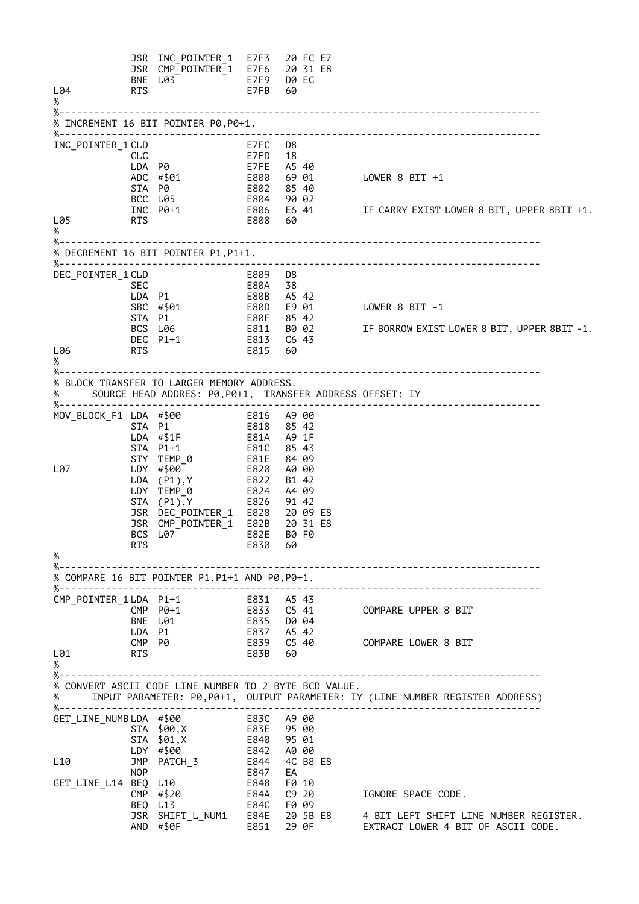```
             JSR  INC_POINTER_1  E7F3   20 FC E7
             JSR  CMP_POINTER_1  E7F6   20 31 E8
             BNE  L03            E7F9   D0 EC
L04          RTS                 E7FB   60
%
%------------------------------------------------------------------------------
% INCREMENT 16 BIT POINTER P0,P0+1.
%------------------------------------------------------------------------------
INC_POINTER_1 CLD                E7FC   D8
             CLC                 E7FD   18
             LDA  P0             E7FE   A5 40
             ADC  #$01           E800   69 01       LOWER 8 BIT +1
             STA  P0             E802   85 40
             BCC  L05            E804   90 02
             INC  P0+1           E806   E6 41       IF CARRY EXIST LOWER 8 BIT, UPPER 8BIT +1.
L05          RTS                 E808   60
%
%------------------------------------------------------------------------------
% DECREMENT 16 BIT POINTER P1,P1+1.
%------------------------------------------------------------------------------
DEC_POINTER_1 CLD                E809   D8
             SEC                 E80A   38
             LDA  P1             E80B   A5 42
             SBC  #$01           E80D   E9 01       LOWER 8 BIT -1
             STA  P1             E80F   85 42
             BCS  L06            E811   B0 02       IF BORROW EXIST LOWER 8 BIT, UPPER 8BIT -1.
             DEC  P1+1           E813   C6 43
L06          RTS                 E815   60
%
%------------------------------------------------------------------------------
% BLOCK TRANSFER TO LARGER MEMORY ADDRESS.
%      SOURCE HEAD ADDRES: P0,P0+1, TRANSFER ADDRESS OFFSET: IY
%------------------------------------------------------------------------------
MOV_BLOCK_F1 LDA  #$00           E816   A9 00
             STA  P1             E818   85 42
             LDA  #$1F           E81A   A9 1F
             STA  P1+1           E81C   85 43
             STY  TEMP_0         E81E   84 09
L07          LDY  #$00           E820   A0 00
             LDA  (P1),Y         E822   B1 42
             LDY  TEMP_0         E824   A4 09
             STA  (P1),Y         E826   91 42
             JSR  DEC_POINTER_1  E828   20 09 E8
             JSR  CMP_POINTER_1  E82B   20 31 E8
             BCS  L07            E82E   B0 F0
             RTS                 E830   60
%
%------------------------------------------------------------------------------
% COMPARE 16 BIT POINTER P1,P1+1 AND P0,P0+1.
%------------------------------------------------------------------------------
CMP_POINTER_1 LDA P1+1           E831   A5 43
             CMP  P0+1           E833   C5 41       COMPARE UPPER 8 BIT
             BNE  L01            E835   D0 04
             LDA  P1             E837   A5 42
             CMP  P0             E839   C5 40       COMPARE LOWER 8 BIT
L01          RTS                 E83B   60
%
%------------------------------------------------------------------------------
% CONVERT ASCII CODE LINE NUMBER TO 2 BYTE BCD VALUE.
%      INPUT PARAMETER: P0,P0+1, OUTPUT PARAMETER: IY (LINE NUMBER REGISTER ADDRESS)
%------------------------------------------------------------------------------
GET_LINE_NUMB LDA #$00           E83C   A9 00
             STA  $00,X          E83E   95 00
             STA  $01,X          E840   95 01
             LDY  #$00           E842   A0 00
L10          JMP  PATCH_3        E844   4C B8 E8
             NOP                 E847   EA
GET_LINE_L14 BEQ  L10            E848   F0 10
             CMP  #$20           E84A   C9 20       IGNORE SPACE CODE.
             BEQ  L13            E84C   F0 09
             JSR  SHIFT_L_NUM1   E84E   20 5B E8    4 BIT LEFT SHIFT LINE NUMBER REGISTER.
             AND  #$0F           E851   29 0F       EXTRACT LOWER 4 BIT OF ASCII CODE.
```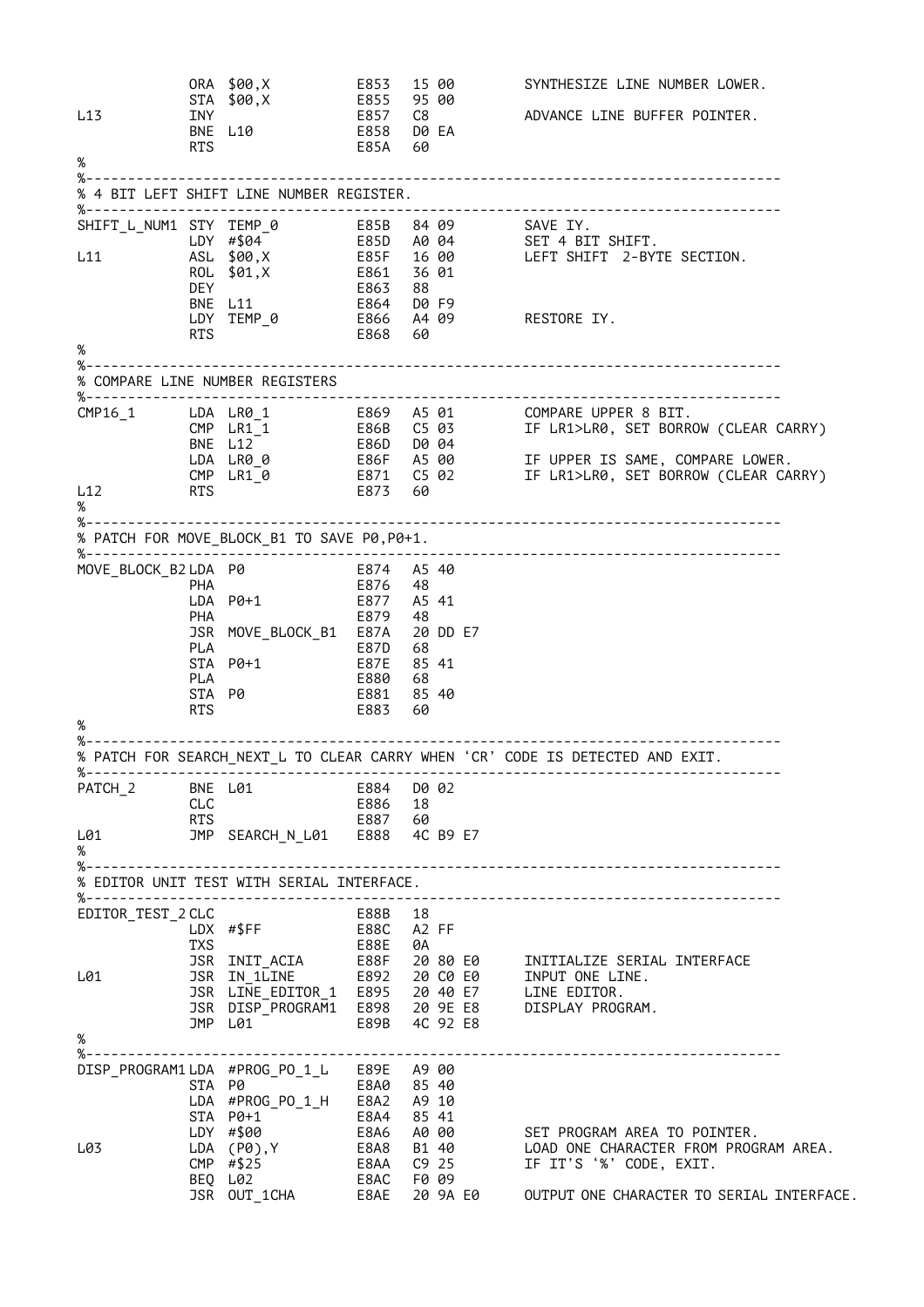```
            ORA  $00,X          E853   15 00       SYNTHESIZE LINE NUMBER LOWER.
            STA  $00,X          E855   95 00
L13         INY                 E857   C8          ADVANCE LINE BUFFER POINTER.
            BNE  L10            E858   D0 EA
            RTS                 E85A   60
%
%-------------------------------------------------------------------------------
% 4 BIT LEFT SHIFT LINE NUMBER REGISTER.
%-------------------------------------------------------------------------------
SHIFT_L_NUM1 STY TEMP_0         E85B   84 09       SAVE IY.
            LDY  #$04           E85D   A0 04       SET 4 BIT SHIFT.
L11         ASL  $00,X          E85F   16 00       LEFT SHIFT  2-BYTE SECTION.
            ROL  $01,X          E861   36 01
            DEY                 E863   88
            BNE  L11            E864   D0 F9
            LDY  TEMP_0         E866   A4 09       RESTORE IY.
            RTS                 E868   60
%
%-------------------------------------------------------------------------------
% COMPARE LINE NUMBER REGISTERS
%-------------------------------------------------------------------------------
CMP16_1     LDA  LR0_1          E869   A5 01       COMPARE UPPER 8 BIT.
            CMP  LR1_1          E86B   C5 03       IF LR1>LR0, SET BORROW (CLEAR CARRY)
            BNE  L12            E86D   D0 04
            LDA  LR0_0          E86F   A5 00       IF UPPER IS SAME, COMPARE LOWER.
            CMP  LR1_0          E871   C5 02       IF LR1>LR0, SET BORROW (CLEAR CARRY)
L12         RTS                 E873   60
%
%-------------------------------------------------------------------------------
% PATCH FOR MOVE_BLOCK_B1 TO SAVE P0,P0+1.
%-------------------------------------------------------------------------------
MOVE_BLOCK_B2 LDA P0            E874   A5 40
            PHA                 E876   48
            LDA  P0+1           E877   A5 41
            PHA                 E879   48
            JSR  MOVE_BLOCK_B1  E87A   20 DD E7
            PLA                 E87D   68
            STA  P0+1           E87E   85 41
            PLA                 E880   68
            STA  P0             E881   85 40
            RTS                 E883   60
%
%-------------------------------------------------------------------------------
% PATCH FOR SEARCH_NEXT_L TO CLEAR CARRY WHEN 'CR' CODE IS DETECTED AND EXIT.
%-------------------------------------------------------------------------------
PATCH_2     BNE  L01            E884   D0 02
            CLC                 E886   18
            RTS                 E887   60
L01         JMP  SEARCH_N_L01   E888   4C B9 E7
%
%-------------------------------------------------------------------------------
% EDITOR UNIT TEST WITH SERIAL INTERFACE.
%-------------------------------------------------------------------------------
EDITOR_TEST_2 CLC               E88B   18
            LDX  #$FF           E88C   A2 FF
            TXS                 E88E   0A
            JSR  INIT_ACIA      E88F   20 80 E0    INITIALIZE SERIAL INTERFACE
L01         JSR  IN_1LINE       E892   20 C0 E0    INPUT ONE LINE.
            JSR  LINE_EDITOR_1  E895   20 40 E7    LINE EDITOR.
            JSR  DISP_PROGRAM1  E898   20 9E E8    DISPLAY PROGRAM.
            JMP  L01            E89B   4C 92 E8
%
%-------------------------------------------------------------------------------
DISP_PROGRAM1 LDA #PROG_PO_1_L  E89E   A9 00
            STA  P0             E8A0   85 40
            LDA  #PROG_PO_1_H   E8A2   A9 10
            STA  P0+1           E8A4   85 41
            LDY  #$00           E8A6   A0 00       SET PROGRAM AREA TO POINTER.
L03         LDA  (P0),Y         E8A8   B1 40       LOAD ONE CHARACTER FROM PROGRAM AREA.
            CMP  #$25           E8AA   C9 25       IF IT'S '%' CODE, EXIT.
            BEQ  L02            E8AC   F0 09
            JSR  OUT_1CHA       E8AE   20 9A E0    OUTPUT ONE CHARACTER TO SERIAL INTERFACE.
```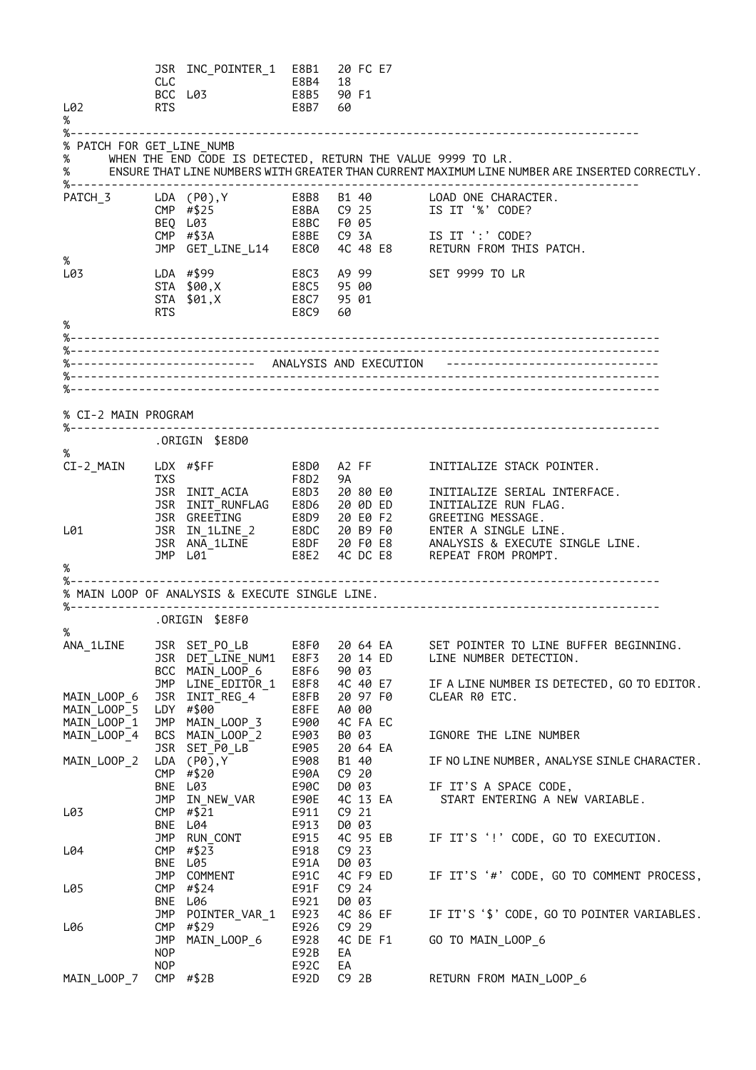```
            JSR  INC_POINTER_1  E8B1   20 FC E7
            CLC                 E8B4   18
            BCC  L03            E8B5   90 F1
L02         RTS                 E8B7   60
%
%---------------------------------------------------------------------------------
% PATCH FOR GET_LINE_NUMB
%      WHEN THE END CODE IS DETECTED, RETURN THE VALUE 9999 TO LR.
%      ENSURE THAT LINE NUMBERS WITH GREATER THAN CURRENT MAXIMUM LINE NUMBER ARE INSERTED CORRECTLY.
%---------------------------------------------------------------------------------
PATCH_3     LDA  (P0),Y         E8B8   B1 40        LOAD ONE CHARACTER.
            CMP  #$25           E8BA   C9 25        IS IT '%' CODE?
            BEQ  L03            E8BC   F0 05
            CMP  #$3A           E8BE   C9 3A        IS IT ':' CODE?
            JMP  GET_LINE_L14   E8C0   4C 48 E8     RETURN FROM THIS PATCH.
%
L03         LDA  #$99           E8C3   A9 99        SET 9999 TO LR
            STA  $00,X          E8C5   95 00
            STA  $01,X          E8C7   95 01
            RTS                 E8C9   60
%
%---------------------------------------------------------------------------------
%---------------------------------------------------------------------------------
%--------------------------  ANALYSIS AND EXECUTION   ----------------------------
%---------------------------------------------------------------------------------
%---------------------------------------------------------------------------------

% CI-2 MAIN PROGRAM
%---------------------------------------------------------------------------------
            .ORIGIN  $E8D0
%
CI-2_MAIN   LDX  #$FF           E8D0   A2 FF        INITIALIZE STACK POINTER.
            TXS                 F8D2   9A
            JSR  INIT_ACIA      E8D3   20 80 E0     INITIALIZE SERIAL INTERFACE.
            JSR  INIT_RUNFLAG   E8D6   20 0D ED     INITIALIZE RUN FLAG.
            JSR  GREETING       E8D9   20 E0 F2     GREETING MESSAGE.
L01         JSR  IN_1LINE_2     E8DC   20 B9 F0     ENTER A SINGLE LINE.
            JSR  ANA_1LINE      E8DF   20 F0 E8     ANALYSIS & EXECUTE SINGLE LINE.
            JMP  L01            E8E2   4C DC E8     REPEAT FROM PROMPT.
%
%---------------------------------------------------------------------------------
% MAIN LOOP OF ANALYSIS & EXECUTE SINGLE LINE.
%---------------------------------------------------------------------------------
            .ORIGIN  $E8F0
%
ANA_1LINE   JSR  SET_PO_LB      E8F0   20 64 EA     SET POINTER TO LINE BUFFER BEGINNING.
            JSR  DET_LINE_NUM1  E8F3   20 14 ED     LINE NUMBER DETECTION.
            BCC  MAIN_LOOP_6    E8F6   90 03
            JMP  LINE_EDITOR_1  E8F8   4C 40 E7     IF A LINE NUMBER IS DETECTED, GO TO EDITOR.
MAIN_LOOP_6 JSR  INIT_REG_4     E8FB   20 97 F0     CLEAR R0 ETC.
MAIN_LOOP_5 LDY  #$00           E8FE   A0 00
MAIN_LOOP_1 JMP  MAIN_LOOP_3    E900   4C FA EC
MAIN_LOOP_4 BCS  MAIN_LOOP_2    E903   B0 03        IGNORE THE LINE NUMBER
            JSR  SET_P0_LB      E905   20 64 EA
MAIN_LOOP_2 LDA  (P0),Y         E908   B1 40        IF NO LINE NUMBER, ANALYSE SINLE CHARACTER.
            CMP  #$20           E90A   C9 20
            BNE  L03            E90C   D0 03        IF IT'S A SPACE CODE,
            JMP  IN_NEW_VAR     E90E   4C 13 EA       START ENTERING A NEW VARIABLE.
L03         CMP  #$21           E911   C9 21
            BNE  L04            E913   D0 03
            JMP  RUN_CONT       E915   4C 95 EB     IF IT'S '!' CODE, GO TO EXECUTION.
L04         CMP  #$23           E918   C9 23
            BNE  L05            E91A   D0 03
            JMP  COMMENT        E91C   4C F9 ED     IF IT'S '#' CODE, GO TO COMMENT PROCESS,
L05         CMP  #$24           E91F   C9 24
            BNE  L06            E921   D0 03
            JMP  POINTER_VAR_1  E923   4C 86 EF     IF IT'S '$' CODE, GO TO POINTER VARIABLES.
L06         CMP  #$29           E926   C9 29
            JMP  MAIN_LOOP_6    E928   4C DE F1     GO TO MAIN_LOOP_6
            NOP                 E92B   EA
            NOP                 E92C   EA
MAIN_LOOP_7 CMP  #$2B           E92D   C9 2B        RETURN FROM MAIN_LOOP_6
```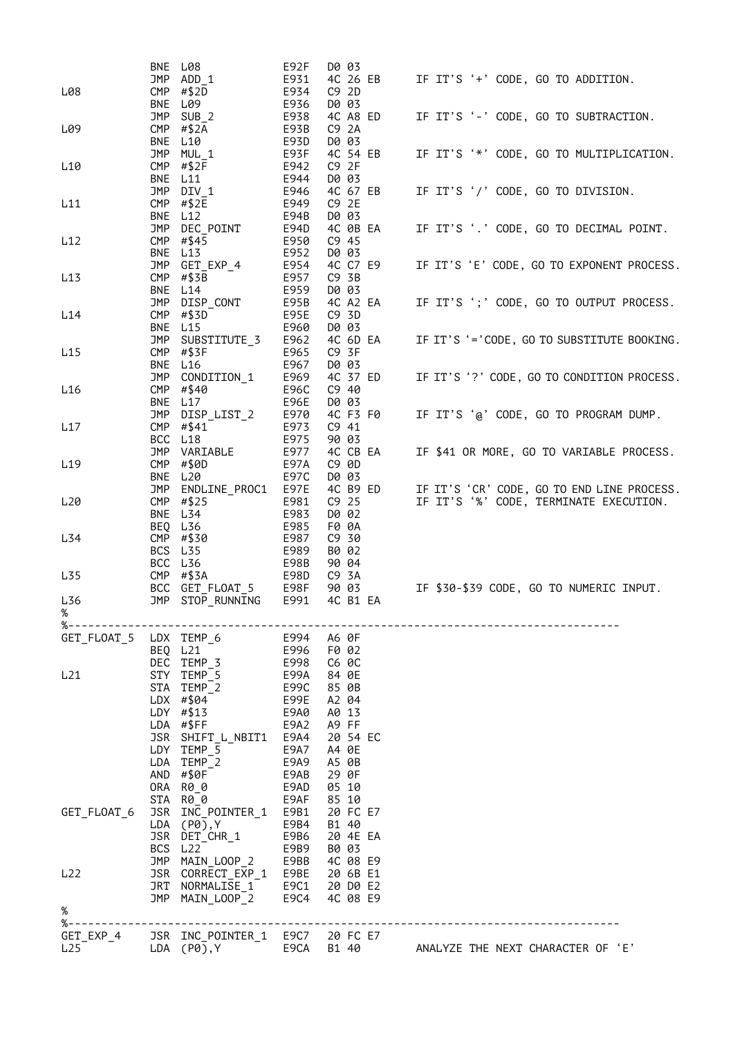```
            BNE  L08              E92F   D0 03
            JMP  ADD_1            E931   4C 26 EB     IF IT'S '+' CODE, GO TO ADDITION.
L08         CMP  #$2D             E934   C9 2D
            BNE  L09              E936   D0 03
            JMP  SUB_2            E938   4C A8 ED     IF IT'S '-' CODE, GO TO SUBTRACTION.
L09         CMP  #$2A             E93B   C9 2A
            BNE  L10              E93D   D0 03
            JMP  MUL_1            E93F   4C 54 EB     IF IT'S '*' CODE, GO TO MULTIPLICATION.
L10         CMP  #$2F             E942   C9 2F
            BNE  L11              E944   D0 03
            JMP  DIV_1            E946   4C 67 EB     IF IT'S '/' CODE, GO TO DIVISION.
L11         CMP  #$2E             E949   C9 2E
            BNE  L12              E94B   D0 03
            JMP  DEC_POINT        E94D   4C 0B EA     IF IT'S '.' CODE, GO TO DECIMAL POINT.
L12         CMP  #$45             E950   C9 45
            BNE  L13              E952   D0 03
            JMP  GET_EXP_4        E954   4C C7 E9     IF IT'S 'E' CODE, GO TO EXPONENT PROCESS.
L13         CMP  #$3B             E957   C9 3B
            BNE  L14              E959   D0 03
            JMP  DISP_CONT        E95B   4C A2 EA     IF IT'S ';' CODE, GO TO OUTPUT PROCESS.
L14         CMP  #$3D             E95E   C9 3D
            BNE  L15              E960   D0 03
            JMP  SUBSTITUTE_3     E962   4C 6D EA     IF IT'S '='CODE, GO TO SUBSTITUTE BOOKING.
L15         CMP  #$3F             E965   C9 3F
            BNE  L16              E967   D0 03
            JMP  CONDITION_1      E969   4C 37 ED     IF IT'S '?' CODE, GO TO CONDITION PROCESS.
L16         CMP  #$40             E96C   C9 40
            BNE  L17              E96E   D0 03
            JMP  DISP_LIST_2      E970   4C F3 F0     IF IT'S '@' CODE, GO TO PROGRAM DUMP.
L17         CMP  #$41             E973   C9 41
            BCC  L18              E975   90 03
            JMP  VARIABLE         E977   4C CB EA     IF $41 OR MORE, GO TO VARIABLE PROCESS.
L19         CMP  #$0D             E97A   C9 0D
            BNE  L20              E97C   D0 03
            JMP  ENDLINE_PROC1    E97E   4C B9 ED     IF IT'S 'CR' CODE, GO TO END LINE PROCESS.
L20         CMP  #$25             E981   C9 25        IF IT'S '%' CODE, TERMINATE EXECUTION.
            BNE  L34              E983   D0 02
            BEQ  L36              E985   F0 0A
L34         CMP  #$30             E987   C9 30
            BCS  L35              E989   B0 02
            BCC  L36              E98B   90 04
L35         CMP  #$3A             E98D   C9 3A
            BCC  GET_FLOAT_5      E98F   90 03        IF $30-$39 CODE, GO TO NUMERIC INPUT.
L36         JMP  STOP_RUNNING     E991   4C B1 EA
%
%-------------------------------------------------------------------------------
GET_FLOAT_5 LDX  TEMP_6           E994   A6 0F
            BEQ  L21              E996   F0 02
            DEC  TEMP_3           E998   C6 0C
L21         STY  TEMP_5           E99A   84 0E
            STA  TEMP_2           E99C   85 0B
            LDX  #$04             E99E   A2 04
            LDY  #$13             E9A0   A0 13
            LDA  #$FF             E9A2   A9 FF
            JSR  SHIFT_L_NBIT1    E9A4   20 54 EC
            LDY  TEMP_5           E9A7   A4 0E
            LDA  TEMP_2           E9A9   A5 0B
            AND  #$0F             E9AB   29 0F
            ORA  R0_0             E9AD   05 10
            STA  R0_0             E9AF   85 10
GET_FLOAT_6 JSR  INC_POINTER_1    E9B1   20 FC E7
            LDA  (P0),Y           E9B4   B1 40
            JSR  DET_CHR_1        E9B6   20 4E EA
            BCS  L22              E9B9   B0 03
            JMP  MAIN_LOOP_2      E9BB   4C 08 E9
L22         JSR  CORRECT_EXP_1    E9BE   20 6B E1
            JRT  NORMALISE_1      E9C1   20 D0 E2
            JMP  MAIN_LOOP_2      E9C4   4C 08 E9
%
%-------------------------------------------------------------------------------
GET_EXP_4   JSR  INC_POINTER_1    E9C7   20 FC E7
L25         LDA  (P0),Y           E9CA   B1 40        ANALYZE THE NEXT CHARACTER OF 'E'
```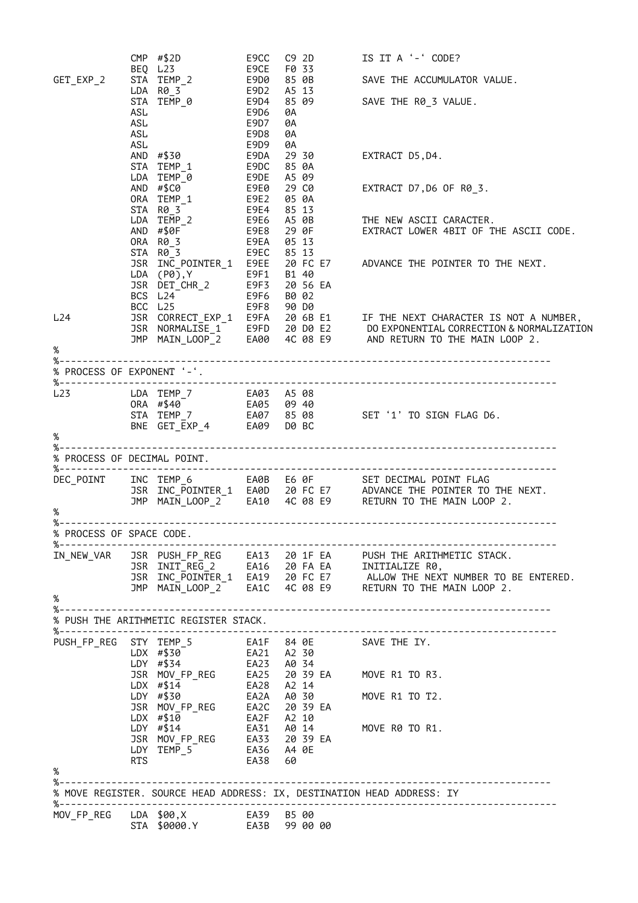```
            CMP  #$2D           E9CC   C9 2D        IS IT A '-' CODE?
            BEQ  L23            E9CE   F0 33
GET_EXP_2   STA  TEMP_2         E9D0   85 0B        SAVE THE ACCUMULATOR VALUE.
            LDA  R0_3           E9D2   A5 13
            STA  TEMP_0         E9D4   85 09        SAVE THE R0_3 VALUE.
            ASL                 E9D6   0A
            ASL                 E9D7   0A
            ASL                 E9D8   0A
            ASL                 E9D9   0A
            AND  #$30           E9DA   29 30        EXTRACT D5,D4.
            STA  TEMP_1         E9DC   85 0A
            LDA  TEMP_0         E9DE   A5 09
            AND  #$C0           E9E0   29 C0        EXTRACT D7,D6 OF R0_3.
            ORA  TEMP_1         E9E2   05 0A
            STA  R0_3           E9E4   85 13
            LDA  TEMP_2         E9E6   A5 0B        THE NEW ASCII CARACTER.
            AND  #$0F           E9E8   29 0F        EXTRACT LOWER 4BIT OF THE ASCII CODE.
            ORA  R0_3           E9EA   05 13
            STA  R0_3           E9EC   85 13
            JSR  INC_POINTER_1  E9EE   20 FC E7     ADVANCE THE POINTER TO THE NEXT.
            LDA  (P0),Y         E9F1   B1 40
            JSR  DET_CHR_2      E9F3   20 56 EA
            BCS  L24            E9F6   B0 02
            BCC  L25            E9F8   90 D0
L24         JSR  CORRECT_EXP_1  E9FA   20 6B E1     IF THE NEXT CHARACTER IS NOT A NUMBER,
            JSR  NORMALISE_1    E9FD   20 D0 E2     DO EXPONENTIAL CORRECTION & NORMALIZATION
            JMP  MAIN_LOOP_2    EA00   4C 08 E9     AND RETURN TO THE MAIN LOOP 2.
%
%-----------------------------------------------------------------------------------
% PROCESS OF EXPONENT '-'.
%-----------------------------------------------------------------------------------
L23         LDA  TEMP_7         EA03   A5 08
            ORA  #$40           EA05   09 40
            STA  TEMP_7         EA07   85 08        SET '1' TO SIGN FLAG D6.
            BNE  GET_EXP_4      EA09   D0 BC
%
%-----------------------------------------------------------------------------------
% PROCESS OF DECIMAL POINT.
%-----------------------------------------------------------------------------------
DEC_POINT   INC  TEMP_6         EA0B   E6 0F        SET DECIMAL POINT FLAG
            JSR  INC_POINTER_1  EA0D   20 FC E7     ADVANCE THE POINTER TO THE NEXT.
            JMP  MAIN_LOOP_2    EA10   4C 08 E9     RETURN TO THE MAIN LOOP 2.
%
%-----------------------------------------------------------------------------------
% PROCESS OF SPACE CODE.
%-----------------------------------------------------------------------------------
IN_NEW_VAR  JSR  PUSH_FP_REG    EA13   20 1F EA     PUSH THE ARITHMETIC STACK.
            JSR  INIT_REG_2     EA16   20 FA EA     INITIALIZE R0,
            JSR  INC_POINTER_1  EA19   20 FC E7     ALLOW THE NEXT NUMBER TO BE ENTERED.
            JMP  MAIN_LOOP_2    EA1C   4C 08 E9     RETURN TO THE MAIN LOOP 2.
%
%-----------------------------------------------------------------------------------
% PUSH THE ARITHMETIC REGISTER STACK.
%-----------------------------------------------------------------------------------
PUSH_FP_REG STY  TEMP_5         EA1F   84 0E        SAVE THE IY.
            LDX  #$30           EA21   A2 30
            LDY  #$34           EA23   A0 34
            JSR  MOV_FP_REG     EA25   20 39 EA     MOVE R1 TO R3.
            LDX  #$14           EA28   A2 14
            LDY  #$30           EA2A   A0 30        MOVE R1 TO T2.
            JSR  MOV_FP_REG     EA2C   20 39 EA
            LDX  #$10           EA2F   A2 10
            LDY  #$14           EA31   A0 14        MOVE R0 TO R1.
            JSR  MOV_FP_REG     EA33   20 39 EA
            LDY  TEMP_5         EA36   A4 0E
            RTS                 EA38   60
%
%-----------------------------------------------------------------------------------
% MOVE REGISTER. SOURCE HEAD ADDRESS: IX, DESTINATION HEAD ADDRESS: IY
%-----------------------------------------------------------------------------------
MOV_FP_REG  LDA  $00,X          EA39   B5 00
            STA  $0000.Y        EA3B   99 00 00
```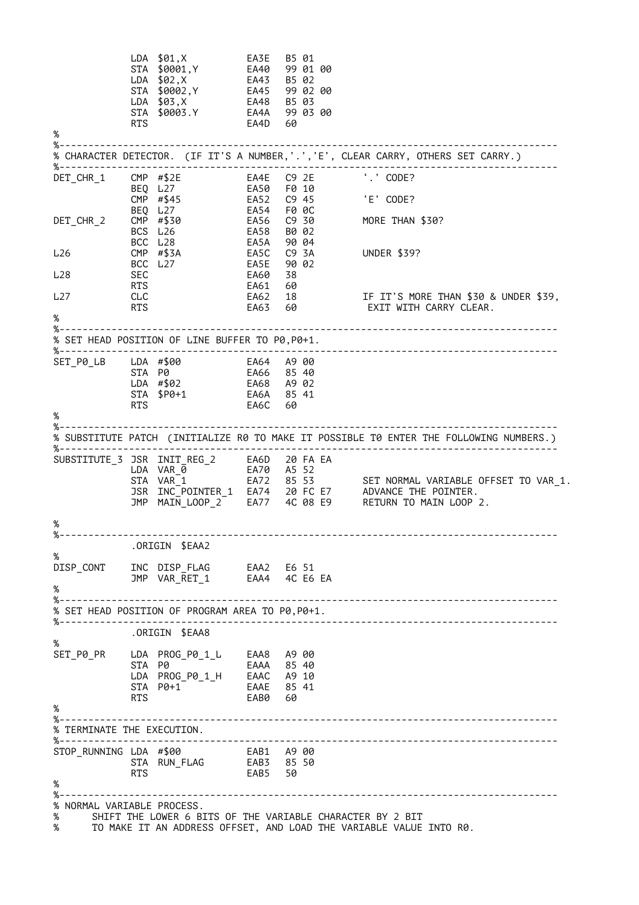```
            LDA  $01,X          EA3E  B5 01
            STA  $0001,Y        EA40  99 01 00
            LDA  $02,X          EA43  B5 02
            STA  $0002,Y        EA45  99 02 00
            LDA  $03,X          EA48  B5 03
            STA  $0003.Y        EA4A  99 03 00
            RTS                 EA4D  60
%
%-----------------------------------------------------------------------------------
% CHARACTER DETECTOR. (IF IT'S A NUMBER,'.','E', CLEAR CARRY, OTHERS SET CARRY.)
%-----------------------------------------------------------------------------------
DET_CHR_1   CMP  #$2E           EA4E  C9 2E      '.' CODE?
            BEQ  L27            EA50  F0 10
            CMP  #$45           EA52  C9 45      'E' CODE?
            BEQ  L27            EA54  F0 0C
DET_CHR_2   CMP  #$30           EA56  C9 30      MORE THAN $30?
            BCS  L26            EA58  B0 02
            BCC  L28            EA5A  90 04
L26         CMP  #$3A           EA5C  C9 3A      UNDER $39?
            BCC  L27            EA5E  90 02
L28         SEC                 EA60  38
            RTS                 EA61  60
L27         CLC                 EA62  18         IF IT'S MORE THAN $30 & UNDER $39,
            RTS                 EA63  60          EXIT WITH CARRY CLEAR.
%
%-----------------------------------------------------------------------------------
% SET HEAD POSITION OF LINE BUFFER TO P0,P0+1.
%-----------------------------------------------------------------------------------
SET_P0_LB   LDA  #$00           EA64  A9 00
            STA  P0             EA66  85 40
            LDA  #$02           EA68  A9 02
            STA  $P0+1          EA6A  85 41
            RTS                 EA6C  60
%
%-----------------------------------------------------------------------------------
% SUBSTITUTE PATCH (INITIALIZE R0 TO MAKE IT POSSIBLE T0 ENTER THE FOLLOWING NUMBERS.)
%-----------------------------------------------------------------------------------
SUBSTITUTE_3 JSR INIT_REG_2     EA6D  20 FA EA
            LDA  VAR_0          EA70  A5 52
            STA  VAR_1          EA72  85 53      SET NORMAL VARIABLE OFFSET TO VAR_1.
            JSR  INC_POINTER_1  EA74  20 FC E7   ADVANCE THE POINTER.
            JMP  MAIN_LOOP_2    EA77  4C 08 E9   RETURN TO MAIN LOOP 2.

%
%-----------------------------------------------------------------------------------
            .ORIGIN  $EAA2
%
DISP_CONT   INC  DISP_FLAG      EAA2  E6 51
            JMP  VAR_RET_1      EAA4  4C E6 EA
%
%-----------------------------------------------------------------------------------
% SET HEAD POSITION OF PROGRAM AREA TO P0,P0+1.
%-----------------------------------------------------------------------------------
            .ORIGIN  $EAA8
%
SET_P0_PR   LDA  PROG_P0_1_L    EAA8  A9 00
            STA  P0             EAAA  85 40
            LDA  PROG_P0_1_H    EAAC  A9 10
            STA  P0+1           EAAE  85 41
            RTS                 EAB0  60
%
%-----------------------------------------------------------------------------------
% TERMINATE THE EXECUTION.
%-----------------------------------------------------------------------------------
STOP_RUNNING LDA #$00           EAB1  A9 00
            STA  RUN_FLAG       EAB3  85 50
            RTS                 EAB5  50
%
%-----------------------------------------------------------------------------------
% NORMAL VARIABLE PROCESS.
%     SHIFT THE LOWER 6 BITS OF THE VARIABLE CHARACTER BY 2 BIT
%     TO MAKE IT AN ADDRESS OFFSET, AND LOAD THE VARIABLE VALUE INTO R0.
```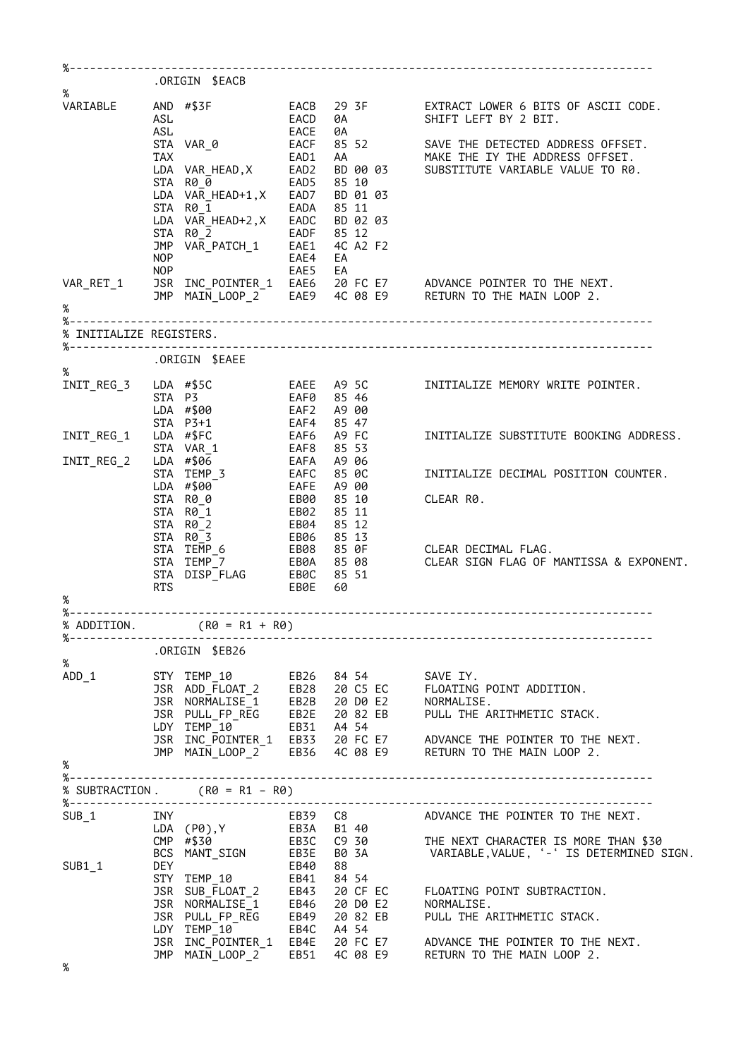```
%-----------------------------------------------------------------------------------------
            .ORIGIN  $EACB
%
VARIABLE    AND #$3F          EACB   29 3F       EXTRACT LOWER 6 BITS OF ASCII CODE.
            ASL               EACD   0A          SHIFT LEFT BY 2 BIT.
            ASL               EACE   0A
            STA VAR_0         EACF   85 52       SAVE THE DETECTED ADDRESS OFFSET.
            TAX               EAD1   AA          MAKE THE IY THE ADDRESS OFFSET.
            LDA VAR_HEAD,X    EAD2   BD 00 03    SUBSTITUTE VARIABLE VALUE TO R0.
            STA R0_0          EAD5   85 10
            LDA VAR_HEAD+1,X  EAD7   BD 01 03
            STA R0_1          EADA   85 11
            LDA VAR_HEAD+2,X  EADC   BD 02 03
            STA R0_2          EADF   85 12
            JMP VAR_PATCH_1   EAE1   4C A2 F2
            NOP               EAE4   EA
            NOP               EAE5   EA
VAR_RET_1   JSR INC_POINTER_1 EAE6   20 FC E7    ADVANCE POINTER TO THE NEXT.
            JMP MAIN_LOOP_2   EAE9   4C 08 E9    RETURN TO THE MAIN LOOP 2.
%
%-----------------------------------------------------------------------------------------
% INITIALIZE REGISTERS.
%-----------------------------------------------------------------------------------------
            .ORIGIN  $EAEE
%
INIT_REG_3  LDA #$5C          EAEE   A9 5C       INITIALIZE MEMORY WRITE POINTER.
            STA P3            EAF0   85 46
            LDA #$00          EAF2   A9 00
            STA P3+1          EAF4   85 47
INIT_REG_1  LDA #$FC          EAF6   A9 FC       INITIALIZE SUBSTITUTE BOOKING ADDRESS.
            STA VAR_1         EAF8   85 53
INIT_REG_2  LDA #$06          EAFA   A9 06
            STA TEMP_3        EAFC   85 0C       INITIALIZE DECIMAL POSITION COUNTER.
            LDA #$00          EAFE   A9 00
            STA R0_0          EB00   85 10       CLEAR R0.
            STA R0_1          EB02   85 11
            STA R0_2          EB04   85 12
            STA R0_3          EB06   85 13
            STA TEMP_6        EB08   85 0F       CLEAR DECIMAL FLAG.
            STA TEMP_7        EB0A   85 08       CLEAR SIGN FLAG OF MANTISSA & EXPONENT.
            STA DISP_FLAG     EB0C   85 51
            RTS               EB0E   60
%
%-----------------------------------------------------------------------------------------
% ADDITION.         (R0 = R1 + R0)
%-----------------------------------------------------------------------------------------
            .ORIGIN  $EB26
%
ADD_1       STY TEMP_10       EB26   84 54       SAVE IY.
            JSR ADD_FLOAT_2   EB28   20 C5 EC    FLOATING POINT ADDITION.
            JSR NORMALISE_1   EB2B   20 D0 E2    NORMALISE.
            JSR PULL_FP_REG   EB2E   20 82 EB    PULL THE ARITHMETIC STACK.
            LDY TEMP_10       EB31   A4 54
            JSR INC_POINTER_1 EB33   20 FC E7    ADVANCE THE POINTER TO THE NEXT.
            JMP MAIN_LOOP_2   EB36   4C 08 E9    RETURN TO THE MAIN LOOP 2.
%
%-----------------------------------------------------------------------------------------
% SUBTRACTION .     (R0 = R1 - R0)
%-----------------------------------------------------------------------------------------
SUB_1       INY               EB39   C8          ADVANCE THE POINTER TO THE NEXT.
            LDA (P0),Y        EB3A   B1 40
            CMP #$30          EB3C   C9 30       THE NEXT CHARACTER IS MORE THAN $30
            BCS MANT_SIGN     EB3E   B0 3A        VARIABLE,VALUE, '-' IS DETERMINED SIGN.
SUB1_1      DEY               EB40   88
            STY TEMP_10       EB41   84 54
            JSR SUB_FLOAT_2   EB43   20 CF EC    FLOATING POINT SUBTRACTION.
            JSR NORMALISE_1   EB46   20 D0 E2    NORMALISE.
            JSR PULL_FP_REG   EB49   20 82 EB    PULL THE ARITHMETIC STACK.
            LDY TEMP_10       EB4C   A4 54
            JSR INC_POINTER_1 EB4E   20 FC E7    ADVANCE THE POINTER TO THE NEXT.
            JMP MAIN_LOOP_2   EB51   4C 08 E9    RETURN TO THE MAIN LOOP 2.
%
```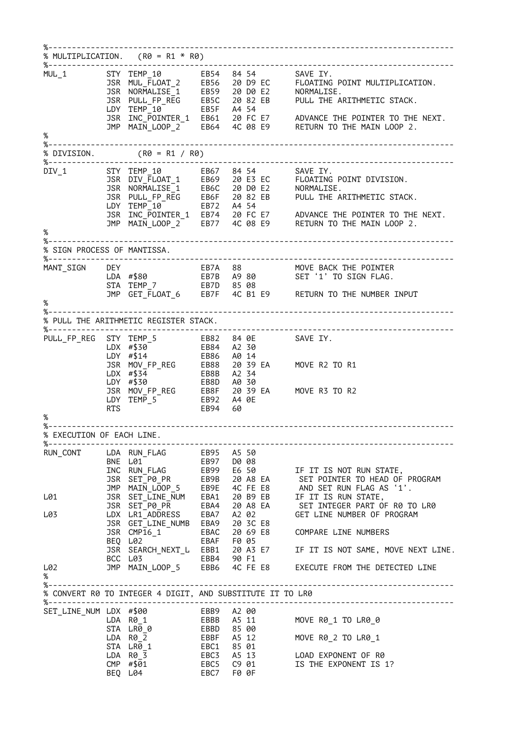```
%-----------------------------------------------------------------------------------
% MULTIPLICATION.   (R0 = R1 * R0)
%-----------------------------------------------------------------------------------
MUL_1        STY TEMP_10        EB54   84 54        SAVE IY.
             JSR MUL_FLOAT_2    EB56   20 D9 EC     FLOATING POINT MULTIPLICATION.
             JSR NORMALISE_1    EB59   20 D0 E2     NORMALISE.
             JSR PULL_FP_REG    EB5C   20 82 EB     PULL THE ARITHMETIC STACK.
             LDY TEMP_10        EB5F   A4 54
             JSR INC_POINTER_1  EB61   20 FC E7     ADVANCE THE POINTER TO THE NEXT.
             JMP MAIN_LOOP_2    EB64   4C 08 E9     RETURN TO THE MAIN LOOP 2.
%
%-----------------------------------------------------------------------------------
% DIVISION.         (R0 = R1 / R0)
%-----------------------------------------------------------------------------------
DIV_1        STY TEMP_10        EB67   84 54        SAVE IY.
             JSR DIV_FLOAT_1    EB69   20 E3 EC     FLOATING POINT DIVISION.
             JSR NORMALISE_1    EB6C   20 D0 E2     NORMALISE.
             JSR PULL_FP_REG    EB6F   20 82 EB     PULL THE ARITHMETIC STACK.
             LDY TEMP_10        EB72   A4 54
             JSR INC_POINTER_1  EB74   20 FC E7     ADVANCE THE POINTER TO THE NEXT.
             JMP MAIN_LOOP_2    EB77   4C 08 E9     RETURN TO THE MAIN LOOP 2.
%
%-----------------------------------------------------------------------------------
% SIGN PROCESS OF MANTISSA.
%-----------------------------------------------------------------------------------
MANT_SIGN    DEY                EB7A   88           MOVE BACK THE POINTER
             LDA #$80           EB7B   A9 80        SET '1' TO SIGN FLAG.
             STA TEMP_7         EB7D   85 08
             JMP GET_FLOAT_6    EB7F   4C B1 E9     RETURN TO THE NUMBER INPUT
%
%-----------------------------------------------------------------------------------
% PULL THE ARITHMETIC REGISTER STACK.
%-----------------------------------------------------------------------------------
PULL_FP_REG  STY TEMP_5         EB82   84 0E        SAVE IY.
             LDX #$30           EB84   A2 30
             LDY #$14           EB86   A0 14
             JSR MOV_FP_REG     EB88   20 39 EA     MOVE R2 TO R1
             LDX #$34           EB8B   A2 34
             LDY #$30           EB8D   A0 30
             JSR MOV_FP_REG     EB8F   20 39 EA     MOVE R3 TO R2
             LDY TEMP_5         EB92   A4 0E
             RTS                EB94   60
%
%-----------------------------------------------------------------------------------
% EXECUTION OF EACH LINE.
%-----------------------------------------------------------------------------------
RUN_CONT     LDA RUN_FLAG       EB95   A5 50
             BNE L01            EB97   D0 08
             INC RUN_FLAG       EB99   E6 50        IF IT IS NOT RUN STATE,
             JSR SET_P0_PR      EB9B   20 A8 EA      SET POINTER TO HEAD OF PROGRAM
             JMP MAIN_LOOP_5    EB9E   4C FE E8      AND SET RUN FLAG AS '1'.
L01          JSR SET_LINE_NUM   EBA1   20 B9 EB     IF IT IS RUN STATE,
             JSR SET_P0_PR      EBA4   20 A8 EA      SET INTEGER PART OF R0 TO LR0
L03          LDX LR1_ADDRESS    EBA7   A2 02        GET LINE NUMBER OF PROGRAM
             JSR GET_LINE_NUMB  EBA9   20 3C E8
             JSR CMP16_1        EBAC   20 69 E8     COMPARE LINE NUMBERS
             BEQ L02            EBAF   F0 05
             JSR SEARCH_NEXT_L  EBB1   20 A3 E7     IF IT IS NOT SAME, MOVE NEXT LINE.
             BCC L03            EBB4   90 F1
L02          JMP MAIN_LOOP_5    EBB6   4C FE E8     EXECUTE FROM THE DETECTED LINE
%
%-----------------------------------------------------------------------------------
% CONVERT R0 TO INTEGER 4 DIGIT, AND SUBSTITUTE IT TO LR0
%-----------------------------------------------------------------------------------
SET_LINE_NUM LDX #$00           EBB9   A2 00
             LDA R0_1           EBBB   A5 11        MOVE R0_1 TO LR0_0
             STA LR0_0          EBBD   85 00
             LDA R0_2           EBBF   A5 12        MOVE R0_2 TO LR0_1
             STA LR0_1          EBC1   85 01
             LDA R0_3           EBC3   A5 13        LOAD EXPONENT OF R0
             CMP #$01           EBC5   C9 01        IS THE EXPONENT IS 1?
             BEQ L04            EBC7   F0 0F
```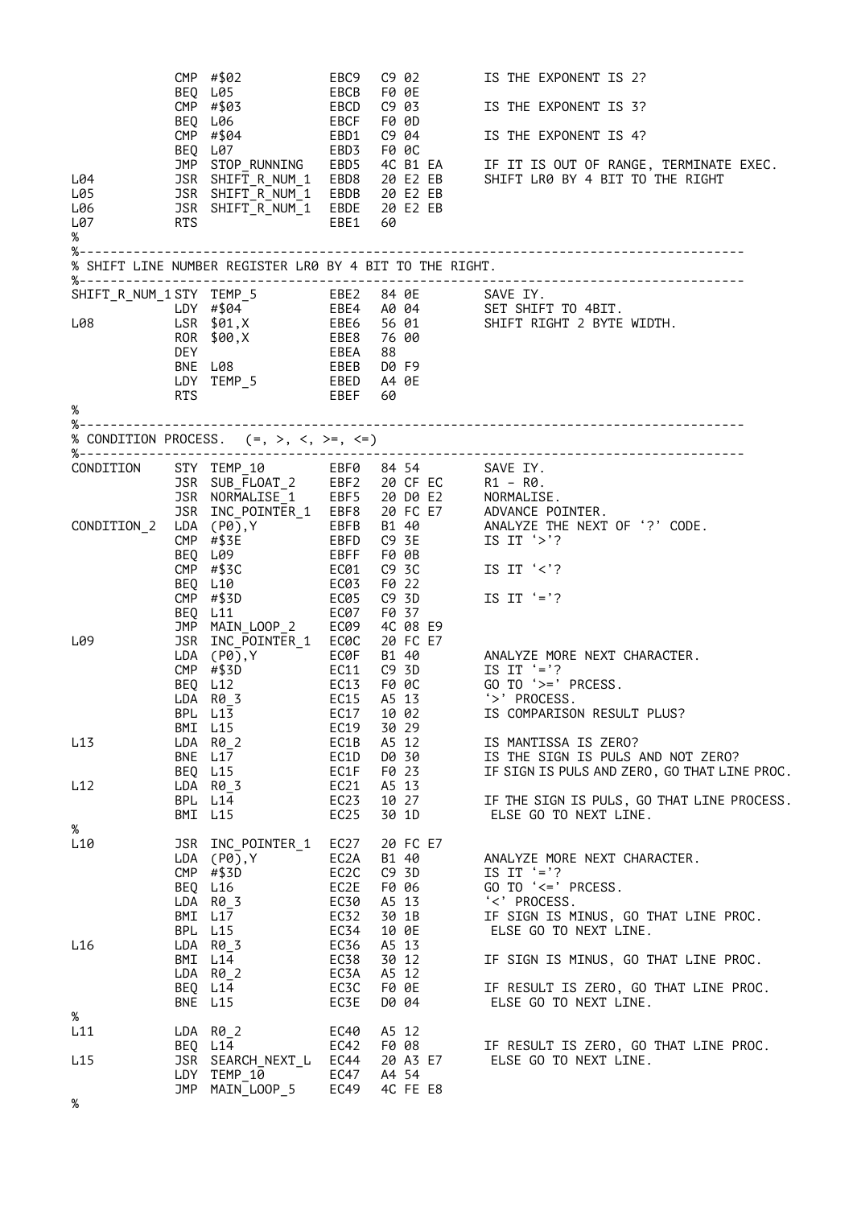```
            CMP #$02          EBC9  C9 02        IS THE EXPONENT IS 2?
            BEQ L05           EBCB  F0 0E
            CMP #$03          EBCD  C9 03        IS THE EXPONENT IS 3?
            BEQ L06           EBCF  F0 0D
            CMP #$04          EBD1  C9 04        IS THE EXPONENT IS 4?
            BEQ L07           EBD3  F0 0C
            JMP STOP_RUNNING  EBD5  4C B1 EA     IF IT IS OUT OF RANGE, TERMINATE EXEC.
L04         JSR SHIFT_R_NUM_1 EBD8  20 E2 EB     SHIFT LR0 BY 4 BIT TO THE RIGHT
L05         JSR SHIFT_R_NUM_1 EBDB  20 E2 EB
L06         JSR SHIFT_R_NUM_1 EBDE  20 E2 EB
L07         RTS               EBE1  60
%
%-------------------------------------------------------------------------------------
% SHIFT LINE NUMBER REGISTER LR0 BY 4 BIT TO THE RIGHT.
%-------------------------------------------------------------------------------------
SHIFT_R_NUM_1 STY TEMP_5      EBE2  84 0E        SAVE IY.
            LDY #$04          EBE4  A0 04        SET SHIFT TO 4BIT.
L08         LSR $01,X         EBE6  56 01        SHIFT RIGHT 2 BYTE WIDTH.
            ROR $00,X         EBE8  76 00
            DEY               EBEA  88
            BNE L08           EBEB  D0 F9
            LDY TEMP_5        EBED  A4 0E
            RTS               EBEF  60
%
%-------------------------------------------------------------------------------------
% CONDITION PROCESS.  (=, >, <, >=, <=)
%-------------------------------------------------------------------------------------
CONDITION   STY TEMP_10       EBF0  84 54        SAVE IY.
            JSR SUB_FLOAT_2   EBF2  20 CF EC     R1 - R0.
            JSR NORMALISE_1   EBF5  20 D0 E2     NORMALISE.
            JSR INC_POINTER_1 EBF8  20 FC E7     ADVANCE POINTER.
CONDITION_2 LDA (P0),Y        EBFB  B1 40        ANALYZE THE NEXT OF '?' CODE.
            CMP #$3E          EBFD  C9 3E        IS IT '>'?
            BEQ L09           EBFF  F0 0B
            CMP #$3C          EC01  C9 3C        IS IT '<'?
            BEQ L10           EC03  F0 22
            CMP #$3D          EC05  C9 3D        IS IT '='?
            BEQ L11           EC07  F0 37
            JMP MAIN_LOOP_2   EC09  4C 08 E9
L09         JSR INC_POINTER_1 EC0C  20 FC E7
            LDA (P0),Y        EC0F  B1 40        ANALYZE MORE NEXT CHARACTER.
            CMP #$3D          EC11  C9 3D        IS IT '='?
            BEQ L12           EC13  F0 0C        GO TO '>=' PRCESS.
            LDA R0_3          EC15  A5 13        '>' PROCESS.
            BPL L13           EC17  10 02        IS COMPARISON RESULT PLUS?
            BMI L15           EC19  30 29
L13         LDA R0_2          EC1B  A5 12        IS MANTISSA IS ZERO?
            BNE L17           EC1D  D0 30        IS THE SIGN IS PULS AND NOT ZERO?
            BEQ L15           EC1F  F0 23        IF SIGN IS PULS AND ZERO, GO THAT LINE PROC.
L12         LDA R0_3          EC21  A5 13
            BPL L14           EC23  10 27        IF THE SIGN IS PULS, GO THAT LINE PROCESS.
            BMI L15           EC25  30 1D         ELSE GO TO NEXT LINE.
%
L10         JSR INC_POINTER_1 EC27  20 FC E7
            LDA (P0),Y        EC2A  B1 40        ANALYZE MORE NEXT CHARACTER.
            CMP #$3D          EC2C  C9 3D        IS IT '='?
            BEQ L16           EC2E  F0 06        GO TO '<=' PRCESS.
            LDA R0_3          EC30  A5 13        '<' PROCESS.
            BMI L17           EC32  30 1B        IF SIGN IS MINUS, GO THAT LINE PROC.
            BPL L15           EC34  10 0E         ELSE GO TO NEXT LINE.
L16         LDA R0_3          EC36  A5 13
            BMI L14           EC38  30 12        IF SIGN IS MINUS, GO THAT LINE PROC.
            LDA R0_2          EC3A  A5 12
            BEQ L14           EC3C  F0 0E        IF RESULT IS ZERO, GO THAT LINE PROC.
            BNE L15           EC3E  D0 04         ELSE GO TO NEXT LINE.
%
L11         LDA R0_2          EC40  A5 12
            BEQ L14           EC42  F0 08        IF RESULT IS ZERO, GO THAT LINE PROC.
L15         JSR SEARCH_NEXT_L EC44  20 A3 E7      ELSE GO TO NEXT LINE.
            LDY TEMP_10       EC47  A4 54
            JMP MAIN_LOOP_5   EC49  4C FE E8
%
```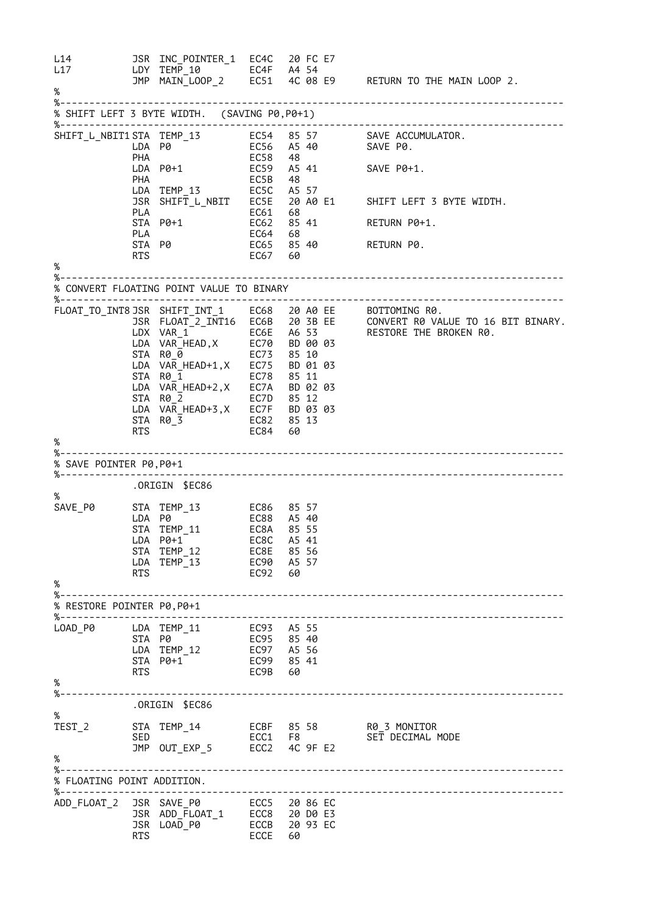```
L14          JSR INC_POINTER_1  EC4C   20 FC E7
L17          LDY TEMP_10        EC4F   A4 54
             JMP MAIN_LOOP_2    EC51   4C 08 E9    RETURN TO THE MAIN LOOP 2.
%
%-----------------------------------------------------------------------------------------
% SHIFT LEFT 3 BYTE WIDTH.  (SAVING P0,P0+1)
%-----------------------------------------------------------------------------------------
SHIFT_L_NBIT1 STA TEMP_13       EC54   85 57       SAVE ACCUMULATOR.
             LDA P0             EC56   A5 40       SAVE P0.
             PHA                EC58   48
             LDA P0+1           EC59   A5 41       SAVE P0+1.
             PHA                EC5B   48
             LDA TEMP_13        EC5C   A5 57
             JSR SHIFT_L_NBIT   EC5E   20 A0 E1    SHIFT LEFT 3 BYTE WIDTH.
             PLA                EC61   68
             STA P0+1           EC62   85 41       RETURN P0+1.
             PLA                EC64   68
             STA P0             EC65   85 40       RETURN P0.
             RTS                EC67   60
%
%-----------------------------------------------------------------------------------------
% CONVERT FLOATING POINT VALUE TO BINARY
%-----------------------------------------------------------------------------------------
FLOAT_TO_INT8 JSR SHIFT_INT_1   EC68   20 A0 EE    BOTTOMING R0.
             JSR FLOAT_2_INT16  EC6B   20 3B EE    CONVERT R0 VALUE TO 16 BIT BINARY.
             LDX VAR_1          EC6E   A6 53       RESTORE THE BROKEN R0.
             LDA VAR_HEAD,X     EC70   BD 00 03
             STA R0_0           EC73   85 10
             LDA VAR_HEAD+1,X   EC75   BD 01 03
             STA R0_1           EC78   85 11
             LDA VAR_HEAD+2,X   EC7A   BD 02 03
             STA R0_2           EC7D   85 12
             LDA VAR_HEAD+3,X   EC7F   BD 03 03
             STA R0_3           EC82   85 13
             RTS                EC84   60
%
%-----------------------------------------------------------------------------------------
% SAVE POINTER P0,P0+1
%-----------------------------------------------------------------------------------------
             .ORIGIN  $EC86
%
SAVE_P0      STA TEMP_13        EC86   85 57
             LDA P0             EC88   A5 40
             STA TEMP_11        EC8A   85 55
             LDA P0+1           EC8C   A5 41
             STA TEMP_12        EC8E   85 56
             LDA TEMP_13        EC90   A5 57
             RTS                EC92   60
%
%-----------------------------------------------------------------------------------------
% RESTORE POINTER P0,P0+1
%-----------------------------------------------------------------------------------------
LOAD_P0      LDA TEMP_11        EC93   A5 55
             STA P0             EC95   85 40
             LDA TEMP_12        EC97   A5 56
             STA P0+1           EC99   85 41
             RTS                EC9B   60
%
%-----------------------------------------------------------------------------------------
             .ORIGIN  $EC86
%
TEST_2       STA TEMP_14        ECBF   85 58       R0_3 MONITOR
             SED                ECC1   F8          SET DECIMAL MODE
             JMP OUT_EXP_5      ECC2   4C 9F E2
%
%-----------------------------------------------------------------------------------------
% FLOATING POINT ADDITION.
%-----------------------------------------------------------------------------------------
ADD_FLOAT_2  JSR SAVE_P0        ECC5   20 86 EC
             JSR ADD_FLOAT_1    ECC8   20 D0 E3
             JSR LOAD_P0        ECCB   20 93 EC
             RTS                ECCE   60
```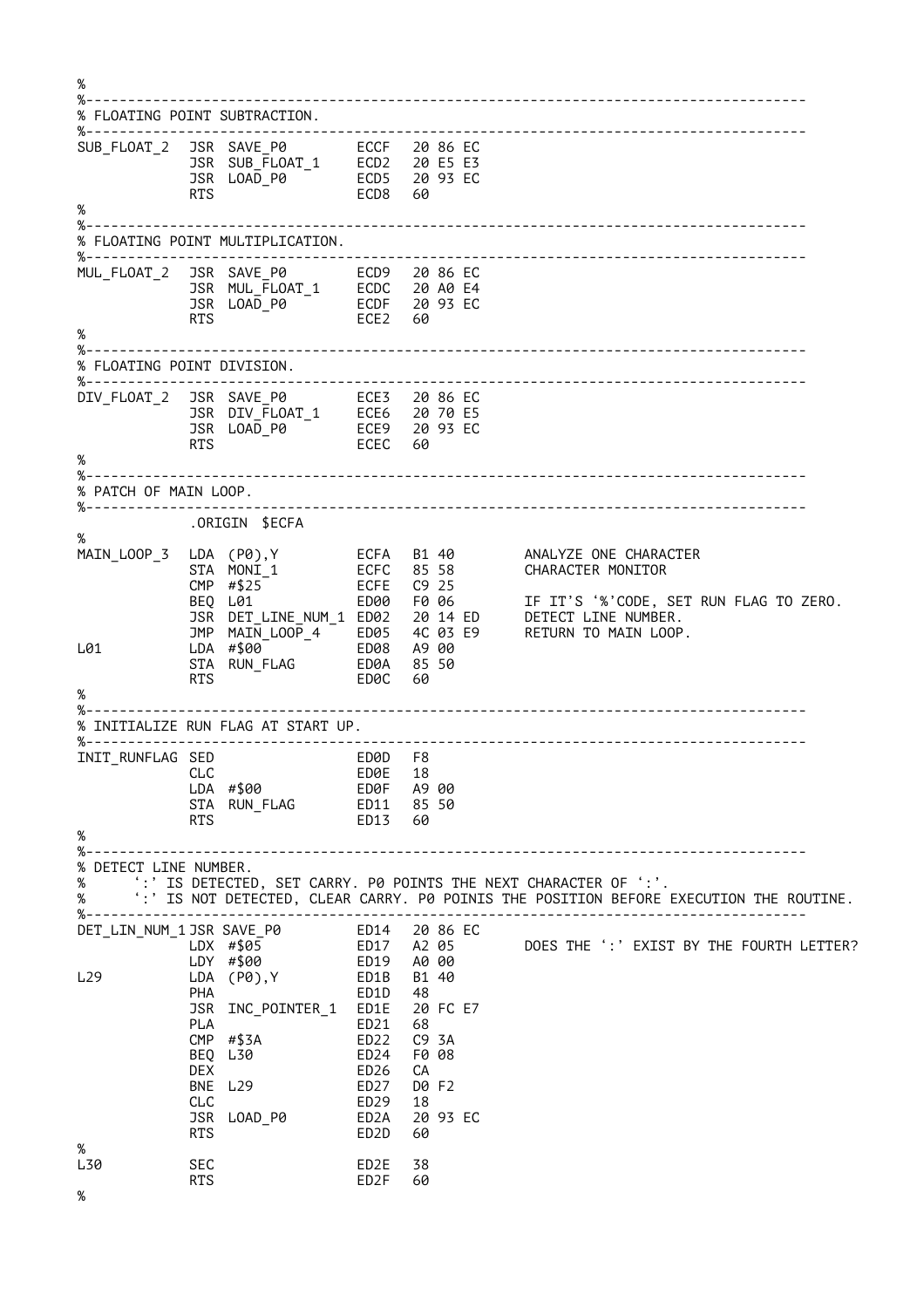```
%
%-------------------------------------------------------------------------------
% FLOATING POINT SUBTRACTION.
%-------------------------------------------------------------------------------
SUB_FLOAT_2  JSR SAVE_P0       ECCF  20 86 EC
             JSR SUB_FLOAT_1   ECD2  20 E5 E3
             JSR LOAD_P0       ECD5  20 93 EC
             RTS               ECD8  60
%
%-------------------------------------------------------------------------------
% FLOATING POINT MULTIPLICATION.
%-------------------------------------------------------------------------------
MUL_FLOAT_2  JSR SAVE_P0       ECD9  20 86 EC
             JSR MUL_FLOAT_1   ECDC  20 A0 E4
             JSR LOAD_P0       ECDF  20 93 EC
             RTS               ECE2  60
%
%-------------------------------------------------------------------------------
% FLOATING POINT DIVISION.
%-------------------------------------------------------------------------------
DIV_FLOAT_2  JSR SAVE_P0       ECE3  20 86 EC
             JSR DIV_FLOAT_1   ECE6  20 70 E5
             JSR LOAD_P0       ECE9  20 93 EC
             RTS               ECEC  60
%
%-------------------------------------------------------------------------------
% PATCH OF MAIN LOOP.
%-------------------------------------------------------------------------------
             .ORIGIN  $ECFA
%
MAIN_LOOP_3  LDA (P0),Y        ECFA  B1 40       ANALYZE ONE CHARACTER
             STA MONI_1        ECFC  85 58       CHARACTER MONITOR
             CMP #$25          ECFE  C9 25
             BEQ L01           ED00  F0 06       IF IT'S '%'CODE, SET RUN FLAG TO ZERO.
             JSR DET_LINE_NUM_1 ED02 20 14 ED    DETECT LINE NUMBER.
             JMP MAIN_LOOP_4   ED05  4C 03 E9    RETURN TO MAIN LOOP.
L01          LDA #$00          ED08  A9 00
             STA RUN_FLAG      ED0A  85 50
             RTS               ED0C  60
%
%-------------------------------------------------------------------------------
% INITIALIZE RUN FLAG AT START UP.
%-------------------------------------------------------------------------------
INIT_RUNFLAG SED               ED0D  F8
             CLC               ED0E  18
             LDA #$00          ED0F  A9 00
             STA RUN_FLAG      ED11  85 50
             RTS               ED13  60
%
%-------------------------------------------------------------------------------
% DETECT LINE NUMBER.
%     ':' IS DETECTED, SET CARRY. P0 POINTS THE NEXT CHARACTER OF ':'.
%     ':' IS NOT DETECTED, CLEAR CARRY. P0 POINIS THE POSITION BEFORE EXECUTION THE ROUTINE.
%-------------------------------------------------------------------------------
DET_LIN_NUM_1 JSR SAVE_P0      ED14  20 86 EC
             LDX #$05          ED17  A2 05       DOES THE ':' EXIST BY THE FOURTH LETTER?
             LDY #$00          ED19  A0 00
L29          LDA (P0),Y        ED1B  B1 40
             PHA               ED1D  48
             JSR INC_POINTER_1 ED1E  20 FC E7
             PLA               ED21  68
             CMP #$3A          ED22  C9 3A
             BEQ L30           ED24  F0 08
             DEX               ED26  CA
             BNE L29           ED27  D0 F2
             CLC               ED29  18
             JSR LOAD_P0       ED2A  20 93 EC
             RTS               ED2D  60
%
L30          SEC               ED2E  38
             RTS               ED2F  60
%
```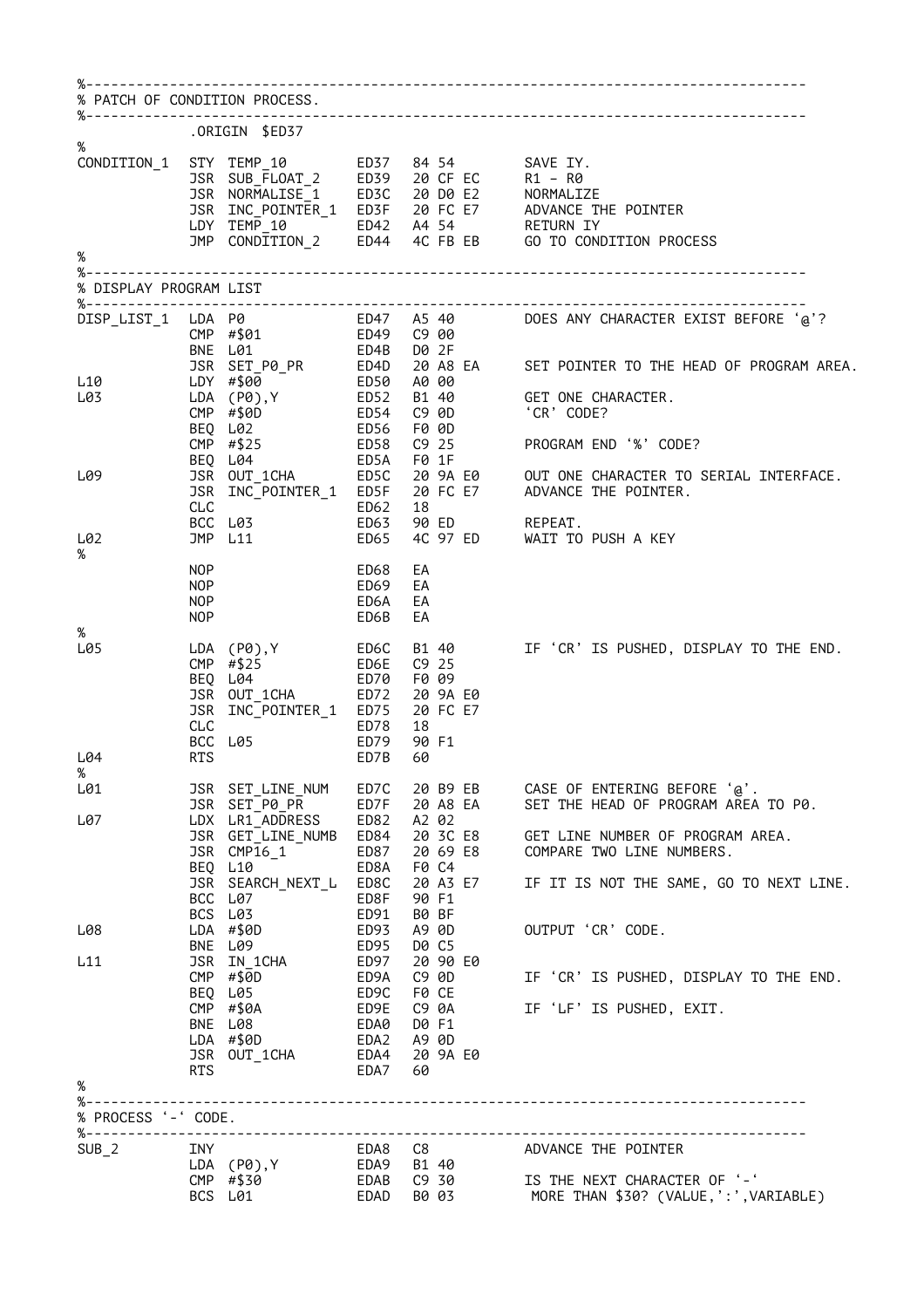```
%------------------------------------------------------------------------------------
% PATCH OF CONDITION PROCESS.
%------------------------------------------------------------------------------------
             .ORIGIN  $ED37
%
CONDITION_1  STY TEMP_10         ED37   84 54        SAVE IY.
             JSR SUB_FLOAT_2     ED39   20 CF EC     R1 - R0
             JSR NORMALISE_1     ED3C   20 D0 E2     NORMALIZE
             JSR INC_POINTER_1   ED3F   20 FC E7     ADVANCE THE POINTER
             LDY TEMP_10         ED42   A4 54        RETURN IY
             JMP CONDITION_2     ED44   4C FB EB     GO TO CONDITION PROCESS
%
%------------------------------------------------------------------------------------
% DISPLAY PROGRAM LIST
%------------------------------------------------------------------------------------
DISP_LIST_1  LDA P0              ED47   A5 40        DOES ANY CHARACTER EXIST BEFORE '@'?
             CMP #$01            ED49   C9 00
             BNE L01             ED4B   D0 2F
             JSR SET_P0_PR       ED4D   20 A8 EA     SET POINTER TO THE HEAD OF PROGRAM AREA.
L10          LDY #$00            ED50   A0 00
L03          LDA (P0),Y          ED52   B1 40        GET ONE CHARACTER.
             CMP #$0D            ED54   C9 0D        'CR' CODE?
             BEQ L02             ED56   F0 0D
             CMP #$25            ED58   C9 25        PROGRAM END '%' CODE?
             BEQ L04             ED5A   F0 1F
L09          JSR OUT_1CHA        ED5C   20 9A E0     OUT ONE CHARACTER TO SERIAL INTERFACE.
             JSR INC_POINTER_1   ED5F   20 FC E7     ADVANCE THE POINTER.
             CLC                 ED62   18
             BCC L03             ED63   90 ED        REPEAT.
L02          JMP L11             ED65   4C 97 ED     WAIT TO PUSH A KEY
%
             NOP                 ED68   EA
             NOP                 ED69   EA
             NOP                 ED6A   EA
             NOP                 ED6B   EA
%
L05          LDA (P0),Y          ED6C   B1 40        IF 'CR' IS PUSHED, DISPLAY TO THE END.
             CMP #$25            ED6E   C9 25
             BEQ L04             ED70   F0 09
             JSR OUT_1CHA        ED72   20 9A E0
             JSR INC_POINTER_1   ED75   20 FC E7
             CLC                 ED78   18
             BCC L05             ED79   90 F1
L04          RTS                 ED7B   60
%
L01          JSR SET_LINE_NUM    ED7C   20 B9 EB     CASE OF ENTERING BEFORE '@'.
             JSR SET_P0_PR       ED7F   20 A8 EA     SET THE HEAD OF PROGRAM AREA TO P0.
L07          LDX LR1_ADDRESS     ED82   A2 02
             JSR GET_LINE_NUMB   ED84   20 3C E8     GET LINE NUMBER OF PROGRAM AREA.
             JSR CMP16_1         ED87   20 69 E8     COMPARE TWO LINE NUMBERS.
             BEQ L10             ED8A   F0 C4
             JSR SEARCH_NEXT_L   ED8C   20 A3 E7     IF IT IS NOT THE SAME, GO TO NEXT LINE.
             BCC L07             ED8F   90 F1
             BCS L03             ED91   B0 BF
L08          LDA #$0D            ED93   A9 0D        OUTPUT 'CR' CODE.
             BNE L09             ED95   D0 C5
L11          JSR IN_1CHA         ED97   20 90 E0
             CMP #$0D            ED9A   C9 0D        IF 'CR' IS PUSHED, DISPLAY TO THE END.
             BEQ L05             ED9C   F0 CE
             CMP #$0A            ED9E   C9 0A        IF 'LF' IS PUSHED, EXIT.
             BNE L08             EDA0   D0 F1
             LDA #$0D            EDA2   A9 0D
             JSR OUT_1CHA        EDA4   20 9A E0
             RTS                 EDA7   60
%
%------------------------------------------------------------------------------------
% PROCESS '-' CODE.
%------------------------------------------------------------------------------------
SUB_2        INY                 EDA8   C8           ADVANCE THE POINTER
             LDA (P0),Y          EDA9   B1 40
             CMP #$30            EDAB   C9 30        IS THE NEXT CHARACTER OF '-'
             BCS L01             EDAD   B0 03         MORE THAN $30? (VALUE,':',VARIABLE)
```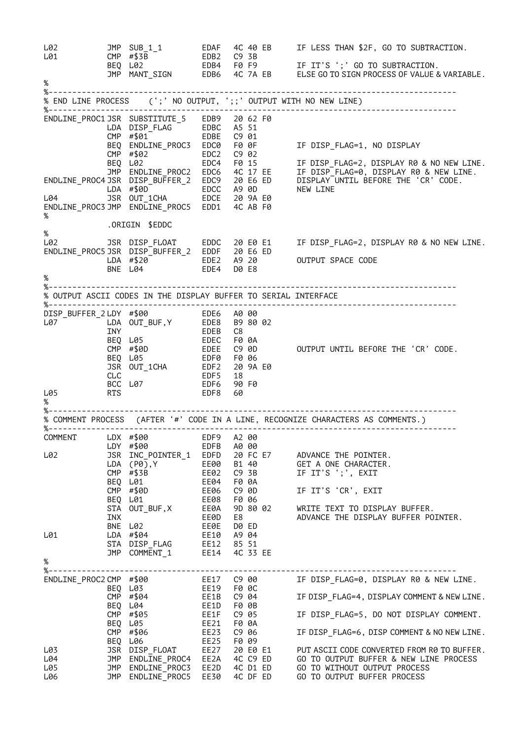```
L02         JMP  SUB_1_1         EDAF   4C 40 EB     IF LESS THAN $2F, GO TO SUBTRACTION.
L01         CMP  #$3B            EDB2   C9 3B
            BEQ  L02             EDB4   F0 F9        IF IT'S ';' GO TO SUBTRACTION.
            JMP  MANT_SIGN       EDB6   4C 7A EB     ELSE GO TO SIGN PROCESS OF VALUE & VARIABLE.
%
%-----------------------------------------------------------------------------------
% END LINE PROCESS    (';' NO OUTPUT, ';;' OUTPUT WITH NO NEW LINE)
%-----------------------------------------------------------------------------------
ENDLINE_PROC1 JSR SUBSTITUTE_5   EDB9   20 62 F0
            LDA  DISP_FLAG       EDBC   A5 51
            CMP  #$01            EDBE   C9 01
            BEQ  ENDLINE_PROC3   EDC0   F0 0F        IF DISP_FLAG=1, NO DISPLAY
            CMP  #$02            EDC2   C9 02
            BEQ  L02             EDC4   F0 15        IF DISP_FLAG=2, DISPLAY R0 & NO NEW LINE.
            JMP  ENDLINE_PROC2   EDC6   4C 17 EE     IF DISP_FLAG=0, DISPLAY R0 & NEW LINE.
ENDLINE_PROC4 JSR DISP_BUFFER_2  EDC9   20 E6 ED     DISPLAY UNTIL BEFORE THE 'CR' CODE.
            LDA  #$0D            EDCC   A9 0D        NEW LINE
L04         JSR  OUT_1CHA        EDCE   20 9A E0
ENDLINE_PROC3 JMP ENDLINE_PROC5  EDD1   4C AB F0
%
            .ORIGIN  $EDDC
%
L02         JSR  DISP_FLOAT      EDDC   20 E0 E1     IF DISP_FLAG=2, DISPLAY R0 & NO NEW LINE.
ENDLINE_PROC5 JSR DISP_BUFFER_2  EDDF   20 E6 ED
            LDA  #$20            EDE2   A9 20        OUTPUT SPACE CODE
            BNE  L04             EDE4   D0 E8
%
%-----------------------------------------------------------------------------------
% OUTPUT ASCII CODES IN THE DISPLAY BUFFER TO SERIAL INTERFACE
%-----------------------------------------------------------------------------------
DISP_BUFFER_2 LDY #$00           EDE6   A0 00
L07         LDA  OUT_BUF,Y       EDE8   B9 80 02
            INY                  EDEB   C8
            BEQ  L05             EDEC   F0 0A
            CMP  #$0D            EDEE   C9 0D        OUTPUT UNTIL BEFORE THE 'CR' CODE.
            BEQ  L05             EDF0   F0 06
            JSR  OUT_1CHA        EDF2   20 9A E0
            CLC                  EDF5   18
            BCC  L07             EDF6   90 F0
L05         RTS                  EDF8   60
%
%-----------------------------------------------------------------------------------
% COMMENT PROCESS  (AFTER '#' CODE IN A LINE, RECOGNIZE CHARACTERS AS COMMENTS.)
%-----------------------------------------------------------------------------------
COMMENT     LDX  #$00            EDF9   A2 00
            LDY  #$00            EDFB   A0 00
L02         JSR  INC_POINTER_1   EDFD   20 FC E7     ADVANCE THE POINTER.
            LDA  (P0),Y          EE00   B1 40        GET A ONE CHARACTER.
            CMP  #$3B            EE02   C9 3B        IF IT'S ';', EXIT
            BEQ  L01             EE04   F0 0A
            CMP  #$0D            EE06   C9 0D        IF IT'S 'CR', EXIT
            BEQ  L01             EE08   F0 06
            STA  OUT_BUF,X       EE0A   9D 80 02     WRITE TEXT TO DISPLAY BUFFER.
            INX                  EE0D   E8           ADVANCE THE DISPLAY BUFFER POINTER.
            BNE  L02             EE0E   D0 ED
L01         LDA  #$04            EE10   A9 04
            STA  DISP_FLAG       EE12   85 51
            JMP  COMMENT_1       EE14   4C 33 EE
%
%-----------------------------------------------------------------------------------
ENDLINE_PROC2 CMP #$00           EE17   C9 00        IF DISP_FLAG=0, DISPLAY R0 & NEW LINE.
            BEQ  L03             EE19   F0 0C
            CMP  #$04            EE1B   C9 04        IF DISP_FLAG=4, DISPLAY COMMENT & NEW LINE.
            BEQ  L04             EE1D   F0 0B
            CMP  #$05            EE1F   C9 05        IF DISP_FLAG=5, DO NOT DISPLAY COMMENT.
            BEQ  L05             EE21   F0 0A
            CMP  #$06            EE23   C9 06        IF DISP_FLAG=6, DISP COMMENT & NO NEW LINE.
            BEQ  L06             EE25   F0 09
L03         JSR  DISP_FLOAT      EE27   20 E0 E1     PUT ASCII CODE CONVERTED FROM R0 TO BUFFER.
L04         JMP  ENDLINE_PROC4   EE2A   4C C9 ED     GO TO OUTPUT BUFFER & NEW LINE PROCESS
L05         JMP  ENDLINE_PROC3   EE2D   4C D1 ED     GO TO WITHOUT OUTPUT PROCESS
L06         JMP  ENDLINE_PROC5   EE30   4C DF ED     GO TO OUTPUT BUFFER PROCESS
```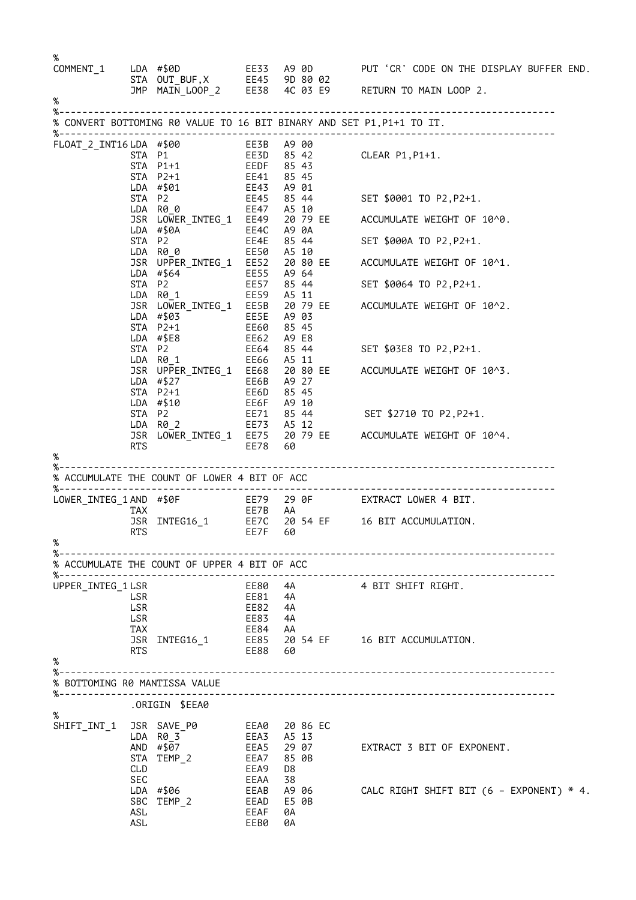```
%
COMMENT_1    LDA #$0D          EE33  A9 0D       PUT 'CR' CODE ON THE DISPLAY BUFFER END.
             STA OUT_BUF,X     EE45  9D 80 02
             JMP MAIN_LOOP_2   EE38  4C 03 E9    RETURN TO MAIN LOOP 2.
%
%-----------------------------------------------------------------------------------
% CONVERT BOTTOMING R0 VALUE TO 16 BIT BINARY AND SET P1,P1+1 TO IT.
%-----------------------------------------------------------------------------------
FLOAT_2_INT16 LDA #$00         EE3B  A9 00
             STA P1            EE3D  85 42       CLEAR P1,P1+1.
             STA P1+1          EEDF  85 43
             STA P2+1          EE41  85 45
             LDA #$01          EE43  A9 01
             STA P2            EE45  85 44       SET $0001 TO P2,P2+1.
             LDA R0_0          EE47  A5 10
             JSR LOWER_INTEG_1 EE49  20 79 EE    ACCUMULATE WEIGHT OF 10^0.
             LDA #$0A          EE4C  A9 0A
             STA P2            EE4E  85 44       SET $000A TO P2,P2+1.
             LDA R0_0          EE50  A5 10
             JSR UPPER_INTEG_1 EE52  20 80 EE    ACCUMULATE WEIGHT OF 10^1.
             LDA #$64          EE55  A9 64
             STA P2            EE57  85 44       SET $0064 TO P2,P2+1.
             LDA R0_1          EE59  A5 11
             JSR LOWER_INTEG_1 EE5B  20 79 EE    ACCUMULATE WEIGHT OF 10^2.
             LDA #$03          EE5E  A9 03
             STA P2+1          EE60  85 45
             LDA #$E8          EE62  A9 E8
             STA P2            EE64  85 44       SET $03E8 TO P2,P2+1.
             LDA R0_1          EE66  A5 11
             JSR UPPER_INTEG_1 EE68  20 80 EE    ACCUMULATE WEIGHT OF 10^3.
             LDA #$27          EE6B  A9 27
             STA P2+1          EE6D  85 45
             LDA #$10          EE6F  A9 10
             STA P2            EE71  85 44        SET $2710 TO P2,P2+1.
             LDA R0_2          EE73  A5 12
             JSR LOWER_INTEG_1 EE75  20 79 EE    ACCUMULATE WEIGHT OF 10^4.
             RTS               EE78  60
%
%-----------------------------------------------------------------------------------
% ACCUMULATE THE COUNT OF LOWER 4 BIT OF ACC
%-----------------------------------------------------------------------------------
LOWER_INTEG_1 AND #$0F         EE79  29 0F       EXTRACT LOWER 4 BIT.
             TAX               EE7B  AA
             JSR INTEG16_1     EE7C  20 54 EF    16 BIT ACCUMULATION.
             RTS               EE7F  60
%
%-----------------------------------------------------------------------------------
% ACCUMULATE THE COUNT OF UPPER 4 BIT OF ACC
%-----------------------------------------------------------------------------------
UPPER_INTEG_1 LSR              EE80  4A          4 BIT SHIFT RIGHT.
             LSR               EE81  4A
             LSR               EE82  4A
             LSR               EE83  4A
             TAX               EE84  AA
             JSR INTEG16_1     EE85  20 54 EF    16 BIT ACCUMULATION.
             RTS               EE88  60
%
%-----------------------------------------------------------------------------------
% BOTTOMING R0 MANTISSA VALUE
%-----------------------------------------------------------------------------------
             .ORIGIN $EEA0
%
SHIFT_INT_1  JSR SAVE_P0       EEA0  20 86 EC
             LDA R0_3          EEA3  A5 13
             AND #$07          EEA5  29 07       EXTRACT 3 BIT OF EXPONENT.
             STA TEMP_2        EEA7  85 0B
             CLD               EEA9  D8
             SEC               EEAA  38
             LDA #$06          EEAB  A9 06       CALC RIGHT SHIFT BIT (6 - EXPONENT) * 4.
             SBC TEMP_2        EEAD  E5 0B
             ASL               EEAF  0A
             ASL               EEB0  0A
```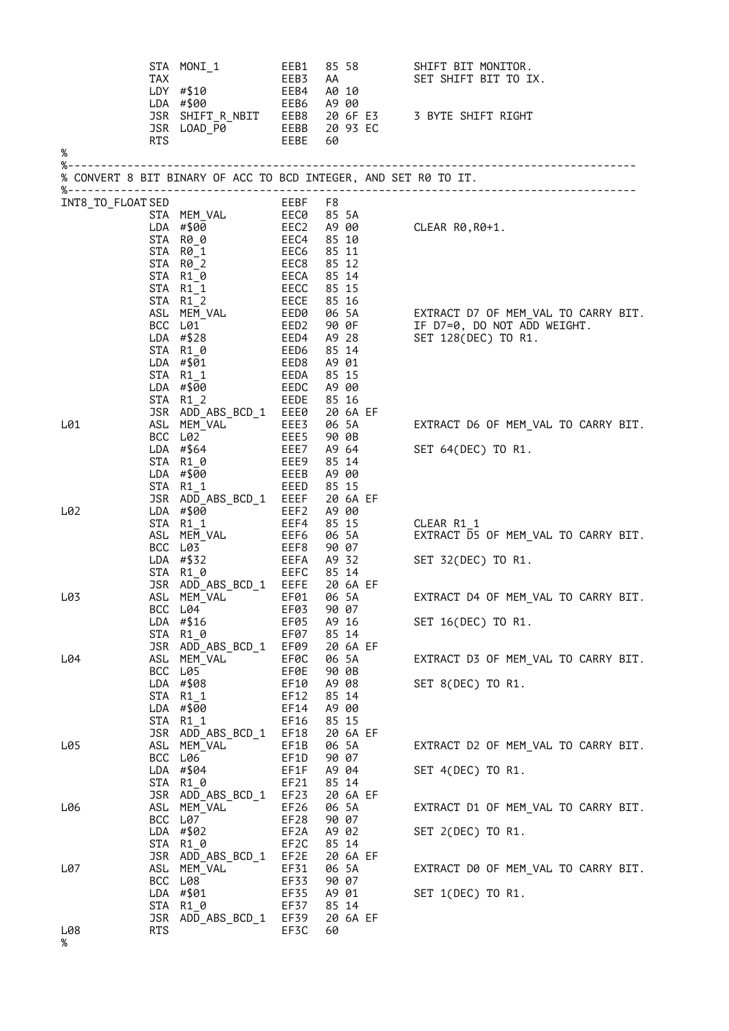```
            STA  MONI_1         EEB1   85 58         SHIFT BIT MONITOR.
            TAX                 EEB3   AA            SET SHIFT BIT TO IX.
            LDY  #$10           EEB4   A0 10
            LDA  #$00           EEB6   A9 00
            JSR  SHIFT_R_NBIT   EEB8   20 6F E3      3 BYTE SHIFT RIGHT
            JSR  LOAD_P0        EEBB   20 93 EC
            RTS                 EEBE   60
%
%-----------------------------------------------------------------------------------
% CONVERT 8 BIT BINARY OF ACC TO BCD INTEGER, AND SET R0 TO IT.
%-----------------------------------------------------------------------------------
INT8_TO_FLOAT SED               EEBF   F8
            STA  MEM_VAL        EEC0   85 5A
            LDA  #$00           EEC2   A9 00         CLEAR R0,R0+1.
            STA  R0_0           EEC4   85 10
            STA  R0_1           EEC6   85 11
            STA  R0_2           EEC8   85 12
            STA  R1_0           EECA   85 14
            STA  R1_1           EECC   85 15
            STA  R1_2           EECE   85 16
            ASL  MEM_VAL        EED0   06 5A         EXTRACT D7 OF MEM_VAL TO CARRY BIT.
            BCC  L01            EED2   90 0F         IF D7=0, DO NOT ADD WEIGHT.
            LDA  #$28           EED4   A9 28         SET 128(DEC) TO R1.
            STA  R1_0           EED6   85 14
            LDA  #$01           EED8   A9 01
            STA  R1_1           EEDA   85 15
            LDA  #$00           EEDC   A9 00
            STA  R1_2           EEDE   85 16
            JSR  ADD_ABS_BCD_1  EEE0   20 6A EF
L01         ASL  MEM_VAL        EEE3   06 5A         EXTRACT D6 OF MEM_VAL TO CARRY BIT.
            BCC  L02            EEE5   90 0B
            LDA  #$64           EEE7   A9 64         SET 64(DEC) TO R1.
            STA  R1_0           EEE9   85 14
            LDA  #$00           EEEB   A9 00
            STA  R1_1           EEED   85 15
            JSR  ADD_ABS_BCD_1  EEEF   20 6A EF
L02         LDA  #$00           EEF2   A9 00
            STA  R1_1           EEF4   85 15         CLEAR R1_1
            ASL  MEM_VAL        EEF6   06 5A         EXTRACT D5 OF MEM_VAL TO CARRY BIT.
            BCC  L03            EEF8   90 07
            LDA  #$32           EEFA   A9 32         SET 32(DEC) TO R1.
            STA  R1_0           EEFC   85 14
            JSR  ADD_ABS_BCD_1  EEFE   20 6A EF
L03         ASL  MEM_VAL        EF01   06 5A         EXTRACT D4 OF MEM_VAL TO CARRY BIT.
            BCC  L04            EF03   90 07
            LDA  #$16           EF05   A9 16         SET 16(DEC) TO R1.
            STA  R1_0           EF07   85 14
            JSR  ADD_ABS_BCD_1  EF09   20 6A EF
L04         ASL  MEM_VAL        EF0C   06 5A         EXTRACT D3 OF MEM_VAL TO CARRY BIT.
            BCC  L05            EF0E   90 0B
            LDA  #$08           EF10   A9 08         SET 8(DEC) TO R1.
            STA  R1_1           EF12   85 14
            LDA  #$00           EF14   A9 00
            STA  R1_1           EF16   85 15
            JSR  ADD_ABS_BCD_1  EF18   20 6A EF
L05         ASL  MEM_VAL        EF1B   06 5A         EXTRACT D2 OF MEM_VAL TO CARRY BIT.
            BCC  L06            EF1D   90 07
            LDA  #$04           EF1F   A9 04         SET 4(DEC) TO R1.
            STA  R1_0           EF21   85 14
            JSR  ADD_ABS_BCD_1  EF23   20 6A EF
L06         ASL  MEM_VAL        EF26   06 5A         EXTRACT D1 OF MEM_VAL TO CARRY BIT.
            BCC  L07            EF28   90 07
            LDA  #$02           EF2A   A9 02         SET 2(DEC) TO R1.
            STA  R1_0           EF2C   85 14
            JSR  ADD_ABS_BCD_1  EF2E   20 6A EF
L07         ASL  MEM_VAL        EF31   06 5A         EXTRACT D0 OF MEM_VAL TO CARRY BIT.
            BCC  L08            EF33   90 07
            LDA  #$01           EF35   A9 01         SET 1(DEC) TO R1.
            STA  R1_0           EF37   85 14
            JSR  ADD_ABS_BCD_1  EF39   20 6A EF
L08         RTS                 EF3C   60
%
```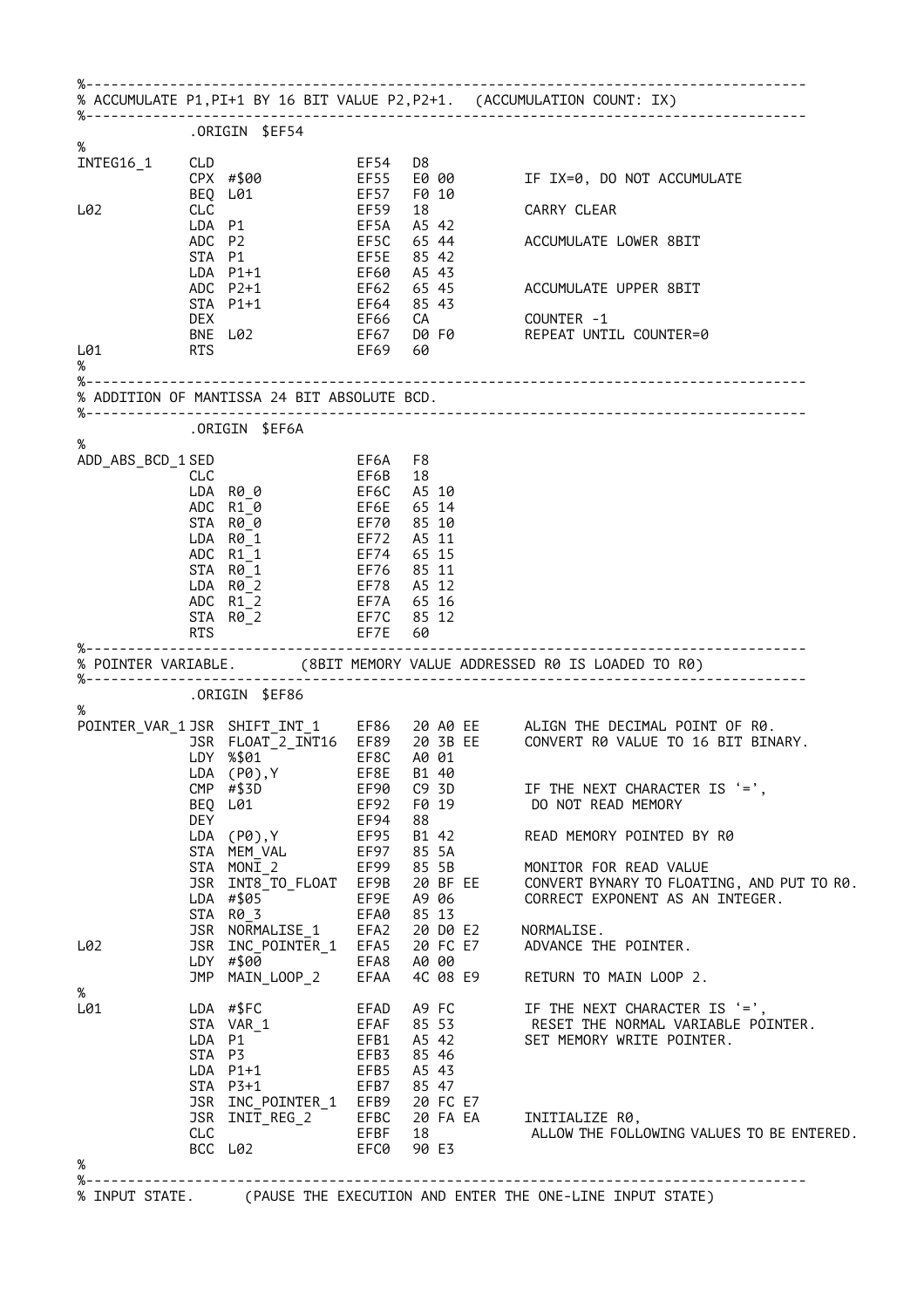```
%----------------------------------------------------------------------------------
% ACCUMULATE P1,PI+1 BY 16 BIT VALUE P2,P2+1.  (ACCUMULATION COUNT: IX)
%----------------------------------------------------------------------------------
            .ORIGIN  $EF54
%
INTEG16_1   CLD                 EF54  D8
            CPX  #$00           EF55  E0 00      IF IX=0, DO NOT ACCUMULATE
            BEQ  L01            EF57  F0 10
L02         CLC                 EF59  18         CARRY CLEAR
            LDA  P1             EF5A  A5 42
            ADC  P2             EF5C  65 44      ACCUMULATE LOWER 8BIT
            STA  P1             EF5E  85 42
            LDA  P1+1           EF60  A5 43
            ADC  P2+1           EF62  65 45      ACCUMULATE UPPER 8BIT
            STA  P1+1           EF64  85 43
            DEX                 EF66  CA         COUNTER -1
            BNE  L02            EF67  D0 F0      REPEAT UNTIL COUNTER=0
L01         RTS                 EF69  60
%
%----------------------------------------------------------------------------------
% ADDITION OF MANTISSA 24 BIT ABSOLUTE BCD.
%----------------------------------------------------------------------------------
            .ORIGIN  $EF6A
%
ADD_ABS_BCD_1 SED               EF6A  F8
            CLC                 EF6B  18
            LDA  R0_0           EF6C  A5 10
            ADC  R1_0           EF6E  65 14
            STA  R0_0           EF70  85 10
            LDA  R0_1           EF72  A5 11
            ADC  R1_1           EF74  65 15
            STA  R0_1           EF76  85 11
            LDA  R0_2           EF78  A5 12
            ADC  R1_2           EF7A  65 16
            STA  R0_2           EF7C  85 12
            RTS                 EF7E  60
%----------------------------------------------------------------------------------
% POINTER VARIABLE.      (8BIT MEMORY VALUE ADDRESSED R0 IS LOADED TO R0)
%----------------------------------------------------------------------------------
            .ORIGIN  $EF86
%
POINTER_VAR_1 JSR  SHIFT_INT_1    EF86  20 A0 EE   ALIGN THE DECIMAL POINT OF R0.
            JSR  FLOAT_2_INT16  EF89  20 3B EE   CONVERT R0 VALUE TO 16 BIT BINARY.
            LDY  %$01           EF8C  A0 01
            LDA  (P0),Y         EF8E  B1 40
            CMP  #$3D           EF90  C9 3D      IF THE NEXT CHARACTER IS '=',
            BEQ  L01            EF92  F0 19       DO NOT READ MEMORY
            DEY                 EF94  88
            LDA  (P0),Y         EF95  B1 42      READ MEMORY POINTED BY R0
            STA  MEM_VAL        EF97  85 5A
            STA  MONI_2         EF99  85 5B      MONITOR FOR READ VALUE
            JSR  INT8_TO_FLOAT  EF9B  20 BF EE   CONVERT BYNARY TO FLOATING, AND PUT TO R0.
            LDA  #$05           EF9E  A9 06      CORRECT EXPONENT AS AN INTEGER.
            STA  R0_3           EFA0  85 13
            JSR  NORMALISE_1    EFA2  20 D0 E2   NORMALISE.
L02         JSR  INC_POINTER_1  EFA5  20 FC E7   ADVANCE THE POINTER.
            LDY  #$00           EFA8  A0 00
            JMP  MAIN_LOOP_2    EFAA  4C 08 E9   RETURN TO MAIN LOOP 2.
%
L01         LDA  #$FC           EFAD  A9 FC      IF THE NEXT CHARACTER IS '=',
            STA  VAR_1          EFAF  85 53       RESET THE NORMAL VARIABLE POINTER.
            LDA  P1             EFB1  A5 42      SET MEMORY WRITE POINTER.
            STA  P3             EFB3  85 46
            LDA  P1+1           EFB5  A5 43
            STA  P3+1           EFB7  85 47
            JSR  INC_POINTER_1  EFB9  20 FC E7
            JSR  INIT_REG_2     EFBC  20 FA EA   INITIALIZE R0,
            CLC                 EFBF  18          ALLOW THE FOLLOWING VALUES TO BE ENTERED.
            BCC  L02            EFC0  90 E3
%
%----------------------------------------------------------------------------------
% INPUT STATE.      (PAUSE THE EXECUTION AND ENTER THE ONE-LINE INPUT STATE)
```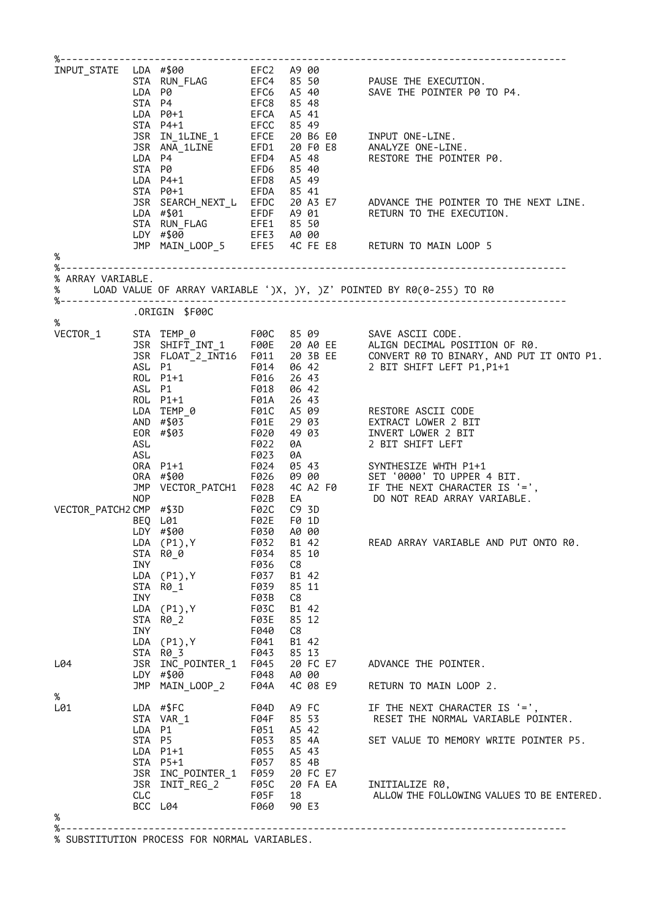```
%-----------------------------------------------------------------------------------
INPUT_STATE  LDA #$00           EFC2  A9 00
             STA RUN_FLAG       EFC4  85 50       PAUSE THE EXECUTION.
             LDA P0             EFC6  A5 40       SAVE THE POINTER P0 TO P4.
             STA P4             EFC8  85 48
             LDA P0+1           EFCA  A5 41
             STA P4+1           EFCC  85 49
             JSR IN_1LINE_1     EFCE  20 B6 E0    INPUT ONE-LINE.
             JSR ANA_1LINE      EFD1  20 F0 E8    ANALYZE ONE-LINE.
             LDA P4             EFD4  A5 48       RESTORE THE POINTER P0.
             STA P0             EFD6  85 40
             LDA P4+1           EFD8  A5 49
             STA P0+1           EFDA  85 41
             JSR SEARCH_NEXT_L  EFDC  20 A3 E7    ADVANCE THE POINTER TO THE NEXT LINE.
             LDA #$01           EFDF  A9 01       RETURN TO THE EXECUTION.
             STA RUN_FLAG       EFE1  85 50
             LDY #$00           EFE3  A0 00
             JMP MAIN_LOOP_5    EFE5  4C FE E8    RETURN TO MAIN LOOP 5
%
%-----------------------------------------------------------------------------------
% ARRAY VARIABLE.
%     LOAD VALUE OF ARRAY VARIABLE ')X, )Y, )Z' POINTED BY R0(0-255) TO R0
%-----------------------------------------------------------------------------------
             .ORIGIN  $F00C
%
VECTOR_1     STA TEMP_0         F00C  85 09       SAVE ASCII CODE.
             JSR SHIFT_INT_1    F00E  20 A0 EE    ALIGN DECIMAL POSITION OF R0.
             JSR FLOAT_2_INT16  F011  20 3B EE    CONVERT R0 TO BINARY, AND PUT IT ONTO P1.
             ASL P1             F014  06 42       2 BIT SHIFT LEFT P1,P1+1
             ROL P1+1           F016  26 43
             ASL P1             F018  06 42
             ROL P1+1           F01A  26 43
             LDA TEMP_0         F01C  A5 09       RESTORE ASCII CODE
             AND #$03           F01E  29 03       EXTRACT LOWER 2 BIT
             EOR #$03           F020  49 03       INVERT LOWER 2 BIT
             ASL                F022  0A          2 BIT SHIFT LEFT
             ASL                F023  0A
             ORA P1+1           F024  05 43       SYNTHESIZE WHTH P1+1
             ORA #$00           F026  09 00       SET '0000' TO UPPER 4 BIT.
             JMP VECTOR_PATCH1  F028  4C A2 F0    IF THE NEXT CHARACTER IS '=',
             NOP                F02B  EA           DO NOT READ ARRAY VARIABLE.
VECTOR_PATCH2 CMP #$3D          F02C  C9 3D
             BEQ L01            F02E  F0 1D
             LDY #$00           F030  A0 00
             LDA (P1),Y         F032  B1 42       READ ARRAY VARIABLE AND PUT ONTO R0.
             STA R0_0           F034  85 10
             INY                F036  C8
             LDA (P1),Y         F037  B1 42
             STA R0_1           F039  85 11
             INY                F03B  C8
             LDA (P1),Y         F03C  B1 42
             STA R0_2           F03E  85 12
             INY                F040  C8
             LDA (P1),Y         F041  B1 42
             STA R0_3           F043  85 13
L04          JSR INC_POINTER_1  F045  20 FC E7    ADVANCE THE POINTER.
             LDY #$00           F048  A0 00
             JMP MAIN_LOOP_2    F04A  4C 08 E9    RETURN TO MAIN LOOP 2.
%
L01          LDA #$FC           F04D  A9 FC       IF THE NEXT CHARACTER IS '=',
             STA VAR_1          F04F  85 53        RESET THE NORMAL VARIABLE POINTER.
             LDA P1             F051  A5 42
             STA P5             F053  85 4A       SET VALUE TO MEMORY WRITE POINTER P5.
             LDA P1+1           F055  A5 43
             STA P5+1           F057  85 4B
             JSR INC_POINTER_1  F059  20 FC E7
             JSR INIT_REG_2     F05C  20 FA EA    INITIALIZE R0,
             CLC                F05F  18           ALLOW THE FOLLOWING VALUES TO BE ENTERED.
             BCC L04            F060  90 E3
%
%-----------------------------------------------------------------------------------
% SUBSTITUTION PROCESS FOR NORMAL VARIABLES.
```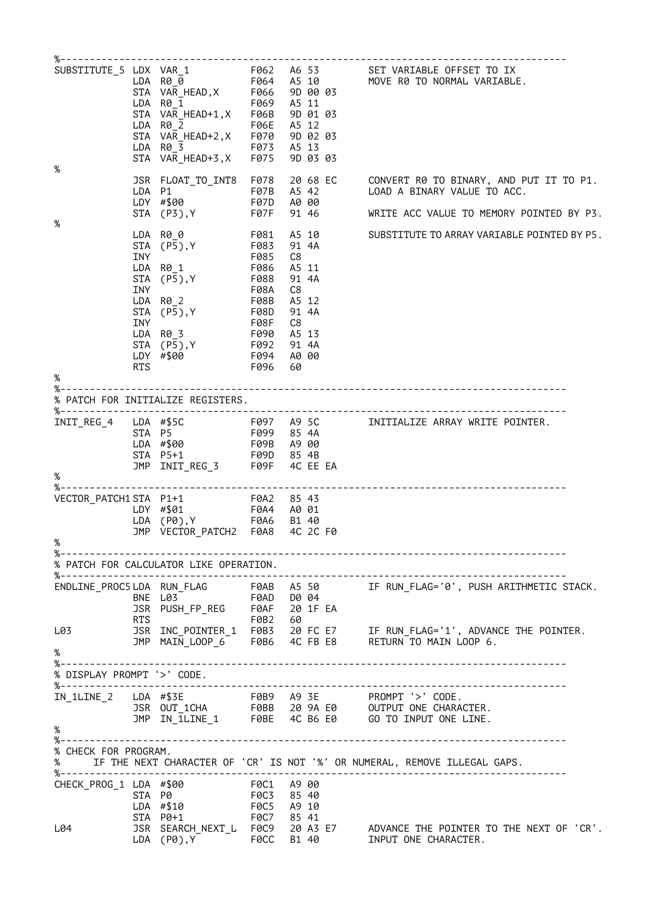```
%-------------------------------------------------------------------------------------
SUBSTITUTE_5 LDX VAR_1          F062  A6 53       SET VARIABLE OFFSET TO IX
             LDA R0_0           F064  A5 10       MOVE R0 TO NORMAL VARIABLE.
             STA VAR_HEAD,X     F066  9D 00 03
             LDA R0_1           F069  A5 11
             STA VAR_HEAD+1,X   F06B  9D 01 03
             LDA R0_2           F06E  A5 12
             STA VAR_HEAD+2,X   F070  9D 02 03
             LDA R0_3           F073  A5 13
             STA VAR_HEAD+3,X   F075  9D 03 03
%
             JSR FLOAT_TO_INT8  F078  20 68 EC    CONVERT R0 TO BINARY, AND PUT IT TO P1.
             LDA P1             F07B  A5 42       LOAD A BINARY VALUE TO ACC.
             LDY #$00           F07D  A0 00
             STA (P3),Y         F07F  91 46       WRITE ACC VALUE TO MEMORY POINTED BY P3.
%
             LDA R0_0           F081  A5 10       SUBSTITUTE TO ARRAY VARIABLE POINTED BY P5.
             STA (P5),Y         F083  91 4A
             INY                F085  C8
             LDA R0_1           F086  A5 11
             STA (P5),Y         F088  91 4A
             INY                F08A  C8
             LDA R0_2           F08B  A5 12
             STA (P5),Y         F08D  91 4A
             INY                F08F  C8
             LDA R0_3           F090  A5 13
             STA (P5),Y         F092  91 4A
             LDY #$00           F094  A0 00
             RTS                F096  60
%
%-------------------------------------------------------------------------------------
% PATCH FOR INITIALIZE REGISTERS.
%-------------------------------------------------------------------------------------
INIT_REG_4   LDA #$5C           F097  A9 5C       INITIALIZE ARRAY WRITE POINTER.
             STA P5             F099  85 4A
             LDA #$00           F09B  A9 00
             STA P5+1           F09D  85 4B
             JMP INIT_REG_3     F09F  4C EE EA
%
%-------------------------------------------------------------------------------------
VECTOR_PATCH1 STA P1+1          F0A2  85 43
             LDY #$01           F0A4  A0 01
             LDA (P0),Y         F0A6  B1 40
             JMP VECTOR_PATCH2  F0A8  4C 2C F0
%
%-------------------------------------------------------------------------------------
% PATCH FOR CALCULATOR LIKE OPERATION.
%-------------------------------------------------------------------------------------
ENDLINE_PROC5 LDA RUN_FLAG      F0AB  A5 50       IF RUN_FLAG='0', PUSH ARITHMETIC STACK.
             BNE L03            F0AD  D0 04
             JSR PUSH_FP_REG    F0AF  20 1F EA
             RTS                F0B2  60
L03          JSR INC_POINTER_1  F0B3  20 FC E7    IF RUN_FLAG='1', ADVANCE THE POINTER.
             JMP MAIN_LOOP_6    F0B6  4C FB E8    RETURN TO MAIN LOOP 6.
%
%-------------------------------------------------------------------------------------
% DISPLAY PROMPT '>' CODE.
%-------------------------------------------------------------------------------------
IN_1LINE_2   LDA #$3E           F0B9  A9 3E       PROMPT '>' CODE.
             JSR OUT_1CHA       F0BB  20 9A E0    OUTPUT ONE CHARACTER.
             JMP IN_1LINE_1     F0BE  4C B6 E0    GO TO INPUT ONE LINE.
%
%-------------------------------------------------------------------------------------
% CHECK FOR PROGRAM.
%     IF THE NEXT CHARACTER OF 'CR' IS NOT '%' OR NUMERAL, REMOVE ILLEGAL GAPS.
%-------------------------------------------------------------------------------------
CHECK_PROG_1 LDA #$00           F0C1  A9 00
             STA P0             F0C3  85 40
             LDA #$10           F0C5  A9 10
             STA P0+1           F0C7  85 41
L04          JSR SEARCH_NEXT_L  F0C9  20 A3 E7    ADVANCE THE POINTER TO THE NEXT OF 'CR'.
             LDA (P0),Y         F0CC  B1 40       INPUT ONE CHARACTER.
```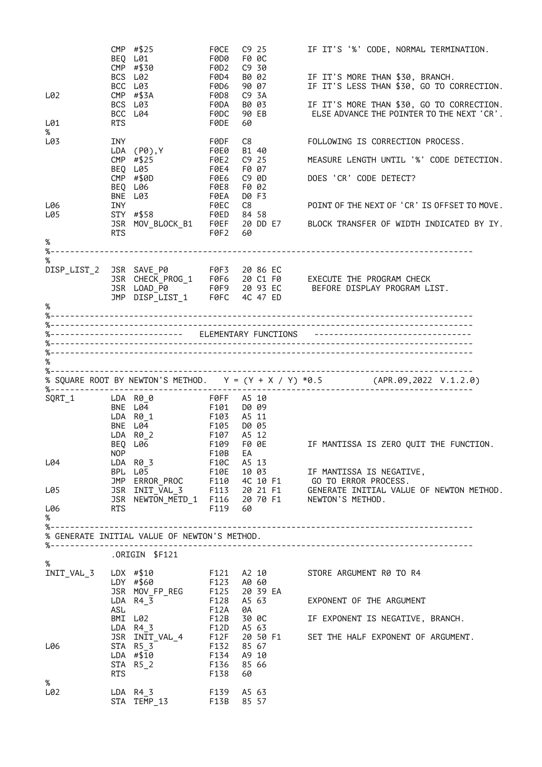```
            CMP #$25            F0CE  C9 25        IF IT'S '%' CODE, NORMAL TERMINATION.
            BEQ L01             F0D0  F0 0C
            CMP #$30            F0D2  C9 30
            BCS L02             F0D4  B0 02        IF IT'S MORE THAN $30, BRANCH.
            BCC L03             F0D6  90 07        IF IT'S LESS THAN $30, GO TO CORRECTION.
L02         CMP #$3A            F0D8  C9 3A
            BCS L03             F0DA  B0 03        IF IT'S MORE THAN $30, GO TO CORRECTION.
            BCC L04             F0DC  90 EB         ELSE ADVANCE THE POINTER TO THE NEXT 'CR'.
L01         RTS                 F0DE  60
%
L03         INY                 F0DF  C8           FOLLOWING IS CORRECTION PROCESS.
            LDA (P0),Y          F0E0  B1 40
            CMP #$25            F0E2  C9 25        MEASURE LENGTH UNTIL '%' CODE DETECTION.
            BEQ L05             F0E4  F0 07
            CMP #$0D            F0E6  C9 0D        DOES 'CR' CODE DETECT?
            BEQ L06             F0E8  F0 02
            BNE L03             F0EA  D0 F3
L06         INY                 F0EC  C8           POINT OF THE NEXT OF 'CR' IS OFFSET TO MOVE.
L05         STY #$58            F0ED  84 58
            JSR MOV_BLOCK_B1    F0EF  20 DD E7     BLOCK TRANSFER OF WIDTH INDICATED BY IY.
            RTS                 F0F2  60
%
%-----------------------------------------------------------------------------------
%
DISP_LIST_2 JSR SAVE_P0         F0F3  20 86 EC
            JSR CHECK_PROG_1    F0F6  20 C1 F0     EXECUTE THE PROGRAM CHECK
            JSR LOAD_P0         F0F9  20 93 EC      BEFORE DISPLAY PROGRAM LIST.
            JMP DISP_LIST_1     F0FC  4C 47 ED
%
%-----------------------------------------------------------------------------------
%-----------------------------------------------------------------------------------
%-------------------------- ELEMENTARY FUNCTIONS  ---------------------------------
%-----------------------------------------------------------------------------------
%-----------------------------------------------------------------------------------
%
%-----------------------------------------------------------------------------------
% SQUARE ROOT BY NEWTON'S METHOD.   Y = (Y + X / Y) *0.5        (APR.09,2022 V.1.2.0)
%-----------------------------------------------------------------------------------
SQRT_1      LDA R0_0            F0FF  A5 10
            BNE L04             F101  D0 09
            LDA R0_1            F103  A5 11
            BNE L04             F105  D0 05
            LDA R0_2            F107  A5 12
            BEQ L06             F109  F0 0E        IF MANTISSA IS ZERO QUIT THE FUNCTION.
            NOP                 F10B  EA
L04         LDA R0_3            F10C  A5 13
            BPL L05             F10E  10 03        IF MANTISSA IS NEGATIVE,
            JMP ERROR_PROC      F110  4C 10 F1      GO TO ERROR PROCESS.
L05         JSR INIT_VAL_3      F113  20 21 F1     GENERATE INITIAL VALUE OF NEWTON METHOD.
            JSR NEWTON_METD_1   F116  20 70 F1     NEWTON'S METHOD.
L06         RTS                 F119  60
%
%-----------------------------------------------------------------------------------
% GENERATE INITIAL VALUE OF NEWTON'S METHOD.
%-----------------------------------------------------------------------------------
            .ORIGIN $F121
%
INIT_VAL_3  LDX #$10            F121  A2 10        STORE ARGUMENT R0 TO R4
            LDY #$60            F123  A0 60
            JSR MOV_FP_REG      F125  20 39 EA
            LDA R4_3            F128  A5 63        EXPONENT OF THE ARGUMENT
            ASL                 F12A  0A
            BMI L02             F12B  30 0C        IF EXPONENT IS NEGATIVE, BRANCH.
            LDA R4_3            F12D  A5 63
            JSR INIT_VAL_4      F12F  20 50 F1     SET THE HALF EXPONENT OF ARGUMENT.
L06         STA R5_3            F132  85 67
            LDA #$10            F134  A9 10
            STA R5_2            F136  85 66
            RTS                 F138  60
%
L02         LDA R4_3            F139  A5 63
            STA TEMP_13         F13B  85 57
```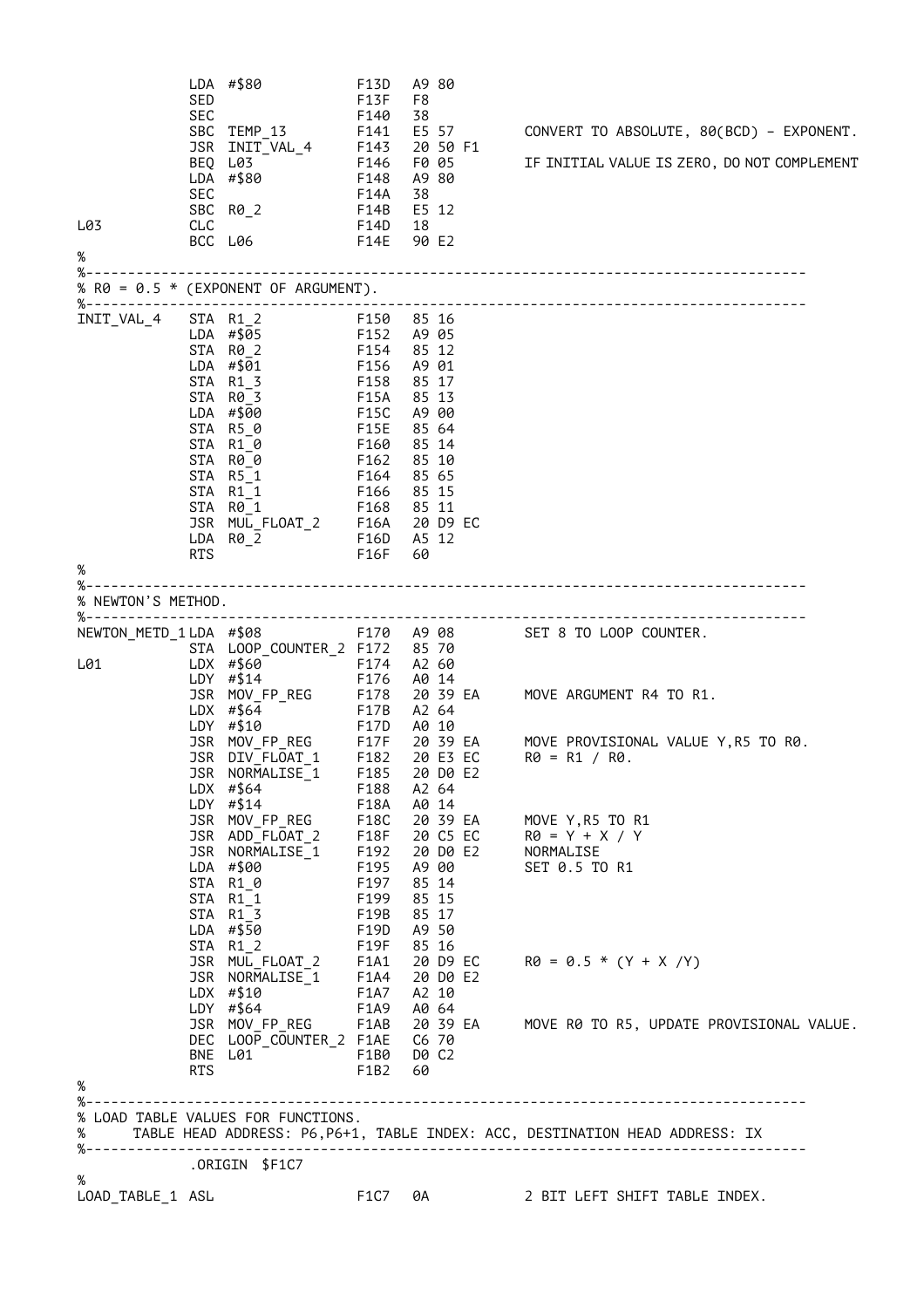```
            LDA  #$80              F13D   A9 80
            SED                    F13F   F8
            SEC                    F140   38
            SBC  TEMP_13           F141   E5 57      CONVERT TO ABSOLUTE, 80(BCD) - EXPONENT.
            JSR  INIT_VAL_4        F143   20 50 F1
            BEQ  L03               F146   F0 05      IF INITIAL VALUE IS ZERO, DO NOT COMPLEMENT
            LDA  #$80              F148   A9 80
            SEC                    F14A   38
            SBC  R0_2              F14B   E5 12
L03         CLC                    F14D   18
            BCC  L06               F14E   90 E2
%
%--------------------------------------------------------------------------------
% R0 = 0.5 * (EXPONENT OF ARGUMENT).
%--------------------------------------------------------------------------------
INIT_VAL_4  STA  R1_2              F150   85 16
            LDA  #$05              F152   A9 05
            STA  R0_2              F154   85 12
            LDA  #$01              F156   A9 01
            STA  R1_3              F158   85 17
            STA  R0_3              F15A   85 13
            LDA  #$00              F15C   A9 00
            STA  R5_0              F15E   85 64
            STA  R1_0              F160   85 14
            STA  R0_0              F162   85 10
            STA  R5_1              F164   85 65
            STA  R1_1              F166   85 15
            STA  R0_1              F168   85 11
            JSR  MUL_FLOAT_2       F16A   20 D9 EC
            LDA  R0_2              F16D   A5 12
            RTS                    F16F   60
%
%--------------------------------------------------------------------------------
% NEWTON'S METHOD.
%--------------------------------------------------------------------------------
NEWTON_METD_1 LDA #$08             F170   A9 08      SET 8 TO LOOP COUNTER.
            STA  LOOP_COUNTER_2    F172   85 70
L01         LDX  #$60              F174   A2 60
            LDY  #$14              F176   A0 14
            JSR  MOV_FP_REG        F178   20 39 EA   MOVE ARGUMENT R4 TO R1.
            LDX  #$64              F17B   A2 64
            LDY  #$10              F17D   A0 10
            JSR  MOV_FP_REG        F17F   20 39 EA   MOVE PROVISIONAL VALUE Y,R5 TO R0.
            JSR  DIV_FLOAT_1       F182   20 E3 EC   R0 = R1 / R0.
            JSR  NORMALISE_1       F185   20 D0 E2
            LDX  #$64              F188   A2 64
            LDY  #$14              F18A   A0 14
            JSR  MOV_FP_REG        F18C   20 39 EA   MOVE Y,R5 TO R1
            JSR  ADD_FLOAT_2       F18F   20 C5 EC   R0 = Y + X / Y
            JSR  NORMALISE_1       F192   20 D0 E2   NORMALISE
            LDA  #$00              F195   A9 00      SET 0.5 TO R1
            STA  R1_0              F197   85 14
            STA  R1_1              F199   85 15
            STA  R1_3              F19B   85 17
            LDA  #$50              F19D   A9 50
            STA  R1_2              F19F   85 16
            JSR  MUL_FLOAT_2       F1A1   20 D9 EC   R0 = 0.5 * (Y + X /Y)
            JSR  NORMALISE_1       F1A4   20 D0 E2
            LDX  #$10              F1A7   A2 10
            LDY  #$64              F1A9   A0 64
            JSR  MOV_FP_REG        F1AB   20 39 EA   MOVE R0 TO R5, UPDATE PROVISIONAL VALUE.
            DEC  LOOP_COUNTER_2    F1AE   C6 70
            BNE  L01               F1B0   D0 C2
            RTS                    F1B2   60
%
%--------------------------------------------------------------------------------
% LOAD TABLE VALUES FOR FUNCTIONS.
%      TABLE HEAD ADDRESS: P6,P6+1, TABLE INDEX: ACC, DESTINATION HEAD ADDRESS: IX
%--------------------------------------------------------------------------------
            .ORIGIN  $F1C7
%
LOAD_TABLE_1 ASL                   F1C7   0A         2 BIT LEFT SHIFT TABLE INDEX.
```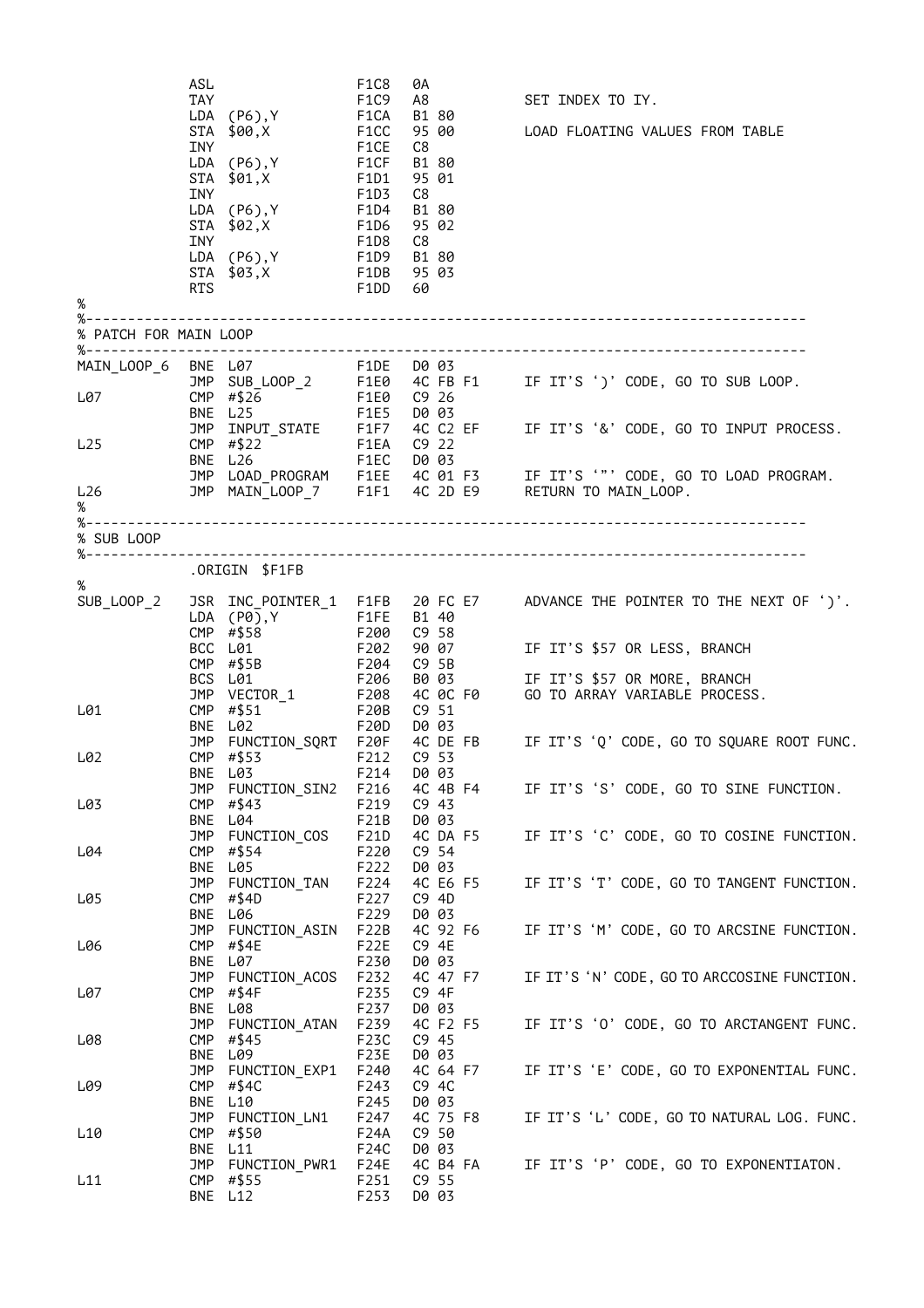```
            ASL                  F1C8   0A
            TAY                  F1C9   A8              SET INDEX TO IY.
            LDA  (P6),Y          F1CA   B1 80
            STA  $00,X           F1CC   95 00           LOAD FLOATING VALUES FROM TABLE
            INY                  F1CE   C8
            LDA  (P6),Y          F1CF   B1 80
            STA  $01,X           F1D1   95 01
            INY                  F1D3   C8
            LDA  (P6),Y          F1D4   B1 80
            STA  $02,X           F1D6   95 02
            INY                  F1D8   C8
            LDA  (P6),Y          F1D9   B1 80
            STA  $03,X           F1DB   95 03
            RTS                  F1DD   60
%
%--------------------------------------------------------------------------------
% PATCH FOR MAIN LOOP
%--------------------------------------------------------------------------------
MAIN_LOOP_6 BNE  L07             F1DE   D0 03
            JMP  SUB_LOOP_2      F1E0   4C FB F1        IF IT'S ')' CODE, GO TO SUB LOOP.
L07         CMP  #$26            F1E0   C9 26
            BNE  L25             F1E5   D0 03
            JMP  INPUT_STATE     F1F7   4C C2 EF        IF IT'S '&' CODE, GO TO INPUT PROCESS.
L25         CMP  #$22            F1EA   C9 22
            BNE  L26             F1EC   D0 03
            JMP  LOAD_PROGRAM    F1EE   4C 01 F3        IF IT'S '"' CODE, GO TO LOAD PROGRAM.
L26         JMP  MAIN_LOOP_7     F1F1   4C 2D E9        RETURN TO MAIN_LOOP.
%
%--------------------------------------------------------------------------------
% SUB LOOP
%--------------------------------------------------------------------------------
            .ORIGIN  $F1FB
%
SUB_LOOP_2  JSR  INC_POINTER_1   F1FB   20 FC E7        ADVANCE THE POINTER TO THE NEXT OF ')'.
            LDA  (P0),Y          F1FE   B1 40
            CMP  #$58            F200   C9 58
            BCC  L01             F202   90 07           IF IT'S $57 OR LESS, BRANCH
            CMP  #$5B            F204   C9 5B
            BCS  L01             F206   B0 03           IF IT'S $57 OR MORE, BRANCH
            JMP  VECTOR_1        F208   4C 0C F0        GO TO ARRAY VARIABLE PROCESS.
L01         CMP  #$51            F20B   C9 51
            BNE  L02             F20D   D0 03
            JMP  FUNCTION_SQRT   F20F   4C DE FB        IF IT'S 'Q' CODE, GO TO SQUARE ROOT FUNC.
L02         CMP  #$53            F212   C9 53
            BNE  L03             F214   D0 03
            JMP  FUNCTION_SIN2   F216   4C 4B F4        IF IT'S 'S' CODE, GO TO SINE FUNCTION.
L03         CMP  #$43            F219   C9 43
            BNE  L04             F21B   D0 03
            JMP  FUNCTION_COS    F21D   4C DA F5        IF IT'S 'C' CODE, GO TO COSINE FUNCTION.
L04         CMP  #$54            F220   C9 54
            BNE  L05             F222   D0 03
            JMP  FUNCTION_TAN    F224   4C E6 F5        IF IT'S 'T' CODE, GO TO TANGENT FUNCTION.
L05         CMP  #$4D            F227   C9 4D
            BNE  L06             F229   D0 03
            JMP  FUNCTION_ASIN   F22B   4C 92 F6        IF IT'S 'M' CODE, GO TO ARCSINE FUNCTION.
L06         CMP  #$4E            F22E   C9 4E
            BNE  L07             F230   D0 03
            JMP  FUNCTION_ACOS   F232   4C 47 F7        IF IT'S 'N' CODE, GO TO ARCCOSINE FUNCTION.
L07         CMP  #$4F            F235   C9 4F
            BNE  L08             F237   D0 03
            JMP  FUNCTION_ATAN   F239   4C F2 F5        IF IT'S 'O' CODE, GO TO ARCTANGENT FUNC.
L08         CMP  #$45            F23C   C9 45
            BNE  L09             F23E   D0 03
            JMP  FUNCTION_EXP1   F240   4C 64 F7        IF IT'S 'E' CODE, GO TO EXPONENTIAL FUNC.
L09         CMP  #$4C            F243   C9 4C
            BNE  L10             F245   D0 03
            JMP  FUNCTION_LN1    F247   4C 75 F8        IF IT'S 'L' CODE, GO TO NATURAL LOG. FUNC.
L10         CMP  #$50            F24A   C9 50
            BNE  L11             F24C   D0 03
            JMP  FUNCTION_PWR1   F24E   4C B4 FA        IF IT'S 'P' CODE, GO TO EXPONENTIATON.
L11         CMP  #$55            F251   C9 55
            BNE  L12             F253   D0 03
```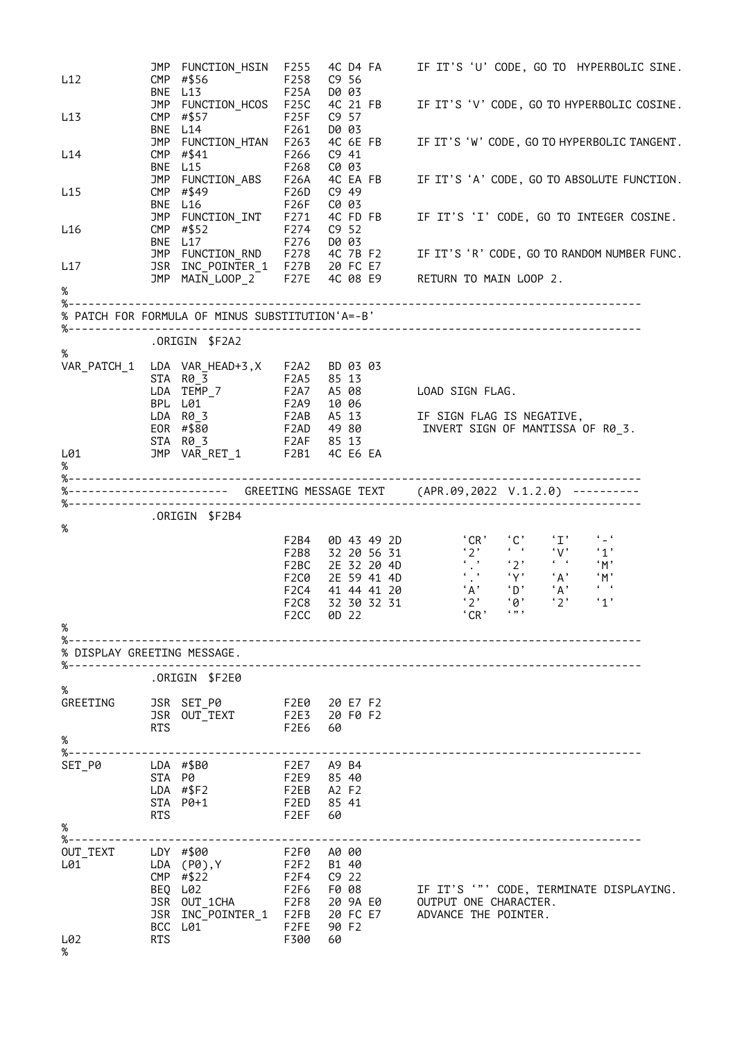```
            JMP  FUNCTION_HSIN  F255  4C D4 FA     IF IT'S 'U' CODE, GO TO  HYPERBOLIC SINE.
L12         CMP  #$56           F258  C9 56
            BNE  L13            F25A  D0 03
            JMP  FUNCTION_HCOS  F25C  4C 21 FB     IF IT'S 'V' CODE, GO TO HYPERBOLIC COSINE.
L13         CMP  #$57           F25F  C9 57
            BNE  L14            F261  D0 03
            JMP  FUNCTION_HTAN  F263  4C 6E FB     IF IT'S 'W' CODE, GO TO HYPERBOLIC TANGENT.
L14         CMP  #$41           F266  C9 41
            BNE  L15            F268  C0 03
            JMP  FUNCTION_ABS   F26A  4C EA FB     IF IT'S 'A' CODE, GO TO ABSOLUTE FUNCTION.
L15         CMP  #$49           F26D  C9 49
            BNE  L16            F26F  C0 03
            JMP  FUNCTION_INT   F271  4C FD FB     IF IT'S 'I' CODE, GO TO INTEGER COSINE.
L16         CMP  #$52           F274  C9 52
            BNE  L17            F276  D0 03
            JMP  FUNCTION_RND   F278  4C 7B F2     IF IT'S 'R' CODE, GO TO RANDOM NUMBER FUNC.
L17         JSR  INC_POINTER_1  F27B  20 FC E7
            JMP  MAIN_LOOP_2    F27E  4C 08 E9     RETURN TO MAIN LOOP 2.
%
%-------------------------------------------------------------------------------------
% PATCH FOR FORMULA OF MINUS SUBSTITUTION'A=-B'
%-------------------------------------------------------------------------------------
            .ORIGIN  $F2A2
%
VAR_PATCH_1 LDA  VAR_HEAD+3,X   F2A2  BD 03 03
            STA  R0_3           F2A5  85 13
            LDA  TEMP_7         F2A7  A5 08        LOAD SIGN FLAG.
            BPL  L01            F2A9  10 06
            LDA  R0_3           F2AB  A5 13        IF SIGN FLAG IS NEGATIVE,
            EOR  #$80           F2AD  49 80         INVERT SIGN OF MANTISSA OF R0_3.
            STA  R0_3           F2AF  85 13
L01         JMP  VAR_RET_1      F2B1  4C E6 EA
%
%-------------------------------------------------------------------------------------
%----------------------- GREETING MESSAGE TEXT    (APR.09,2022 V.1.2.0) ----------
%-------------------------------------------------------------------------------------
            .ORIGIN  $F2B4
%
                                F2B4  0D 43 49 2D        'CR'   'C'    'I'    '-'
                                F2B8  32 20 56 31        '2'    ' '    'V'    '1'
                                F2BC  2E 32 20 4D        '.'    '2'    ' '    'M'
                                F2C0  2E 59 41 4D        '.'    'Y'    'A'    'M'
                                F2C4  41 44 41 20        'A'    'D'    'A'    ' '
                                F2C8  32 30 32 31        '2'    '0'    '2'    '1'
                                F2CC  0D 22              'CR'   '"'
%
%-------------------------------------------------------------------------------------
% DISPLAY GREETING MESSAGE.
%-------------------------------------------------------------------------------------
            .ORIGIN  $F2E0
%
GREETING    JSR  SET_P0         F2E0  20 E7 F2
            JSR  OUT_TEXT       F2E3  20 F0 F2
            RTS                 F2E6  60
%
%-------------------------------------------------------------------------------------
SET_P0      LDA  #$B0           F2E7  A9 B4
            STA  P0             F2E9  85 40
            LDA  #$F2           F2EB  A2 F2
            STA  P0+1           F2ED  85 41
            RTS                 F2EF  60
%
%-------------------------------------------------------------------------------------
OUT_TEXT    LDY  #$00           F2F0  A0 00
L01         LDA  (P0),Y         F2F2  B1 40
            CMP  #$22           F2F4  C9 22
            BEQ  L02            F2F6  F0 08        IF IT'S '"' CODE, TERMINATE DISPLAYING.
            JSR  OUT_1CHA       F2F8  20 9A E0     OUTPUT ONE CHARACTER.
            JSR  INC_POINTER_1  F2FB  20 FC E7     ADVANCE THE POINTER.
            BCC  L01            F2FE  90 F2
L02         RTS                 F300  60
%
```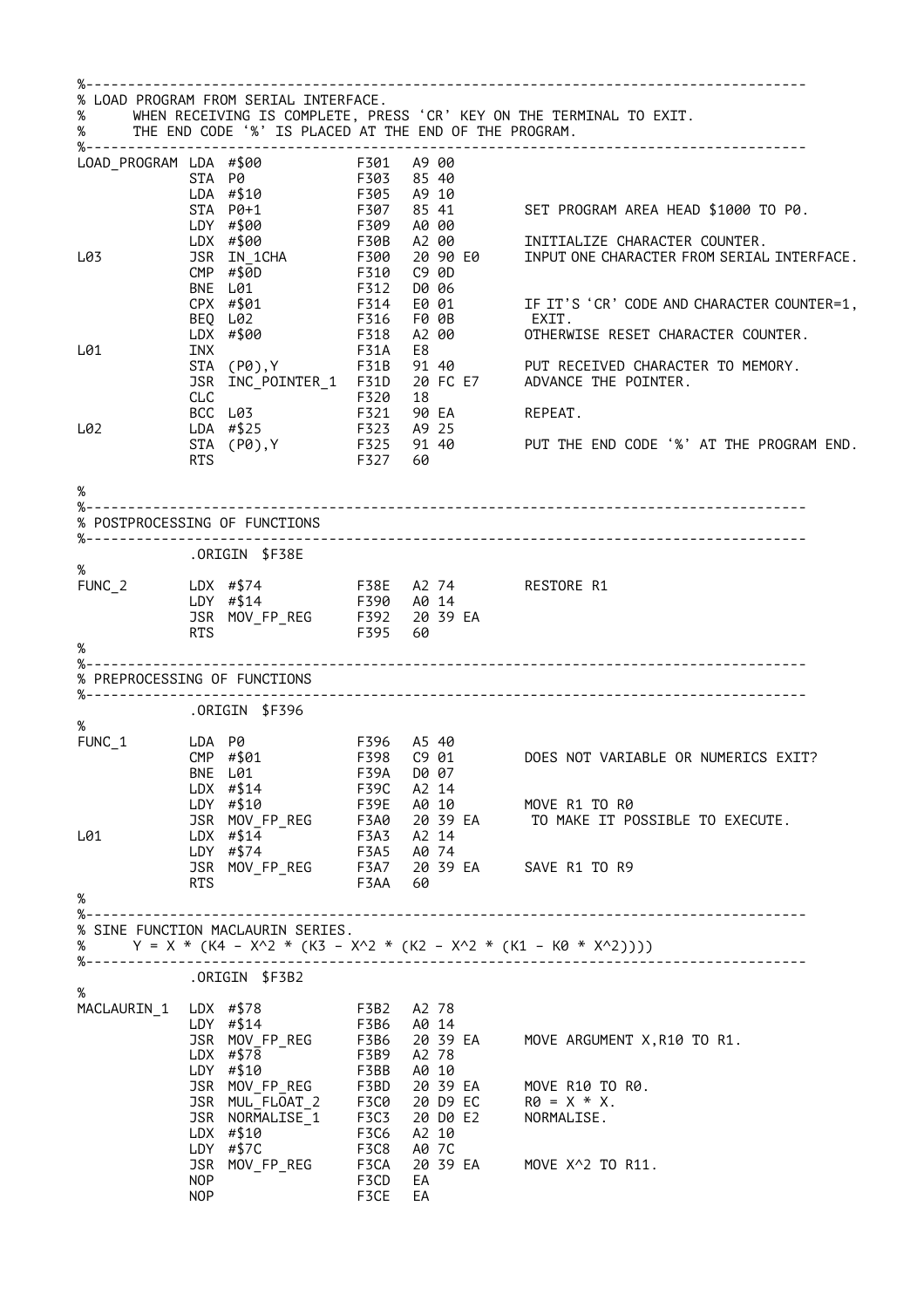```
%------------------------------------------------------------------------------------
% LOAD PROGRAM FROM SERIAL INTERFACE.
%      WHEN RECEIVING IS COMPLETE, PRESS 'CR' KEY ON THE TERMINAL TO EXIT.
%      THE END CODE '%' IS PLACED AT THE END OF THE PROGRAM.
%------------------------------------------------------------------------------------
LOAD_PROGRAM LDA #$00           F301  A9 00
             STA P0             F303  85 40
             LDA #$10           F305  A9 10
             STA P0+1           F307  85 41      SET PROGRAM AREA HEAD $1000 TO P0.
             LDY #$00           F309  A0 00
             LDX #$00           F30B  A2 00      INITIALIZE CHARACTER COUNTER.
L03          JSR IN_1CHA        F30D  20 90 E0   INPUT ONE CHARACTER FROM SERIAL INTERFACE.
             CMP #$0D           F310  C9 0D
             BNE L01            F312  D0 06
             CPX #$01           F314  E0 01      IF IT'S 'CR' CODE AND CHARACTER COUNTER=1,
             BEQ L02            F316  F0 0B       EXIT.
             LDX #$00           F318  A2 00      OTHERWISE RESET CHARACTER COUNTER.
L01          INX                F31A  E8
             STA (P0),Y         F31B  91 40      PUT RECEIVED CHARACTER TO MEMORY.
             JSR INC_POINTER_1  F31D  20 FC E7   ADVANCE THE POINTER.
             CLC                F320  18
             BCC L03            F321  90 EA      REPEAT.
L02          LDA #$25           F323  A9 25
             STA (P0),Y         F325  91 40      PUT THE END CODE '%' AT THE PROGRAM END.
             RTS                F327  60

%
%------------------------------------------------------------------------------------
% POSTPROCESSING OF FUNCTIONS
%------------------------------------------------------------------------------------
             .ORIGIN $F38E
%
FUNC_2       LDX #$74           F38E  A2 74      RESTORE R1
             LDY #$14           F390  A0 14
             JSR MOV_FP_REG     F392  20 39 EA
             RTS                F395  60
%
%------------------------------------------------------------------------------------
% PREPROCESSING OF FUNCTIONS
%------------------------------------------------------------------------------------
             .ORIGIN $F396
%
FUNC_1       LDA P0             F396  A5 40
             CMP #$01           F398  C9 01      DOES NOT VARIABLE OR NUMERICS EXIT?
             BNE L01            F39A  D0 07
             LDX #$14           F39C  A2 14
             LDY #$10           F39E  A0 10      MOVE R1 TO R0
             JSR MOV_FP_REG     F3A0  20 39 EA    TO MAKE IT POSSIBLE TO EXECUTE.
L01          LDX #$14           F3A3  A2 14
             LDY #$74           F3A5  A0 74
             JSR MOV_FP_REG     F3A7  20 39 EA   SAVE R1 TO R9
             RTS                F3AA  60
%
%------------------------------------------------------------------------------------
% SINE FUNCTION MACLAURIN SERIES.
%      Y = X * (K4 - X^2 * (K3 - X^2 * (K2 - X^2 * (K1 - K0 * X^2))))
%------------------------------------------------------------------------------------
             .ORIGIN $F3B2
%
MACLAURIN_1  LDX #$78           F3B2  A2 78
             LDY #$14           F3B6  A0 14
             JSR MOV_FP_REG     F3B6  20 39 EA   MOVE ARGUMENT X,R10 TO R1.
             LDX #$78           F3B9  A2 78
             LDY #$10           F3BB  A0 10
             JSR MOV_FP_REG     F3BD  20 39 EA   MOVE R10 TO R0.
             JSR MUL_FLOAT_2    F3C0  20 D9 EC   R0 = X * X.
             JSR NORMALISE_1    F3C3  20 D0 E2   NORMALISE.
             LDX #$10           F3C6  A2 10
             LDY #$7C           F3C8  A0 7C
             JSR MOV_FP_REG     F3CA  20 39 EA   MOVE X^2 TO R11.
             NOP                F3CD  EA
             NOP                F3CE  EA
```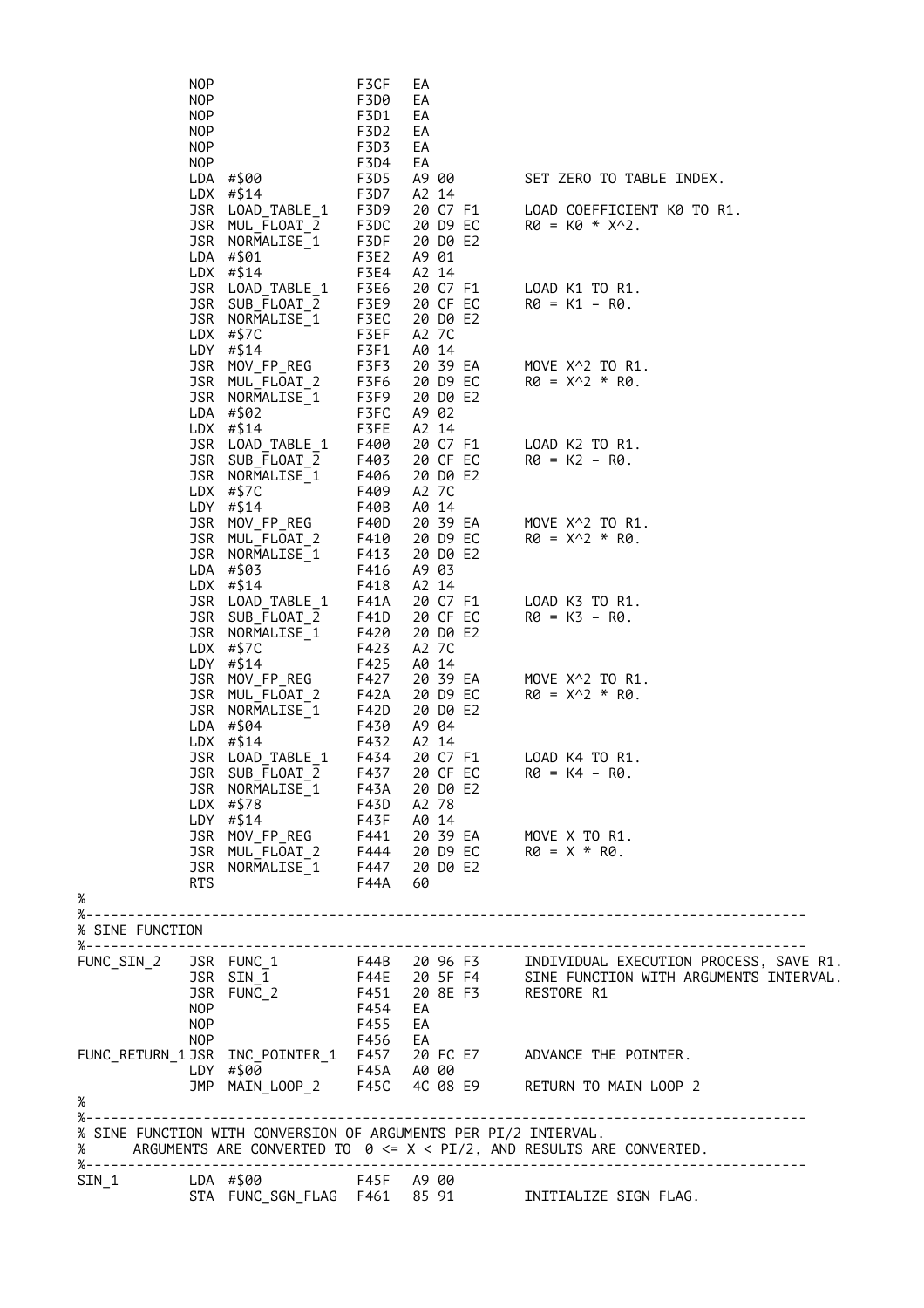```
            NOP                     F3CF   EA
            NOP                     F3D0   EA
            NOP                     F3D1   EA
            NOP                     F3D2   EA
            NOP                     F3D3   EA
            NOP                     F3D4   EA
            LDA  #$00               F3D5   A9 00        SET ZERO TO TABLE INDEX.
            LDX  #$14               F3D7   A2 14
            JSR  LOAD_TABLE_1       F3D9   20 C7 F1     LOAD COEFFICIENT K0 TO R1.
            JSR  MUL_FLOAT_2        F3DC   20 D9 EC     R0 = K0 * X^2.
            JSR  NORMALISE_1        F3DF   20 D0 E2
            LDA  #$01               F3E2   A9 01
            LDX  #$14               F3E4   A2 14
            JSR  LOAD_TABLE_1       F3E6   20 C7 F1     LOAD K1 TO R1.
            JSR  SUB_FLOAT_2        F3E9   20 CF EC     R0 = K1 - R0.
            JSR  NORMALISE_1        F3EC   20 D0 E2
            LDX  #$7C               F3EF   A2 7C
            LDY  #$14               F3F1   A0 14
            JSR  MOV_FP_REG         F3F3   20 39 EA     MOVE X^2 TO R1.
            JSR  MUL_FLOAT_2        F3F6   20 D9 EC     R0 = X^2 * R0.
            JSR  NORMALISE_1        F3F9   20 D0 E2
            LDA  #$02               F3FC   A9 02
            LDX  #$14               F3FE   A2 14
            JSR  LOAD_TABLE_1       F400   20 C7 F1     LOAD K2 TO R1.
            JSR  SUB_FLOAT_2        F403   20 CF EC     R0 = K2 - R0.
            JSR  NORMALISE_1        F406   20 D0 E2
            LDX  #$7C               F409   A2 7C
            LDY  #$14               F40B   A0 14
            JSR  MOV_FP_REG         F40D   20 39 EA     MOVE X^2 TO R1.
            JSR  MUL_FLOAT_2        F410   20 D9 EC     R0 = X^2 * R0.
            JSR  NORMALISE_1        F413   20 D0 E2
            LDA  #$03               F416   A9 03
            LDX  #$14               F418   A2 14
            JSR  LOAD_TABLE_1       F41A   20 C7 F1     LOAD K3 TO R1.
            JSR  SUB_FLOAT_2        F41D   20 CF EC     R0 = K3 - R0.
            JSR  NORMALISE_1        F420   20 D0 E2
            LDX  #$7C               F423   A2 7C
            LDY  #$14               F425   A0 14
            JSR  MOV_FP_REG         F427   20 39 EA     MOVE X^2 TO R1.
            JSR  MUL_FLOAT_2        F42A   20 D9 EC     R0 = X^2 * R0.
            JSR  NORMALISE_1        F42D   20 D0 E2
            LDA  #$04               F430   A9 04
            LDX  #$14               F432   A2 14
            JSR  LOAD_TABLE_1       F434   20 C7 F1     LOAD K4 TO R1.
            JSR  SUB_FLOAT_2        F437   20 CF EC     R0 = K4 - R0.
            JSR  NORMALISE_1        F43A   20 D0 E2
            LDX  #$78               F43D   A2 78
            LDY  #$14               F43F   A0 14
            JSR  MOV_FP_REG         F441   20 39 EA     MOVE X TO R1.
            JSR  MUL_FLOAT_2        F444   20 D9 EC     R0 = X * R0.
            JSR  NORMALISE_1        F447   20 D0 E2
            RTS                     F44A   60
%
%-----------------------------------------------------------------------------------
% SINE FUNCTION
%-----------------------------------------------------------------------------------
FUNC_SIN_2  JSR  FUNC_1             F44B   20 96 F3     INDIVIDUAL EXECUTION PROCESS, SAVE R1.
            JSR  SIN_1              F44E   20 5F F4     SINE FUNCTION WITH ARGUMENTS INTERVAL.
            JSR  FUNC_2             F451   20 8E F3     RESTORE R1
            NOP                     F454   EA
            NOP                     F455   EA
            NOP                     F456   EA
FUNC_RETURN_1 JSR INC_POINTER_1     F457   20 FC E7     ADVANCE THE POINTER.
            LDY  #$00               F45A   A0 00
            JMP  MAIN_LOOP_2        F45C   4C 08 E9     RETURN TO MAIN LOOP 2
%
%-----------------------------------------------------------------------------------
% SINE FUNCTION WITH CONVERSION OF ARGUMENTS PER PI/2 INTERVAL.
%     ARGUMENTS ARE CONVERTED TO  0 <= X < PI/2, AND RESULTS ARE CONVERTED.
%-----------------------------------------------------------------------------------
SIN_1       LDA  #$00               F45F   A9 00
            STA  FUNC_SGN_FLAG      F461   85 91        INITIALIZE SIGN FLAG.
```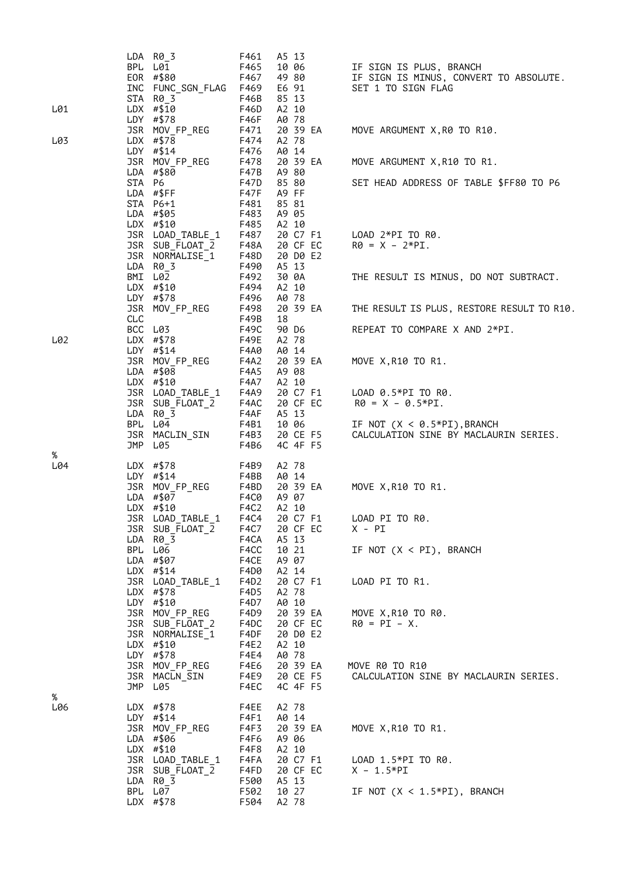```
            LDA  R0_3            F461   A5 13
            BPL  L01             F465   10 06        IF SIGN IS PLUS, BRANCH
            EOR  #$80            F467   49 80        IF SIGN IS MINUS, CONVERT TO ABSOLUTE.
            INC  FUNC_SGN_FLAG   F469   E6 91        SET 1 TO SIGN FLAG
            STA  R0_3            F46B   85 13
L01         LDX  #$10            F46D   A2 10
            LDY  #$78            F46F   A0 78
            JSR  MOV_FP_REG      F471   20 39 EA     MOVE ARGUMENT X,R0 TO R10.
L03         LDX  #$78            F474   A2 78
            LDY  #$14            F476   A0 14
            JSR  MOV_FP_REG      F478   20 39 EA     MOVE ARGUMENT X,R10 TO R1.
            LDA  #$80            F47B   A9 80
            STA  P6              F47D   85 80        SET HEAD ADDRESS OF TABLE $FF80 TO P6
            LDA  #$FF            F47F   A9 FF
            STA  P6+1            F481   85 81
            LDA  #$05            F483   A9 05
            LDX  #$10            F485   A2 10
            JSR  LOAD_TABLE_1    F487   20 C7 F1     LOAD 2*PI TO R0.
            JSR  SUB_FLOAT_2     F48A   20 CF EC     R0 = X - 2*PI.
            JSR  NORMALISE_1     F48D   20 D0 E2
            LDA  R0_3            F490   A5 13
            BMI  L02             F492   30 0A        THE RESULT IS MINUS, DO NOT SUBTRACT.
            LDX  #$10            F494   A2 10
            LDY  #$78            F496   A0 78
            JSR  MOV_FP_REG      F498   20 39 EA     THE RESULT IS PLUS, RESTORE RESULT TO R10.
            CLC                  F49B   18
            BCC  L03             F49C   90 D6        REPEAT TO COMPARE X AND 2*PI.
L02         LDX  #$78            F49E   A2 78
            LDY  #$14            F4A0   A0 14
            JSR  MOV_FP_REG      F4A2   20 39 EA     MOVE X,R10 TO R1.
            LDA  #$08            F4A5   A9 08
            LDX  #$10            F4A7   A2 10
            JSR  LOAD_TABLE_1    F4A9   20 C7 F1     LOAD 0.5*PI TO R0.
            JSR  SUB_FLOAT_2     F4AC   20 CF EC      R0 = X - 0.5*PI.
            LDA  R0_3            F4AF   A5 13
            BPL  L04             F4B1   10 06        IF NOT (X < 0.5*PI),BRANCH
            JSR  MACLIN_SIN      F4B3   20 CE F5     CALCULATION SINE BY MACLAURIN SERIES.
            JMP  L05             F4B6   4C 4F F5
%
L04         LDX  #$78            F4B9   A2 78
            LDY  #$14            F4BB   A0 14
            JSR  MOV_FP_REG      F4BD   20 39 EA     MOVE X,R10 TO R1.
            LDA  #$07            F4C0   A9 07
            LDX  #$10            F4C2   A2 10
            JSR  LOAD_TABLE_1    F4C4   20 C7 F1     LOAD PI TO R0.
            JSR  SUB_FLOAT_2     F4C7   20 CF EC     X - PI
            LDA  R0_3            F4CA   A5 13
            BPL  L06             F4CC   10 21        IF NOT (X < PI), BRANCH
            LDA  #$07            F4CE   A9 07
            LDX  #$14            F4D0   A2 14
            JSR  LOAD_TABLE_1    F4D2   20 C7 F1     LOAD PI TO R1.
            LDX  #$78            F4D5   A2 78
            LDY  #$10            F4D7   A0 10
            JSR  MOV_FP_REG      F4D9   20 39 EA     MOVE X,R10 TO R0.
            JSR  SUB_FLOAT_2     F4DC   20 CF EC     R0 = PI - X.
            JSR  NORMALISE_1     F4DF   20 D0 E2
            LDX  #$10            F4E2   A2 10
            LDY  #$78            F4E4   A0 78
            JSR  MOV_FP_REG      F4E6   20 39 EA    MOVE R0 TO R10
            JSR  MACLN_SIN       F4E9   20 CE F5     CALCULATION SINE BY MACLAURIN SERIES.
            JMP  L05             F4EC   4C 4F F5
%
L06         LDX  #$78            F4EE   A2 78
            LDY  #$14            F4F1   A0 14
            JSR  MOV_FP_REG      F4F3   20 39 EA     MOVE X,R10 TO R1.
            LDA  #$06            F4F6   A9 06
            LDX  #$10            F4F8   A2 10
            JSR  LOAD_TABLE_1    F4FA   20 C7 F1     LOAD 1.5*PI TO R0.
            JSR  SUB_FLOAT_2     F4FD   20 CF EC     X - 1.5*PI
            LDA  R0_3            F500   A5 13
            BPL  L07             F502   10 27        IF NOT (X < 1.5*PI), BRANCH
            LDX  #$78            F504   A2 78
```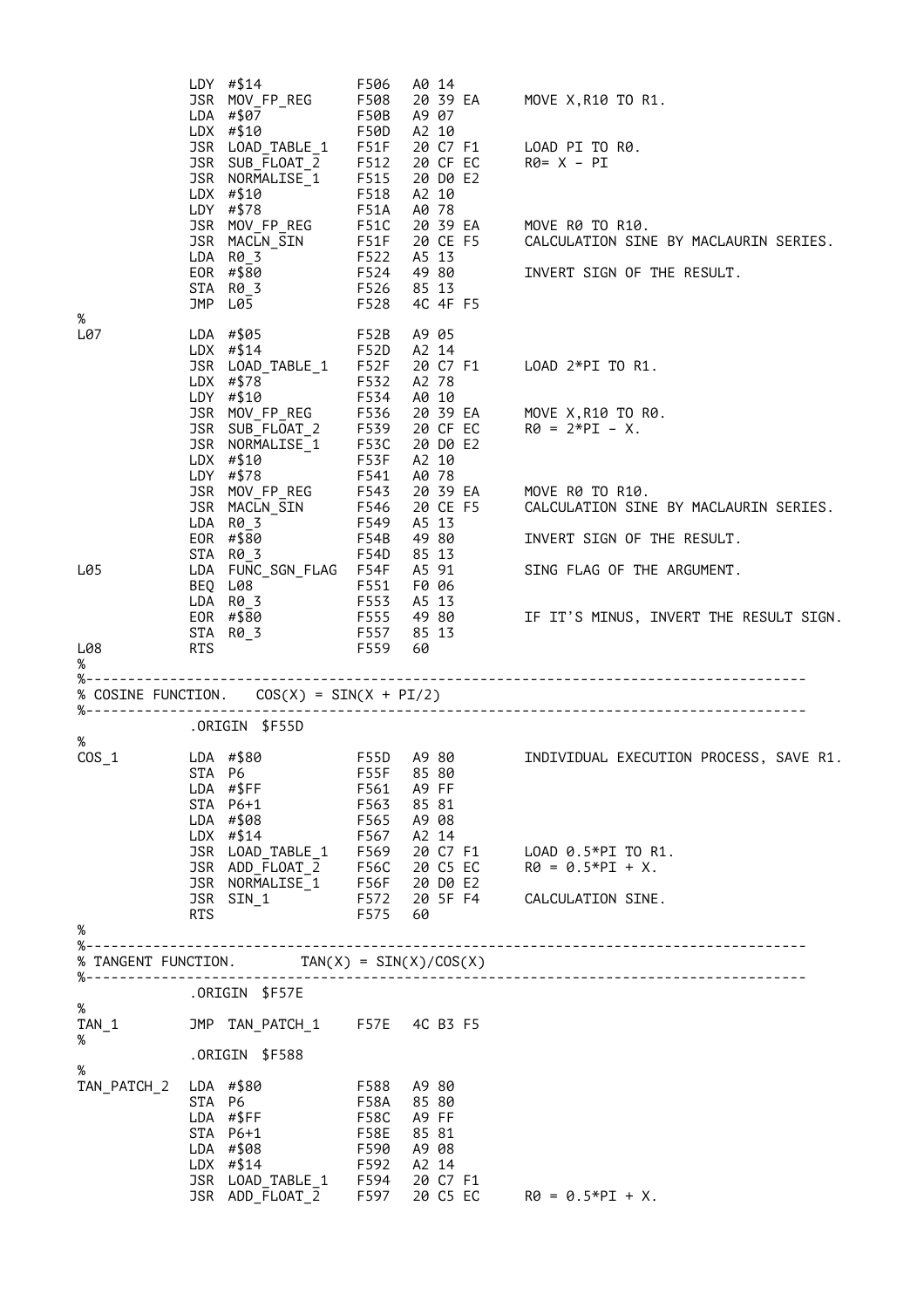```
            LDY #$14            F506   A0 14
            JSR MOV_FP_REG      F508   20 39 EA     MOVE X,R10 TO R1.
            LDA #$07            F50B   A9 07
            LDX #$10            F50D   A2 10
            JSR LOAD_TABLE_1    F51F   20 C7 F1     LOAD PI TO R0.
            JSR SUB_FLOAT_2     F512   20 CF EC     R0= X - PI
            JSR NORMALISE_1     F515   20 D0 E2
            LDX #$10            F518   A2 10
            LDY #$78            F51A   A0 78
            JSR MOV_FP_REG      F51C   20 39 EA     MOVE R0 TO R10.
            JSR MACLN_SIN       F51F   20 CE F5     CALCULATION SINE BY MACLAURIN SERIES.
            LDA R0_3            F522   A5 13
            EOR #$80            F524   49 80        INVERT SIGN OF THE RESULT.
            STA R0_3            F526   85 13
            JMP L05             F528   4C 4F F5
%
L07         LDA #$05            F52B   A9 05
            LDX #$14            F52D   A2 14
            JSR LOAD_TABLE_1    F52F   20 C7 F1     LOAD 2*PI TO R1.
            LDX #$78            F532   A2 78
            LDY #$10            F534   A0 10
            JSR MOV_FP_REG      F536   20 39 EA     MOVE X,R10 TO R0.
            JSR SUB_FLOAT_2     F539   20 CF EC     R0 = 2*PI - X.
            JSR NORMALISE_1     F53C   20 D0 E2
            LDX #$10            F53F   A2 10
            LDY #$78            F541   A0 78
            JSR MOV_FP_REG      F543   20 39 EA     MOVE R0 TO R10.
            JSR MACLN_SIN       F546   20 CE F5     CALCULATION SINE BY MACLAURIN SERIES.
            LDA R0_3            F549   A5 13
            EOR #$80            F54B   49 80        INVERT SIGN OF THE RESULT.
            STA R0_3            F54D   85 13
L05         LDA FUNC_SGN_FLAG   F54F   A5 91        SING FLAG OF THE ARGUMENT.
            BEQ L08             F551   F0 06
            LDA R0_3            F553   A5 13
            EOR #$80            F555   49 80        IF IT'S MINUS, INVERT THE RESULT SIGN.
            STA R0_3            F557   85 13
L08         RTS                 F559   60
%
%----------------------------------------------------------------------------------
% COSINE FUNCTION.   COS(X) = SIN(X + PI/2)
%----------------------------------------------------------------------------------
            .ORIGIN $F55D
%
COS_1       LDA #$80            F55D   A9 80        INDIVIDUAL EXECUTION PROCESS, SAVE R1.
            STA P6              F55F   85 80
            LDA #$FF            F561   A9 FF
            STA P6+1            F563   85 81
            LDA #$08            F565   A9 08
            LDX #$14            F567   A2 14
            JSR LOAD_TABLE_1    F569   20 C7 F1     LOAD 0.5*PI TO R1.
            JSR ADD_FLOAT_2     F56C   20 C5 EC     R0 = 0.5*PI + X.
            JSR NORMALISE_1     F56F   20 D0 E2
            JSR SIN_1           F572   20 5F F4     CALCULATION SINE.
            RTS                 F575   60
%
%----------------------------------------------------------------------------------
% TANGENT FUNCTION.      TAN(X) = SIN(X)/COS(X)
%----------------------------------------------------------------------------------
            .ORIGIN $F57E
%
TAN_1       JMP TAN_PATCH_1     F57E   4C B3 F5
%
            .ORIGIN $F588
%
TAN_PATCH_2 LDA #$80            F588   A9 80
            STA P6              F58A   85 80
            LDA #$FF            F58C   A9 FF
            STA P6+1            F58E   85 81
            LDA #$08            F590   A9 08
            LDX #$14            F592   A2 14
            JSR LOAD_TABLE_1    F594   20 C7 F1
            JSR ADD_FLOAT_2     F597   20 C5 EC     R0 = 0.5*PI + X.
```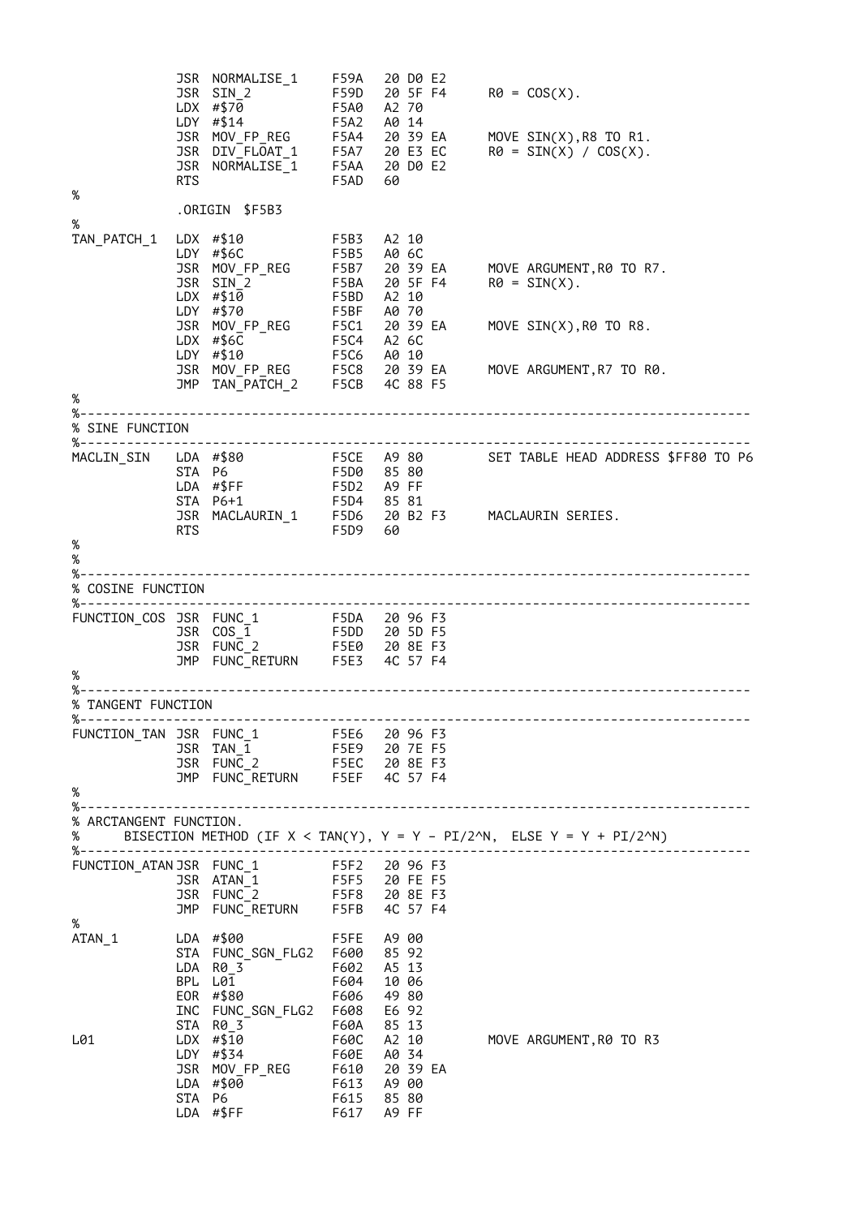```
            JSR  NORMALISE_1    F59A   20 D0 E2
            JSR  SIN_2          F59D   20 5F F4     R0 = COS(X).
            LDX  #$70           F5A0   A2 70
            LDY  #$14           F5A2   A0 14
            JSR  MOV_FP_REG     F5A4   20 39 EA     MOVE SIN(X),R8 TO R1.
            JSR  DIV_FLOAT_1    F5A7   20 E3 EC     R0 = SIN(X) / COS(X).
            JSR  NORMALISE_1    F5AA   20 D0 E2
            RTS                 F5AD   60
%
            .ORIGIN  $F5B3
%
TAN_PATCH_1 LDX  #$10           F5B3   A2 10
            LDY  #$6C           F5B5   A0 6C
            JSR  MOV_FP_REG     F5B7   20 39 EA     MOVE ARGUMENT,R0 TO R7.
            JSR  SIN_2          F5BA   20 5F F4     R0 = SIN(X).
            LDX  #$10           F5BD   A2 10
            LDY  #$70           F5BF   A0 70
            JSR  MOV_FP_REG     F5C1   20 39 EA     MOVE SIN(X),R0 TO R8.
            LDX  #$6C           F5C4   A2 6C
            LDY  #$10           F5C6   A0 10
            JSR  MOV_FP_REG     F5C8   20 39 EA     MOVE ARGUMENT,R7 TO R0.
            JMP  TAN_PATCH_2    F5CB   4C 88 F5
%
%---------------------------------------------------------------------------------------
% SINE FUNCTION
%---------------------------------------------------------------------------------------
MACLIN_SIN  LDA  #$80           F5CE   A9 80        SET TABLE HEAD ADDRESS $FF80 TO P6
            STA  P6             F5D0   85 80
            LDA  #$FF           F5D2   A9 FF
            STA  P6+1           F5D4   85 81
            JSR  MACLAURIN_1    F5D6   20 B2 F3     MACLAURIN SERIES.
            RTS                 F5D9   60
%
%
%---------------------------------------------------------------------------------------
% COSINE FUNCTION
%---------------------------------------------------------------------------------------
FUNCTION_COS JSR FUNC_1         F5DA   20 96 F3
            JSR  COS_1          F5DD   20 5D F5
            JSR  FUNC_2         F5E0   20 8E F3
            JMP  FUNC_RETURN    F5E3   4C 57 F4
%
%---------------------------------------------------------------------------------------
% TANGENT FUNCTION
%---------------------------------------------------------------------------------------
FUNCTION_TAN JSR FUNC_1         F5E6   20 96 F3
            JSR  TAN_1          F5E9   20 7E F5
            JSR  FUNC_2         F5EC   20 8E F3
            JMP  FUNC_RETURN    F5EF   4C 57 F4
%
%---------------------------------------------------------------------------------------
% ARCTANGENT FUNCTION.
%     BISECTION METHOD (IF X < TAN(Y), Y = Y - PI/2^N,  ELSE Y = Y + PI/2^N)
%---------------------------------------------------------------------------------------
FUNCTION_ATAN JSR FUNC_1        F5F2   20 96 F3
            JSR  ATAN_1         F5F5   20 FE F5
            JSR  FUNC_2         F5F8   20 8E F3
            JMP  FUNC_RETURN    F5FB   4C 57 F4
%
ATAN_1      LDA  #$00           F5FE   A9 00
            STA  FUNC_SGN_FLG2  F600   85 92
            LDA  R0_3           F602   A5 13
            BPL  L01            F604   10 06
            EOR  #$80           F606   49 80
            INC  FUNC_SGN_FLG2  F608   E6 92
            STA  R0_3           F60A   85 13
L01         LDX  #$10           F60C   A2 10        MOVE ARGUMENT,R0 TO R3
            LDY  #$34           F60E   A0 34
            JSR  MOV_FP_REG     F610   20 39 EA
            LDA  #$00           F613   A9 00
            STA  P6             F615   85 80
            LDA  #$FF           F617   A9 FF
```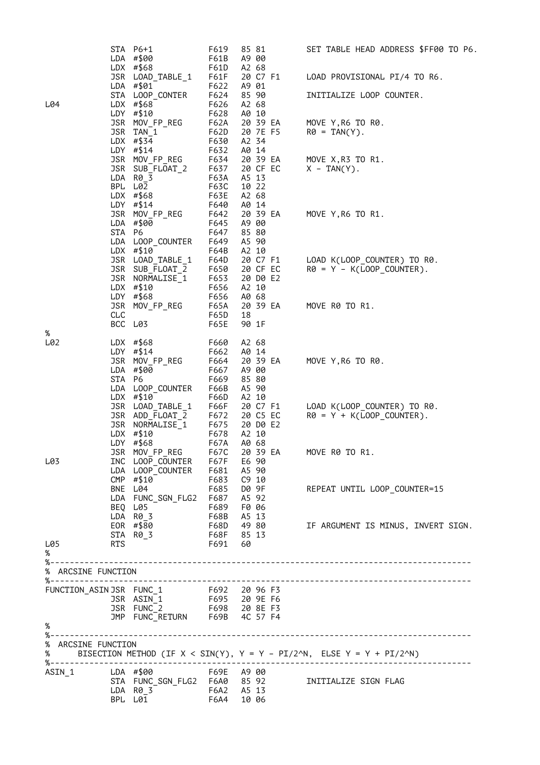```
            STA  P6+1            F619   85 81        SET TABLE HEAD ADDRESS $FF00 TO P6.
            LDA  #$00            F61B   A9 00
            LDX  #$68            F61D   A2 68
            JSR  LOAD_TABLE_1    F61F   20 C7 F1     LOAD PROVISIONAL PI/4 TO R6.
            LDA  #$01            F622   A9 01
            STA  LOOP_CONTER     F624   85 90        INITIALIZE LOOP COUNTER.
L04         LDX  #$68            F626   A2 68
            LDY  #$10            F628   A0 10
            JSR  MOV_FP_REG      F62A   20 39 EA     MOVE Y,R6 TO R0.
            JSR  TAN_1           F62D   20 7E F5     R0 = TAN(Y).
            LDX  #$34            F630   A2 34
            LDY  #$14            F632   A0 14
            JSR  MOV_FP_REG      F634   20 39 EA     MOVE X,R3 TO R1.
            JSR  SUB_FLOAT_2     F637   20 CF EC     X - TAN(Y).
            LDA  R0_3            F63A   A5 13
            BPL  L02             F63C   10 22
            LDX  #$68            F63E   A2 68
            LDY  #$14            F640   A0 14
            JSR  MOV_FP_REG      F642   20 39 EA     MOVE Y,R6 TO R1.
            LDA  #$00            F645   A9 00
            STA  P6              F647   85 80
            LDA  LOOP_COUNTER    F649   A5 90
            LDX  #$10            F64B   A2 10
            JSR  LOAD_TABLE_1    F64D   20 C7 F1     LOAD K(LOOP_COUNTER) TO R0.
            JSR  SUB_FLOAT_2     F650   20 CF EC     R0 = Y - K(LOOP_COUNTER).
            JSR  NORMALISE_1     F653   20 D0 E2
            LDX  #$10            F656   A2 10
            LDY  #$68            F656   A0 68
            JSR  MOV_FP_REG      F65A   20 39 EA     MOVE R0 TO R1.
            CLC                  F65D   18
            BCC  L03             F65E   90 1F
%
L02         LDX  #$68            F660   A2 68
            LDY  #$14            F662   A0 14
            JSR  MOV_FP_REG      F664   20 39 EA     MOVE Y,R6 TO R0.
            LDA  #$00            F667   A9 00
            STA  P6              F669   85 80
            LDA  LOOP_COUNTER    F66B   A5 90
            LDX  #$10            F66D   A2 10
            JSR  LOAD_TABLE_1    F66F   20 C7 F1     LOAD K(LOOP_COUNTER) TO R0.
            JSR  ADD_FLOAT_2     F672   20 C5 EC     R0 = Y + K(LOOP_COUNTER).
            JSR  NORMALISE_1     F675   20 D0 E2
            LDX  #$10            F678   A2 10
            LDY  #$68            F67A   A0 68
            JSR  MOV_FP_REG      F67C   20 39 EA     MOVE R0 TO R1.
L03         INC  LOOP_COUNTER    F67F   E6 90
            LDA  LOOP_COUNTER    F681   A5 90
            CMP  #$10            F683   C9 10
            BNE  L04             F685   D0 9F        REPEAT UNTIL LOOP_COUNTER=15
            LDA  FUNC_SGN_FLG2   F687   A5 92
            BEQ  L05             F689   F0 06
            LDA  R0_3            F68B   A5 13
            EOR  #$80            F68D   49 80        IF ARGUMENT IS MINUS, INVERT SIGN.
            STA  R0_3            F68F   85 13
L05         RTS                  F691   60
%
%-----------------------------------------------------------------------------------
% ARCSINE FUNCTION
%-----------------------------------------------------------------------------------
FUNCTION_ASIN JSR FUNC_1         F692   20 96 F3
            JSR  ASIN_1          F695   20 9E F6
            JSR  FUNC_2          F698   20 8E F3
            JMP  FUNC_RETURN     F69B   4C 57 F4
%
%-----------------------------------------------------------------------------------
% ARCSINE FUNCTION
%     BISECTION METHOD (IF X < SIN(Y), Y = Y - PI/2^N,  ELSE Y = Y + PI/2^N)
%-----------------------------------------------------------------------------------
ASIN_1      LDA  #$00            F69E   A9 00
            STA  FUNC_SGN_FLG2   F6A0   85 92        INITIALIZE SIGN FLAG
            LDA  R0_3            F6A2   A5 13
            BPL  L01             F6A4   10 06
```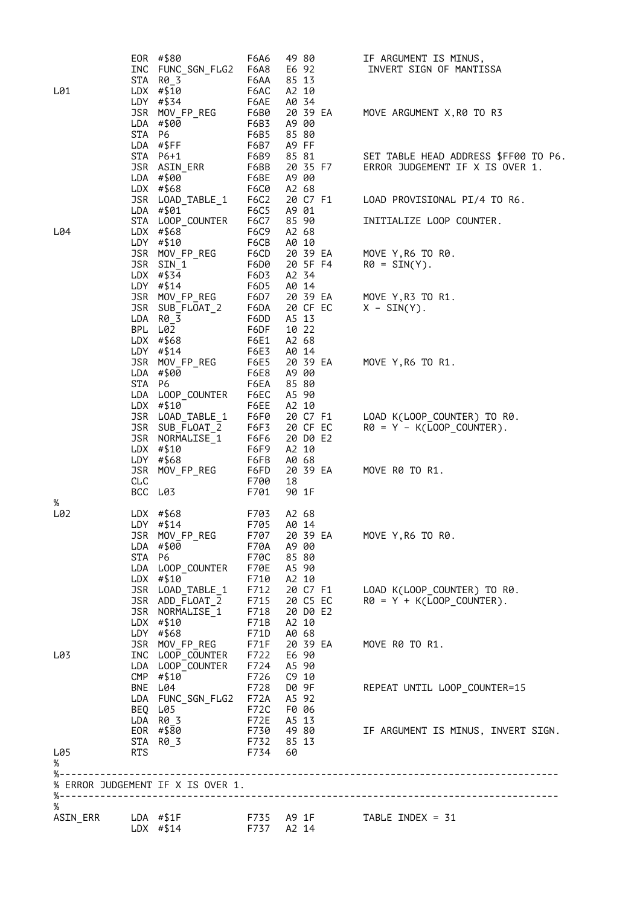```
            EOR #$80            F6A6   49 80        IF ARGUMENT IS MINUS,
            INC FUNC_SGN_FLG2   F6A8   E6 92         INVERT SIGN OF MANTISSA
            STA R0_3            F6AA   85 13
L01         LDX #$10            F6AC   A2 10
            LDY #$34            F6AE   A0 34
            JSR MOV_FP_REG      F6B0   20 39 EA     MOVE ARGUMENT X,R0 TO R3
            LDA #$00            F6B3   A9 00
            STA P6              F6B5   85 80
            LDA #$FF            F6B7   A9 FF
            STA P6+1            F6B9   85 81        SET TABLE HEAD ADDRESS $FF00 TO P6.
            JSR ASIN_ERR        F6BB   20 35 F7     ERROR JUDGEMENT IF X IS OVER 1.
            LDA #$00            F6BE   A9 00
            LDX #$68            F6C0   A2 68
            JSR LOAD_TABLE_1    F6C2   20 C7 F1     LOAD PROVISIONAL PI/4 TO R6.
            LDA #$01            F6C5   A9 01
            STA LOOP_COUNTER    F6C7   85 90        INITIALIZE LOOP COUNTER.
L04         LDX #$68            F6C9   A2 68
            LDY #$10            F6CB   A0 10
            JSR MOV_FP_REG      F6CD   20 39 EA     MOVE Y,R6 TO R0.
            JSR SIN_1           F6D0   20 5F F4     R0 = SIN(Y).
            LDX #$34            F6D3   A2 34
            LDY #$14            F6D5   A0 14
            JSR MOV_FP_REG      F6D7   20 39 EA     MOVE Y,R3 TO R1.
            JSR SUB_FLOAT_2     F6DA   20 CF EC     X - SIN(Y).
            LDA R0_3            F6DD   A5 13
            BPL L02             F6DF   10 22
            LDX #$68            F6E1   A2 68
            LDY #$14            F6E3   A0 14
            JSR MOV_FP_REG      F6E5   20 39 EA     MOVE Y,R6 TO R1.
            LDA #$00            F6E8   A9 00
            STA P6              F6EA   85 80
            LDA LOOP_COUNTER    F6EC   A5 90
            LDX #$10            F6EE   A2 10
            JSR LOAD_TABLE_1    F6F0   20 C7 F1     LOAD K(LOOP_COUNTER) TO R0.
            JSR SUB_FLOAT_2     F6F3   20 CF EC     R0 = Y - K(LOOP_COUNTER).
            JSR NORMALISE_1     F6F6   20 D0 E2
            LDX #$10            F6F9   A2 10
            LDY #$68            F6FB   A0 68
            JSR MOV_FP_REG      F6FD   20 39 EA     MOVE R0 TO R1.
            CLC                 F700   18
            BCC L03             F701   90 1F
%
L02         LDX #$68            F703   A2 68
            LDY #$14            F705   A0 14
            JSR MOV_FP_REG      F707   20 39 EA     MOVE Y,R6 TO R0.
            LDA #$00            F70A   A9 00
            STA P6              F70C   85 80
            LDA LOOP_COUNTER    F70E   A5 90
            LDX #$10            F710   A2 10
            JSR LOAD_TABLE_1    F712   20 C7 F1     LOAD K(LOOP_COUNTER) TO R0.
            JSR ADD_FLOAT_2     F715   20 C5 EC     R0 = Y + K(LOOP_COUNTER).
            JSR NORMALISE_1     F718   20 D0 E2
            LDX #$10            F71B   A2 10
            LDY #$68            F71D   A0 68
            JSR MOV_FP_REG      F71F   20 39 EA     MOVE R0 TO R1.
L03         INC LOOP_COUNTER    F722   E6 90
            LDA LOOP_COUNTER    F724   A5 90
            CMP #$10            F726   C9 10
            BNE L04             F728   D0 9F        REPEAT UNTIL LOOP_COUNTER=15
            LDA FUNC_SGN_FLG2   F72A   A5 92
            BEQ L05             F72C   F0 06
            LDA R0_3            F72E   A5 13
            EOR #$80            F730   49 80        IF ARGUMENT IS MINUS, INVERT SIGN.
            STA R0_3            F732   85 13
L05         RTS                 F734   60
%
%-------------------------------------------------------------------------------------
% ERROR JUDGEMENT IF X IS OVER 1.
%-------------------------------------------------------------------------------------
%
ASIN_ERR    LDA #$1F            F735   A9 1F        TABLE INDEX = 31
            LDX #$14            F737   A2 14
```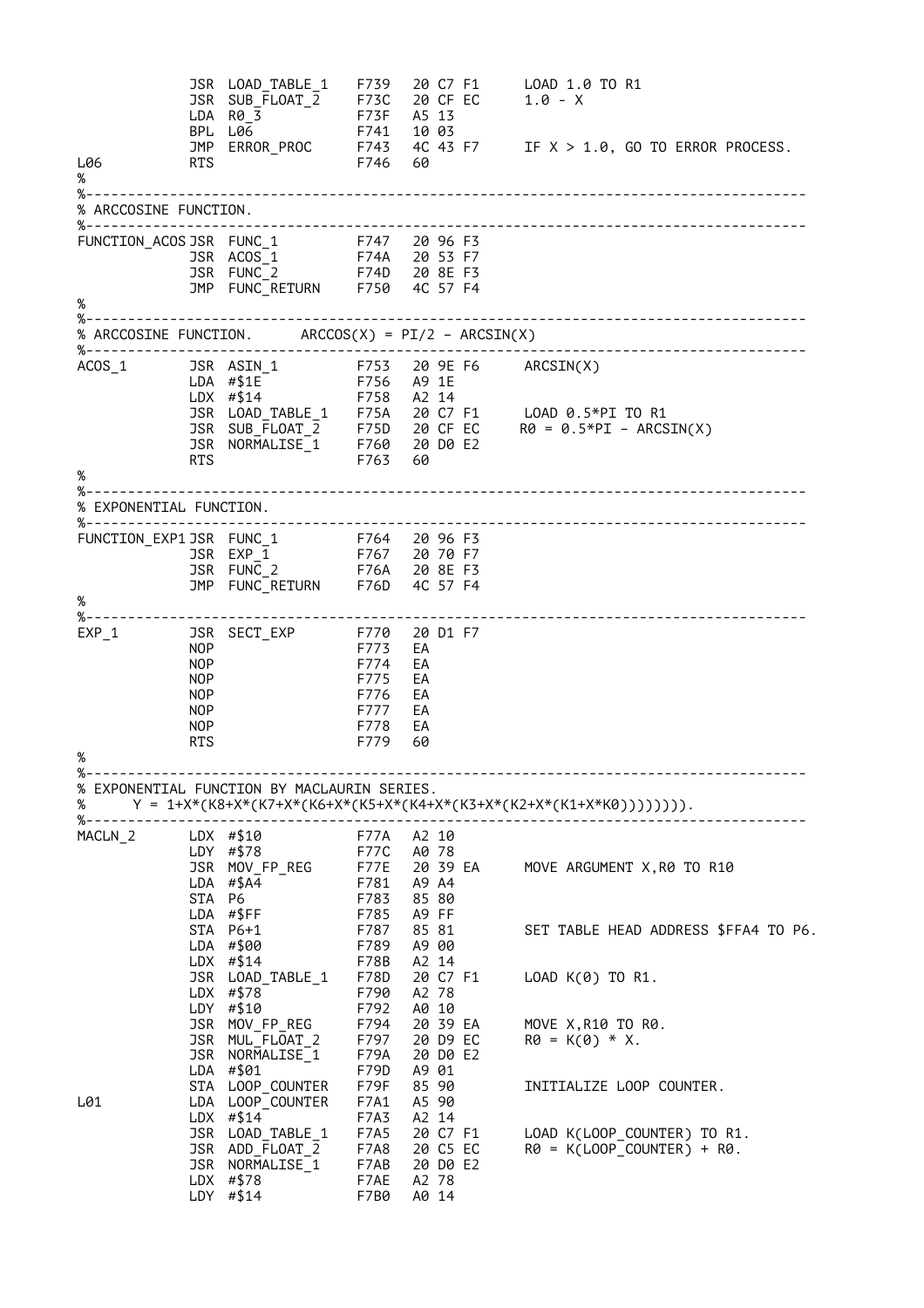```
            JSR  LOAD_TABLE_1   F739   20 C7 F1     LOAD 1.0 TO R1
            JSR  SUB_FLOAT_2    F73C   20 CF EC     1.0 - X
            LDA  R0_3           F73F   A5 13
            BPL  L06            F741   10 03
            JMP  ERROR_PROC     F743   4C 43 F7     IF X > 1.0, GO TO ERROR PROCESS.
L06         RTS                 F746   60
%
%-------------------------------------------------------------------------------------
% ARCCOSINE FUNCTION.
%-------------------------------------------------------------------------------------
FUNCTION_ACOS JSR FUNC_1        F747   20 96 F3
            JSR  ACOS_1         F74A   20 53 F7
            JSR  FUNC_2         F74D   20 8E F3
            JMP  FUNC_RETURN    F750   4C 57 F4
%
%-------------------------------------------------------------------------------------
% ARCCOSINE FUNCTION.     ARCCOS(X) = PI/2 - ARCSIN(X)
%-------------------------------------------------------------------------------------
ACOS_1      JSR  ASIN_1         F753   20 9E F6     ARCSIN(X)
            LDA  #$1E           F756   A9 1E
            LDX  #$14           F758   A2 14
            JSR  LOAD_TABLE_1   F75A   20 C7 F1     LOAD 0.5*PI TO R1
            JSR  SUB_FLOAT_2    F75D   20 CF EC     R0 = 0.5*PI - ARCSIN(X)
            JSR  NORMALISE_1    F760   20 D0 E2
            RTS                 F763   60
%
%-------------------------------------------------------------------------------------
% EXPONENTIAL FUNCTION.
%-------------------------------------------------------------------------------------
FUNCTION_EXP1 JSR FUNC_1        F764   20 96 F3
            JSR  EXP_1          F767   20 70 F7
            JSR  FUNC_2         F76A   20 8E F3
            JMP  FUNC_RETURN    F76D   4C 57 F4
%
%-------------------------------------------------------------------------------------
EXP_1       JSR  SECT_EXP       F770   20 D1 F7
            NOP                 F773   EA
            NOP                 F774   EA
            NOP                 F775   EA
            NOP                 F776   EA
            NOP                 F777   EA
            NOP                 F778   EA
            RTS                 F779   60
%
%-------------------------------------------------------------------------------------
% EXPONENTIAL FUNCTION BY MACLAURIN SERIES.
%     Y = 1+X*(K8+X*(K7+X*(K6+X*(K5+X*(K4+X*(K3+X*(K2+X*(K1+X*K0)))))))).
%-------------------------------------------------------------------------------------
MACLN_2     LDX  #$10           F77A   A2 10
            LDY  #$78           F77C   A0 78
            JSR  MOV_FP_REG     F77E   20 39 EA     MOVE ARGUMENT X,R0 TO R10
            LDA  #$A4           F781   A9 A4
            STA  P6             F783   85 80
            LDA  #$FF           F785   A9 FF
            STA  P6+1           F787   85 81        SET TABLE HEAD ADDRESS $FFA4 TO P6.
            LDA  #$00           F789   A9 00
            LDX  #$14           F78B   A2 14
            JSR  LOAD_TABLE_1   F78D   20 C7 F1     LOAD K(0) TO R1.
            LDX  #$78           F790   A2 78
            LDY  #$10           F792   A0 10
            JSR  MOV_FP_REG     F794   20 39 EA     MOVE X,R10 TO R0.
            JSR  MUL_FLOAT_2    F797   20 D9 EC     R0 = K(0) * X.
            JSR  NORMALISE_1    F79A   20 D0 E2
            LDA  #$01           F79D   A9 01
            STA  LOOP_COUNTER   F79F   85 90        INITIALIZE LOOP COUNTER.
L01         LDA  LOOP_COUNTER   F7A1   A5 90
            LDX  #$14           F7A3   A2 14
            JSR  LOAD_TABLE_1   F7A5   20 C7 F1     LOAD K(LOOP_COUNTER) TO R1.
            JSR  ADD_FLOAT_2    F7A8   20 C5 EC     R0 = K(LOOP_COUNTER) + R0.
            JSR  NORMALISE_1    F7AB   20 D0 E2
            LDX  #$78           F7AE   A2 78
            LDY  #$14           F7B0   A0 14
```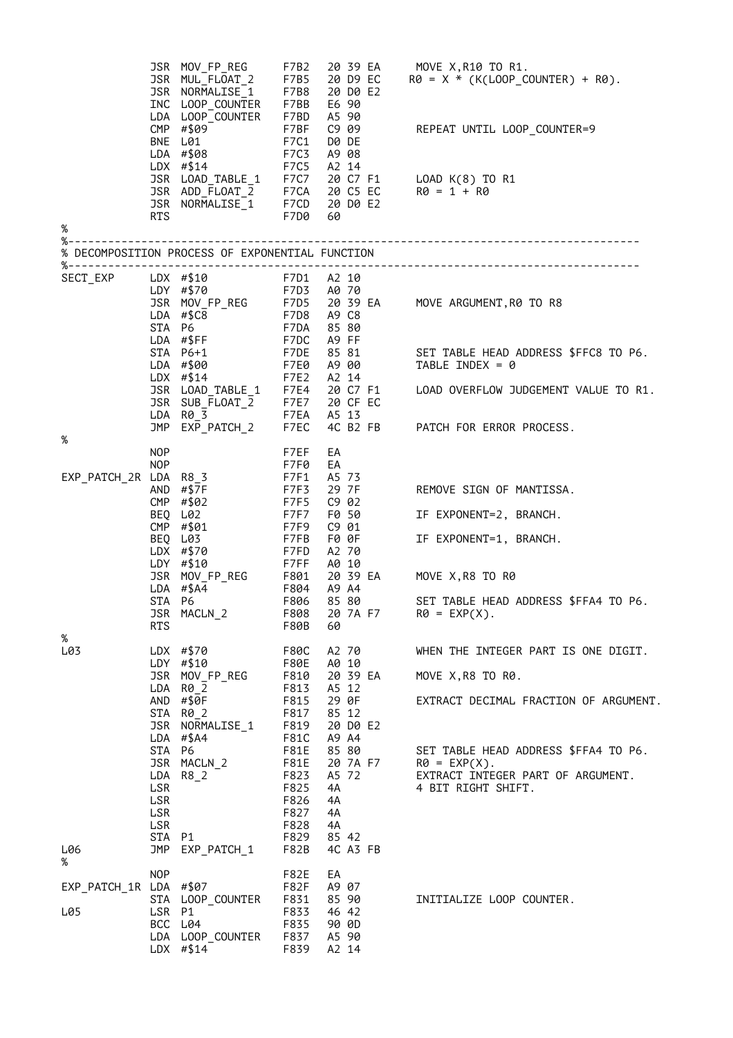```
         JSR MOV_FP_REG     F7B2   20 39 EA     MOVE X,R10 TO R1.
         JSR MUL_FLOAT_2    F7B5   20 D9 EC    R0 = X * (K(LOOP_COUNTER) + R0).
         JSR NORMALISE_1    F7B8   20 D0 E2
         INC LOOP_COUNTER   F7BB   E6 90
         LDA LOOP_COUNTER   F7BD   A5 90
         CMP #$09           F7BF   C9 09        REPEAT UNTIL LOOP_COUNTER=9
         BNE L01            F7C1   D0 DE
         LDA #$08           F7C3   A9 08
         LDX #$14           F7C5   A2 14
         JSR LOAD_TABLE_1   F7C7   20 C7 F1     LOAD K(8) TO R1
         JSR ADD_FLOAT_2    F7CA   20 C5 EC     R0 = 1 + R0
         JSR NORMALISE_1    F7CD   20 D0 E2
         RTS                F7D0   60
%
%-------------------------------------------------------------------------------------
% DECOMPOSITION PROCESS OF EXPONENTIAL FUNCTION
%-------------------------------------------------------------------------------------
SECT_EXP LDX #$10           F7D1   A2 10
         LDY #$70           F7D3   A0 70
         JSR MOV_FP_REG     F7D5   20 39 EA     MOVE ARGUMENT,R0 TO R8
         LDA #$C8           F7D8   A9 C8
         STA P6             F7DA   85 80
         LDA #$FF           F7DC   A9 FF
         STA P6+1           F7DE   85 81        SET TABLE HEAD ADDRESS $FFC8 TO P6.
         LDA #$00           F7E0   A9 00        TABLE INDEX = 0
         LDX #$14           F7E2   A2 14
         JSR LOAD_TABLE_1   F7E4   20 C7 F1     LOAD OVERFLOW JUDGEMENT VALUE TO R1.
         JSR SUB_FLOAT_2    F7E7   20 CF EC
         LDA R0_3           F7EA   A5 13
         JMP EXP_PATCH_2    F7EC   4C B2 FB     PATCH FOR ERROR PROCESS.
%
         NOP                F7EF   EA
         NOP                F7F0   EA
EXP_PATCH_2R LDA R8_3       F7F1   A5 73
         AND #$7F           F7F3   29 7F        REMOVE SIGN OF MANTISSA.
         CMP #$02           F7F5   C9 02
         BEQ L02            F7F7   F0 50        IF EXPONENT=2, BRANCH.
         CMP #$01           F7F9   C9 01
         BEQ L03            F7FB   F0 0F        IF EXPONENT=1, BRANCH.
         LDX #$70           F7FD   A2 70
         LDY #$10           F7FF   A0 10
         JSR MOV_FP_REG     F801   20 39 EA     MOVE X,R8 TO R0
         LDA #$A4           F804   A9 A4
         STA P6             F806   85 80        SET TABLE HEAD ADDRESS $FFA4 TO P6.
         JSR MACLN_2        F808   20 7A F7     R0 = EXP(X).
         RTS                F80B   60
%
L03      LDX #$70           F80C   A2 70        WHEN THE INTEGER PART IS ONE DIGIT.
         LDY #$10           F80E   A0 10
         JSR MOV_FP_REG     F810   20 39 EA     MOVE X,R8 TO R0.
         LDA R0_2           F813   A5 12
         AND #$0F           F815   29 0F        EXTRACT DECIMAL FRACTION OF ARGUMENT.
         STA R0_2           F817   85 12
         JSR NORMALISE_1    F819   20 D0 E2
         LDA #$A4           F81C   A9 A4
         STA P6             F81E   85 80        SET TABLE HEAD ADDRESS $FFA4 TO P6.
         JSR MACLN_2        F81E   20 7A F7     R0 = EXP(X).
         LDA R8_2           F823   A5 72        EXTRACT INTEGER PART OF ARGUMENT.
         LSR                F825   4A           4 BIT RIGHT SHIFT.
         LSR                F826   4A
         LSR                F827   4A
         LSR                F828   4A
         STA P1             F829   85 42
L06      JMP EXP_PATCH_1    F82B   4C A3 FB
%
         NOP                F82E   EA
EXP_PATCH_1R LDA #$07       F82F   A9 07
         STA LOOP_COUNTER   F831   85 90        INITIALIZE LOOP COUNTER.
L05      LSR P1             F833   46 42
         BCC L04            F835   90 0D
         LDA LOOP_COUNTER   F837   A5 90
         LDX #$14           F839   A2 14
```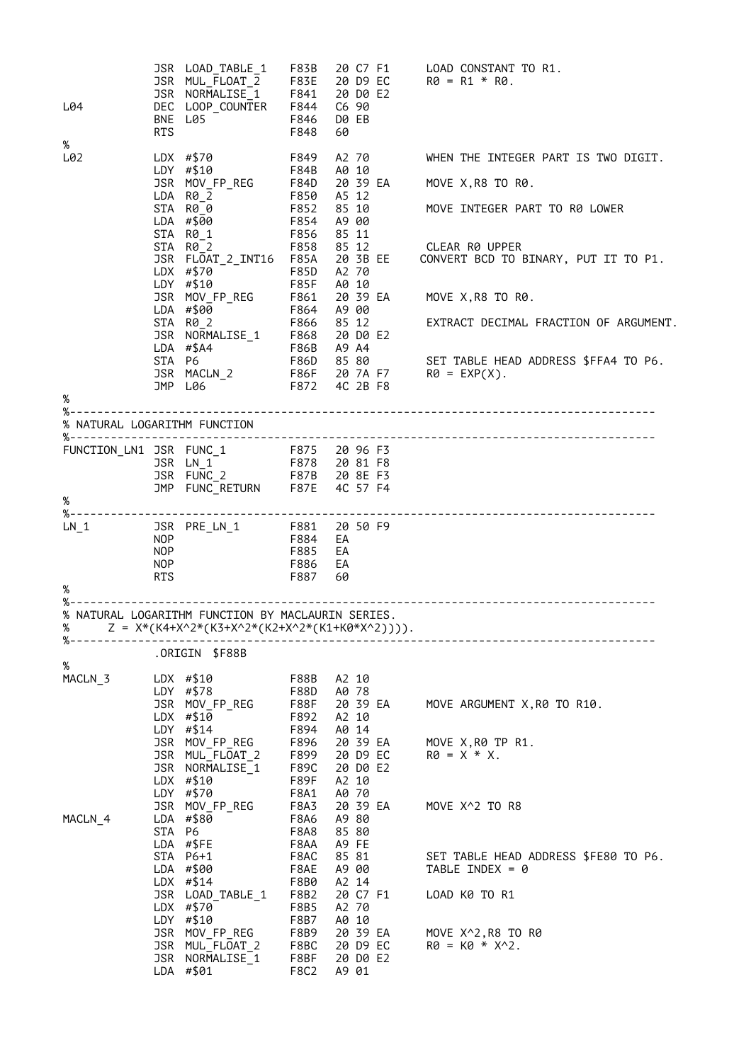```
            JSR LOAD_TABLE_1   F83B   20 C7 F1     LOAD CONSTANT TO R1.
            JSR MUL_FLOAT_2    F83E   20 D9 EC     R0 = R1 * R0.
            JSR NORMALISE_1    F841   20 D0 E2
L04         DEC LOOP_COUNTER   F844   C6 90
            BNE L05            F846   D0 EB
            RTS                F848   60
%
L02         LDX #$70           F849   A2 70        WHEN THE INTEGER PART IS TWO DIGIT.
            LDY #$10           F84B   A0 10
            JSR MOV_FP_REG     F84D   20 39 EA     MOVE X,R8 TO R0.
            LDA R0_2           F850   A5 12
            STA R0_0           F852   85 10        MOVE INTEGER PART TO R0 LOWER
            LDA #$00           F854   A9 00
            STA R0_1           F856   85 11
            STA R0_2           F858   85 12        CLEAR R0 UPPER
            JSR FLOAT_2_INT16  F85A   20 3B EE    CONVERT BCD TO BINARY, PUT IT TO P1.
            LDX #$70           F85D   A2 70
            LDY #$10           F85F   A0 10
            JSR MOV_FP_REG     F861   20 39 EA     MOVE X,R8 TO R0.
            LDA #$00           F864   A9 00
            STA R0_2           F866   85 12        EXTRACT DECIMAL FRACTION OF ARGUMENT.
            JSR NORMALISE_1    F868   20 D0 E2
            LDA #$A4           F86B   A9 A4
            STA P6             F86D   85 80        SET TABLE HEAD ADDRESS $FFA4 TO P6.
            JSR MACLN_2        F86F   20 7A F7     R0 = EXP(X).
            JMP L06            F872   4C 2B F8
%
%-----------------------------------------------------------------------------------
% NATURAL LOGARITHM FUNCTION
%-----------------------------------------------------------------------------------
FUNCTION_LN1 JSR FUNC_1        F875   20 96 F3
            JSR LN_1           F878   20 81 F8
            JSR FUNC_2         F87B   20 8E F3
            JMP FUNC_RETURN    F87E   4C 57 F4
%
%-----------------------------------------------------------------------------------
LN_1        JSR PRE_LN_1       F881   20 50 F9
            NOP                F884   EA
            NOP                F885   EA
            NOP                F886   EA
            RTS                F887   60
%
%-----------------------------------------------------------------------------------
% NATURAL LOGARITHM FUNCTION BY MACLAURIN SERIES.
%      Z = X*(K4+X^2*(K3+X^2*(K2+X^2*(K1+K0*X^2)))).
%-----------------------------------------------------------------------------------
            .ORIGIN  $F88B
%
MACLN_3     LDX #$10           F88B   A2 10
            LDY #$78           F88D   A0 78
            JSR MOV_FP_REG     F88F   20 39 EA     MOVE ARGUMENT X,R0 TO R10.
            LDX #$10           F892   A2 10
            LDY #$14           F894   A0 14
            JSR MOV_FP_REG     F896   20 39 EA     MOVE X,R0 TP R1.
            JSR MUL_FLOAT_2    F899   20 D9 EC     R0 = X * X.
            JSR NORMALISE_1    F89C   20 D0 E2
            LDX #$10           F89F   A2 10
            LDY #$70           F8A1   A0 70
            JSR MOV_FP_REG     F8A3   20 39 EA     MOVE X^2 TO R8
MACLN_4     LDA #$80           F8A6   A9 80
            STA P6             F8A8   85 80
            LDA #$FE           F8AA   A9 FE
            STA P6+1           F8AC   85 81        SET TABLE HEAD ADDRESS $FE80 TO P6.
            LDA #$00           F8AE   A9 00        TABLE INDEX = 0
            LDX #$14           F8B0   A2 14
            JSR LOAD_TABLE_1   F8B2   20 C7 F1     LOAD K0 TO R1
            LDX #$70           F8B5   A2 70
            LDY #$10           F8B7   A0 10
            JSR MOV_FP_REG     F8B9   20 39 EA     MOVE X^2,R8 TO R0
            JSR MUL_FLOAT_2    F8BC   20 D9 EC     R0 = K0 * X^2.
            JSR NORMALISE_1    F8BF   20 D0 E2
            LDA #$01           F8C2   A9 01
```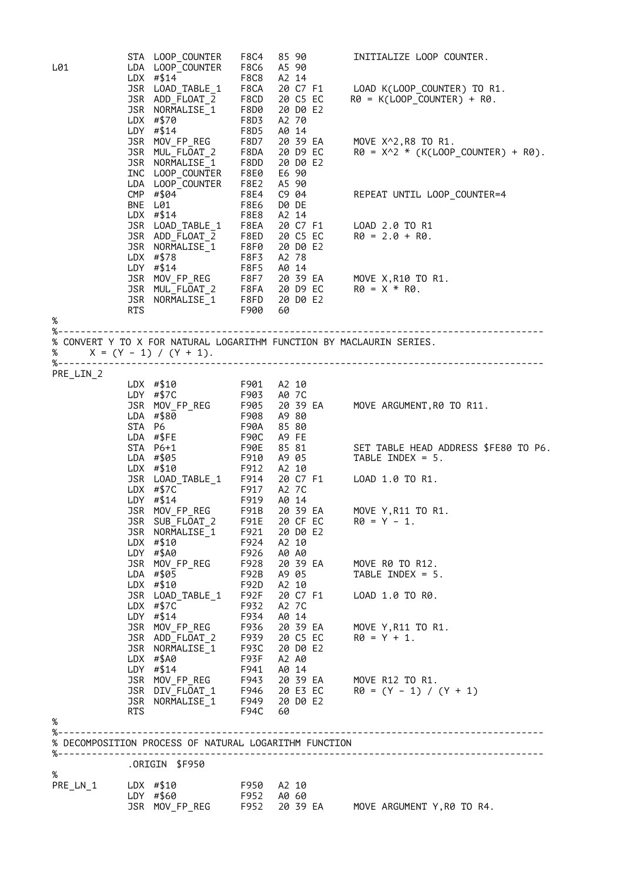```
            STA  LOOP_COUNTER    F8C4   85 90        INITIALIZE LOOP COUNTER.
L01         LDA  LOOP_COUNTER    F8C6   A5 90
            LDX  #$14            F8C8   A2 14
            JSR  LOAD_TABLE_1    F8CA   20 C7 F1     LOAD K(LOOP_COUNTER) TO R1.
            JSR  ADD_FLOAT_2     F8CD   20 C5 EC     R0 = K(LOOP_COUNTER) + R0.
            JSR  NORMALISE_1     F8D0   20 D0 E2
            LDX  #$70            F8D3   A2 70
            LDY  #$14            F8D5   A0 14
            JSR  MOV_FP_REG      F8D7   20 39 EA     MOVE X^2,R8 TO R1.
            JSR  MUL_FLOAT_2     F8DA   20 D9 EC     R0 = X^2 * (K(LOOP_COUNTER) + R0).
            JSR  NORMALISE_1     F8DD   20 D0 E2
            INC  LOOP_COUNTER    F8E0   E6 90
            LDA  LOOP_COUNTER    F8E2   A5 90
            CMP  #$04            F8E4   C9 04        REPEAT UNTIL LOOP_COUNTER=4
            BNE  L01             F8E6   D0 DE
            LDX  #$14            F8E8   A2 14
            JSR  LOAD_TABLE_1    F8EA   20 C7 F1     LOAD 2.0 TO R1
            JSR  ADD_FLOAT_2     F8ED   20 C5 EC     R0 = 2.0 + R0.
            JSR  NORMALISE_1     F8F0   20 D0 E2
            LDX  #$78            F8F3   A2 78
            LDY  #$14            F8F5   A0 14
            JSR  MOV_FP_REG      F8F7   20 39 EA     MOVE X,R10 TO R1.
            JSR  MUL_FLOAT_2     F8FA   20 D9 EC     R0 = X * R0.
            JSR  NORMALISE_1     F8FD   20 D0 E2
            RTS                  F900   60
%
%-----------------------------------------------------------------------------------
% CONVERT Y TO X FOR NATURAL LOGARITHM FUNCTION BY MACLAURIN SERIES.
%      X = (Y - 1) / (Y + 1).
%-----------------------------------------------------------------------------------
PRE_LIN_2
            LDX  #$10            F901   A2 10
            LDY  #$7C            F903   A0 7C
            JSR  MOV_FP_REG      F905   20 39 EA     MOVE ARGUMENT,R0 TO R11.
            LDA  #$80            F908   A9 80
            STA  P6              F90A   85 80
            LDA  #$FE            F90C   A9 FE
            STA  P6+1            F90E   85 81        SET TABLE HEAD ADDRESS $FE80 TO P6.
            LDA  #$05            F910   A9 05        TABLE INDEX = 5.
            LDX  #$10            F912   A2 10
            JSR  LOAD_TABLE_1    F914   20 C7 F1     LOAD 1.0 TO R1.
            LDX  #$7C            F917   A2 7C
            LDY  #$14            F919   A0 14
            JSR  MOV_FP_REG      F91B   20 39 EA     MOVE Y,R11 TO R1.
            JSR  SUB_FLOAT_2     F91E   20 CF EC     R0 = Y - 1.
            JSR  NORMALISE_1     F921   20 D0 E2
            LDX  #$10            F924   A2 10
            LDY  #$A0            F926   A0 A0
            JSR  MOV_FP_REG      F928   20 39 EA     MOVE R0 TO R12.
            LDA  #$05            F92B   A9 05        TABLE INDEX = 5.
            LDX  #$10            F92D   A2 10
            JSR  LOAD_TABLE_1    F92F   20 C7 F1     LOAD 1.0 TO R0.
            LDX  #$7C            F932   A2 7C
            LDY  #$14            F934   A0 14
            JSR  MOV_FP_REG      F936   20 39 EA     MOVE Y,R11 TO R1.
            JSR  ADD_FLOAT_2     F939   20 C5 EC     R0 = Y + 1.
            JSR  NORMALISE_1     F93C   20 D0 E2
            LDX  #$A0            F93F   A2 A0
            LDY  #$14            F941   A0 14
            JSR  MOV_FP_REG      F943   20 39 EA     MOVE R12 TO R1.
            JSR  DIV_FLOAT_1     F946   20 E3 EC     R0 = (Y - 1) / (Y + 1)
            JSR  NORMALISE_1     F949   20 D0 E2
            RTS                  F94C   60
%
%-----------------------------------------------------------------------------------
% DECOMPOSITION PROCESS OF NATURAL LOGARITHM FUNCTION
%-----------------------------------------------------------------------------------
            .ORIGIN  $F950
%
PRE_LN_1    LDX  #$10            F950   A2 10
            LDY  #$60            F952   A0 60
            JSR  MOV_FP_REG      F952   20 39 EA     MOVE ARGUMENT Y,R0 TO R4.
```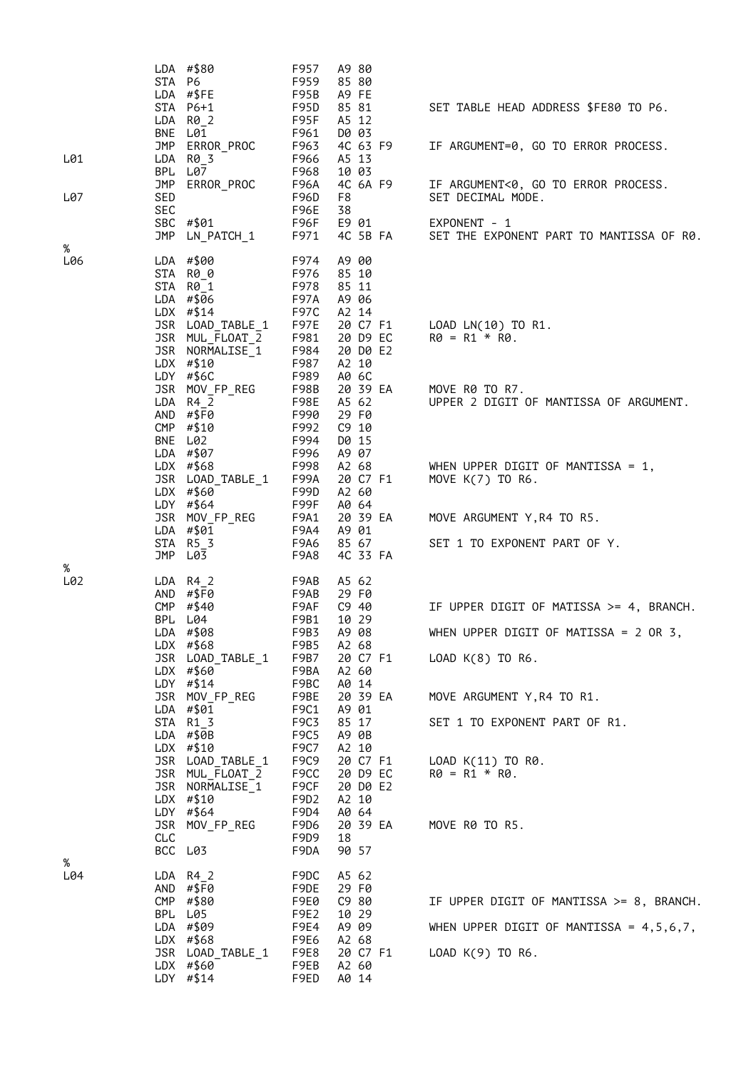```
         LDA #$80           F957  A9 80
         STA P6             F959  85 80
         LDA #$FE           F95B  A9 FE
         STA P6+1           F95D  85 81      SET TABLE HEAD ADDRESS $FE80 TO P6.
         LDA R0_2           F95F  A5 12
         BNE L01            F961  D0 03
         JMP ERROR_PROC     F963  4C 63 F9   IF ARGUMENT=0, GO TO ERROR PROCESS.
L01      LDA R0_3           F966  A5 13
         BPL L07            F968  10 03
         JMP ERROR_PROC     F96A  4C 6A F9   IF ARGUMENT<0, GO TO ERROR PROCESS.
L07      SED                F96D  F8         SET DECIMAL MODE.
         SEC                F96E  38
         SBC #$01           F96F  E9 01      EXPONENT - 1
         JMP LN_PATCH_1     F971  4C 5B FA   SET THE EXPONENT PART TO MANTISSA OF R0.
%
L06      LDA #$00           F974  A9 00
         STA R0_0           F976  85 10
         STA R0_1           F978  85 11
         LDA #$06           F97A  A9 06
         LDX #$14           F97C  A2 14
         JSR LOAD_TABLE_1   F97E  20 C7 F1   LOAD LN(10) TO R1.
         JSR MUL_FLOAT_2    F981  20 D9 EC   R0 = R1 * R0.
         JSR NORMALISE_1    F984  20 D0 E2
         LDX #$10           F987  A2 10
         LDY #$6C           F989  A0 6C
         JSR MOV_FP_REG     F98B  20 39 EA   MOVE R0 TO R7.
         LDA R4_2           F98E  A5 62      UPPER 2 DIGIT OF MANTISSA OF ARGUMENT.
         AND #$F0           F990  29 F0
         CMP #$10           F992  C9 10
         BNE L02            F994  D0 15
         LDA #$07           F996  A9 07
         LDX #$68           F998  A2 68      WHEN UPPER DIGIT OF MANTISSA = 1,
         JSR LOAD_TABLE_1   F99A  20 C7 F1   MOVE K(7) TO R6.
         LDX #$60           F99D  A2 60
         LDY #$64           F99F  A0 64
         JSR MOV_FP_REG     F9A1  20 39 EA   MOVE ARGUMENT Y,R4 TO R5.
         LDA #$01           F9A4  A9 01
         STA R5_3           F9A6  85 67      SET 1 TO EXPONENT PART OF Y.
         JMP L03            F9A8  4C 33 FA
%
L02      LDA R4_2           F9AB  A5 62
         AND #$F0           F9AB  29 F0
         CMP #$40           F9AF  C9 40      IF UPPER DIGIT OF MATISSA >= 4, BRANCH.
         BPL L04            F9B1  10 29
         LDA #$08           F9B3  A9 08      WHEN UPPER DIGIT OF MATISSA = 2 OR 3,
         LDX #$68           F9B5  A2 68
         JSR LOAD_TABLE_1   F9B7  20 C7 F1   LOAD K(8) TO R6.
         LDX #$60           F9BA  A2 60
         LDY #$14           F9BC  A0 14
         JSR MOV_FP_REG     F9BE  20 39 EA   MOVE ARGUMENT Y,R4 TO R1.
         LDA #$01           F9C1  A9 01
         STA R1_3           F9C3  85 17      SET 1 TO EXPONENT PART OF R1.
         LDA #$0B           F9C5  A9 0B
         LDX #$10           F9C7  A2 10
         JSR LOAD_TABLE_1   F9C9  20 C7 F1   LOAD K(11) TO R0.
         JSR MUL_FLOAT_2    F9CC  20 D9 EC   R0 = R1 * R0.
         JSR NORMALISE_1    F9CF  20 D0 E2
         LDX #$10           F9D2  A2 10
         LDY #$64           F9D4  A0 64
         JSR MOV_FP_REG     F9D6  20 39 EA   MOVE R0 TO R5.
         CLC                F9D9  18
         BCC L03            F9DA  90 57
%
L04      LDA R4_2           F9DC  A5 62
         AND #$F0           F9DE  29 F0
         CMP #$80           F9E0  C9 80      IF UPPER DIGIT OF MATISSA >= 8, BRANCH.
         BPL L05            F9E2  10 29
         LDA #$09           F9E4  A9 09      WHEN UPPER DIGIT OF MATISSA = 4,5,6,7,
         LDX #$68           F9E6  A2 68
         JSR LOAD_TABLE_1   F9E8  20 C7 F1   LOAD K(9) TO R6.
         LDX #$60           F9EB  A2 60
         LDY #$14           F9ED  A0 14
```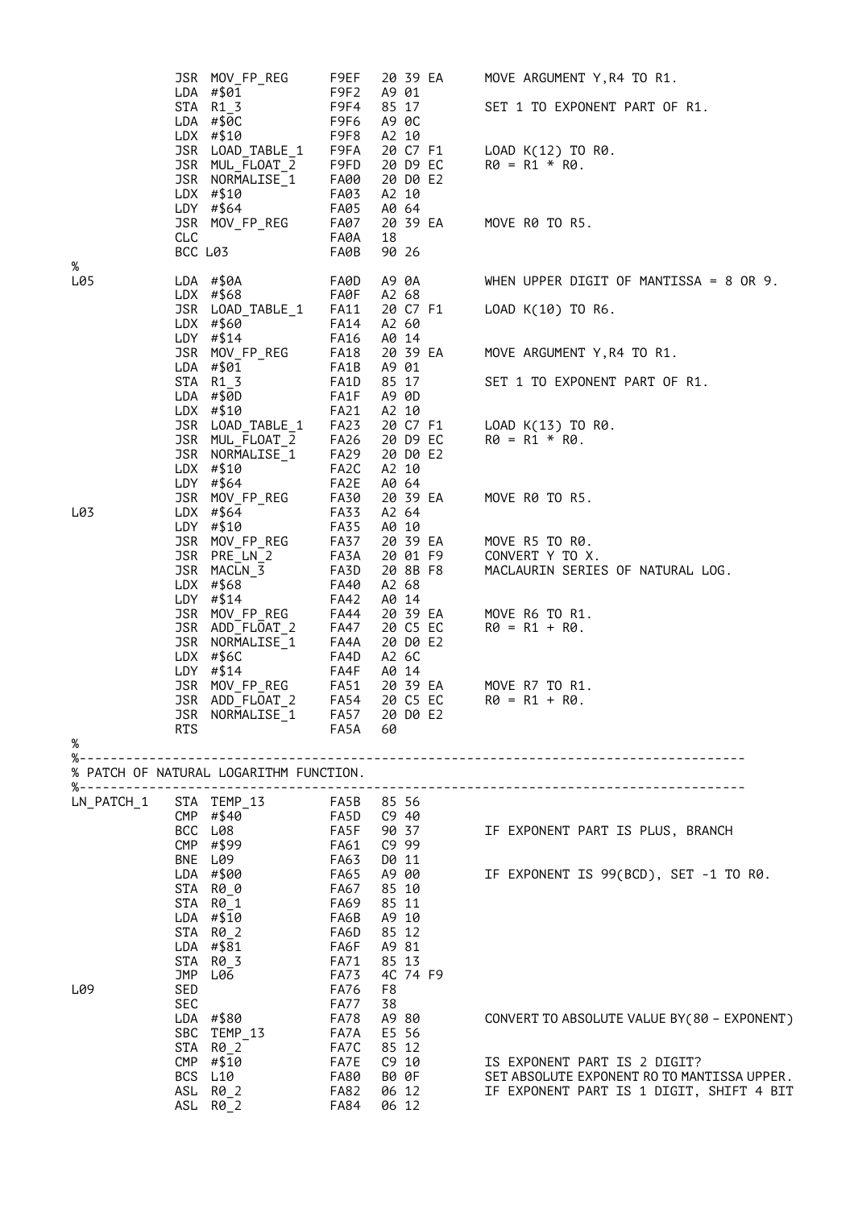```
          JSR MOV_FP_REG      F9EF   20 39 EA      MOVE ARGUMENT Y,R4 TO R1.
          LDA #$01            F9F2   A9 01
          STA R1_3            F9F4   85 17         SET 1 TO EXPONENT PART OF R1.
          LDA #$0C            F9F6   A9 0C
          LDX #$10            F9F8   A2 10
          JSR LOAD_TABLE_1    F9FA   20 C7 F1      LOAD K(12) TO R0.
          JSR MUL_FLOAT_2     F9FD   20 D9 EC      R0 = R1 * R0.
          JSR NORMALISE_1     FA00   20 D0 E2
          LDX #$10            FA03   A2 10
          LDY #$64            FA05   A0 64
          JSR MOV_FP_REG      FA07   20 39 EA      MOVE R0 TO R5.
          CLC                 FA0A   18
          BCC L03             FA0B   90 26
%
L05       LDA #$0A            FA0D   A9 0A         WHEN UPPER DIGIT OF MANTISSA = 8 OR 9.
          LDX #$68            FA0F   A2 68
          JSR LOAD_TABLE_1    FA11   20 C7 F1      LOAD K(10) TO R6.
          LDX #$60            FA14   A2 60
          LDY #$14            FA16   A0 14
          JSR MOV_FP_REG      FA18   20 39 EA      MOVE ARGUMENT Y,R4 TO R1.
          LDA #$01            FA1B   A9 01
          STA R1_3            FA1D   85 17         SET 1 TO EXPONENT PART OF R1.
          LDA #$0D            FA1F   A9 0D
          LDX #$10            FA21   A2 10
          JSR LOAD_TABLE_1    FA23   20 C7 F1      LOAD K(13) TO R0.
          JSR MUL_FLOAT_2     FA26   20 D9 EC      R0 = R1 * R0.
          JSR NORMALISE_1     FA29   20 D0 E2
          LDX #$10            FA2C   A2 10
          LDY #$64            FA2E   A0 64
          JSR MOV_FP_REG      FA30   20 39 EA      MOVE R0 TO R5.
L03       LDX #$64            FA33   A2 64
          LDY #$10            FA35   A0 10
          JSR MOV_FP_REG      FA37   20 39 EA      MOVE R5 TO R0.
          JSR PRE_LN_2        FA3A   20 01 F9      CONVERT Y TO X.
          JSR MACLN_3         FA3D   20 8B F8      MACLAURIN SERIES OF NATURAL LOG.
          LDX #$68            FA40   A2 68
          LDY #$14            FA42   A0 14
          JSR MOV_FP_REG      FA44   20 39 EA      MOVE R6 TO R1.
          JSR ADD_FLOAT_2     FA47   20 C5 EC      R0 = R1 + R0.
          JSR NORMALISE_1     FA4A   20 D0 E2
          LDX #$6C            FA4D   A2 6C
          LDY #$14            FA4F   A0 14
          JSR MOV_FP_REG      FA51   20 39 EA      MOVE R7 TO R1.
          JSR ADD_FLOAT_2     FA54   20 C5 EC      R0 = R1 + R0.
          JSR NORMALISE_1     FA57   20 D0 E2
          RTS                 FA5A   60
%
%-----------------------------------------------------------------------------------
% PATCH OF NATURAL LOGARITHM FUNCTION.
%-----------------------------------------------------------------------------------
LN_PATCH_1 STA TEMP_13        FA5B   85 56
          CMP #$40            FA5D   C9 40
          BCC L08             FA5F   90 37         IF EXPONENT PART IS PLUS, BRANCH
          CMP #$99            FA61   C9 99
          BNE L09             FA63   D0 11
          LDA #$00            FA65   A9 00         IF EXPONENT IS 99(BCD), SET -1 TO R0.
          STA R0_0            FA67   85 10
          STA R0_1            FA69   85 11
          LDA #$10            FA6B   A9 10
          STA R0_2            FA6D   85 12
          LDA #$81            FA6F   A9 81
          STA R0_3            FA71   85 13
          JMP L06             FA73   4C 74 F9
L09       SED                 FA76   F8
          SEC                 FA77   38
          LDA #$80            FA78   A9 80         CONVERT TO ABSOLUTE VALUE BY(80 - EXPONENT)
          SBC TEMP_13         FA7A   E5 56
          STA R0_2            FA7C   85 12
          CMP #$10            FA7E   C9 10         IS EXPONENT PART IS 2 DIGIT?
          BCS L10             FA80   B0 0F         SET ABSOLUTE EXPONENT RO TO MANTISSA UPPER.
          ASL R0_2            FA82   06 12         IF EXPONENT PART IS 1 DIGIT, SHIFT 4 BIT
          ASL R0_2            FA84   06 12
```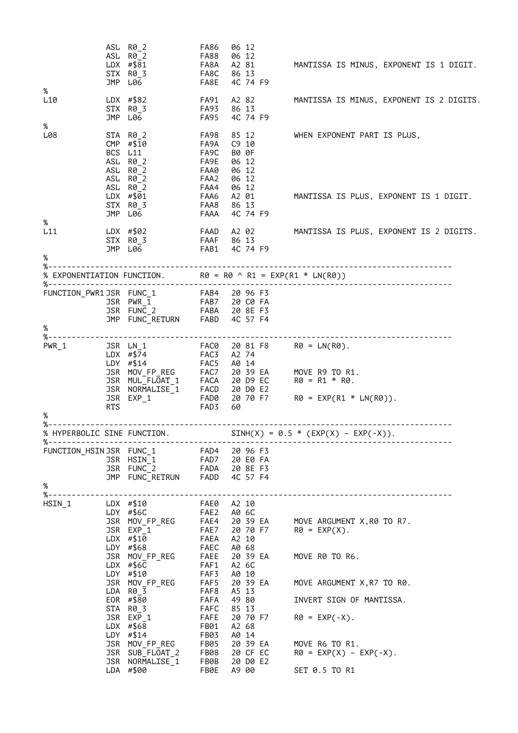```
            ASL  R0_2             FA86   06 12
            ASL  R0_2             FA88   06 12
            LDX  #$81             FA8A   A2 81        MANTISSA IS MINUS, EXPONENT IS 1 DIGIT.
            STX  R0_3             FA8C   86 13
            JMP  L06              FA8E   4C 74 F9
%
L10         LDX  #$82             FA91   A2 82        MANTISSA IS MINUS, EXPONENT IS 2 DIGITS.
            STX  R0_3             FA93   86 13
            JMP  L06              FA95   4C 74 F9
%
L08         STA  R0_2             FA98   85 12        WHEN EXPONENT PART IS PLUS,
            CMP  #$10             FA9A   C9 10
            BCS  L11              FA9C   B0 0F
            ASL  R0_2             FA9E   06 12
            ASL  R0_2             FAA0   06 12
            ASL  R0_2             FAA2   06 12
            ASL  R0_2             FAA4   06 12
            LDX  #$01             FAA6   A2 01        MANTISSA IS PLUS, EXPONENT IS 1 DIGIT.
            STX  R0_3             FAA8   86 13
            JMP  L06              FAAA   4C 74 F9
%
L11         LDX  #$02             FAAD   A2 02        MANTISSA IS PLUS, EXPONENT IS 2 DIGITS.
            STX  R0_3             FAAF   86 13
            JMP  L06              FAB1   4C 74 F9
%
%-------------------------------------------------------------------------------------
% EXPONENTIATION FUNCTION.        R0 = R0 ^ R1 = EXP(R1 * LN(R0))
%-------------------------------------------------------------------------------------
FUNCTION_PWR1 JSR FUNC_1          FAB4   20 96 F3
            JSR  PWR_1            FAB7   20 C0 FA
            JSR  FUNC_2           FABA   20 8E F3
            JMP  FUNC_RETURN      FABD   4C 57 F4
%
%-------------------------------------------------------------------------------------
PWR_1       JSR  LN_1             FAC0   20 81 F8     R0 = LN(R0).
            LDX  #$74             FAC3   A2 74
            LDY  #$14             FAC5   A0 14
            JSR  MOV_FP_REG       FAC7   20 39 EA     MOVE R9 TO R1.
            JSR  MUL_FLOAT_1      FACA   20 D9 EC     R0 = R1 * R0.
            JSR  NORMALISE_1      FACD   20 D0 E2
            JSR  EXP_1            FAD0   20 70 F7     R0 = EXP(R1 * LN(R0)).
            RTS                   FAD3   60
%
%-------------------------------------------------------------------------------------
% HYPERBOLIC SINE FUNCTION.              SINH(X) = 0.5 * (EXP(X) - EXP(-X)).
%-------------------------------------------------------------------------------------
FUNCTION_HSIN JSR FUNC_1          FAD4   20 96 F3
            JSR  HSIN_1           FAD7   20 E0 FA
            JSR  FUNC_2           FADA   20 8E F3
            JMP  FUNC_RETRUN      FADD   4C 57 F4
%
%-------------------------------------------------------------------------------------
HSIN_1      LDX  #$10             FAE0   A2 10
            LDY  #$6C             FAE2   A0 6C
            JSR  MOV_FP_REG       FAE4   20 39 EA     MOVE ARGUMENT X,R0 TO R7.
            JSR  EXP_1            FAE7   20 70 F7     R0 = EXP(X).
            LDX  #$10             FAEA   A2 10
            LDY  #$68             FAEC   A0 68
            JSR  MOV_FP_REG       FAEE   20 39 EA     MOVE R0 TO R6.
            LDX  #$6C             FAF1   A2 6C
            LDY  #$10             FAF3   A0 10
            JSR  MOV_FP_REG       FAF5   20 39 EA     MOVE ARGUMENT X,R7 TO R0.
            LDA  R0_3             FAF8   A5 13
            EOR  #$80             FAFA   49 80        INVERT SIGN OF MANTISSA.
            STA  R0_3             FAFC   85 13
            JSR  EXP_1            FAFE   20 70 F7     R0 = EXP(-X).
            LDX  #$68             FB01   A2 68
            LDY  #$14             FB03   A0 14
            JSR  MOV_FP_REG       FB05   20 39 EA     MOVE R6 TO R1.
            JSR  SUB_FLOAT_2      FB08   20 CF EC     R0 = EXP(X) - EXP(-X).
            JSR  NORMALISE_1      FB0B   20 D0 E2
            LDA  #$00             FB0E   A9 00        SET 0.5 TO R1
```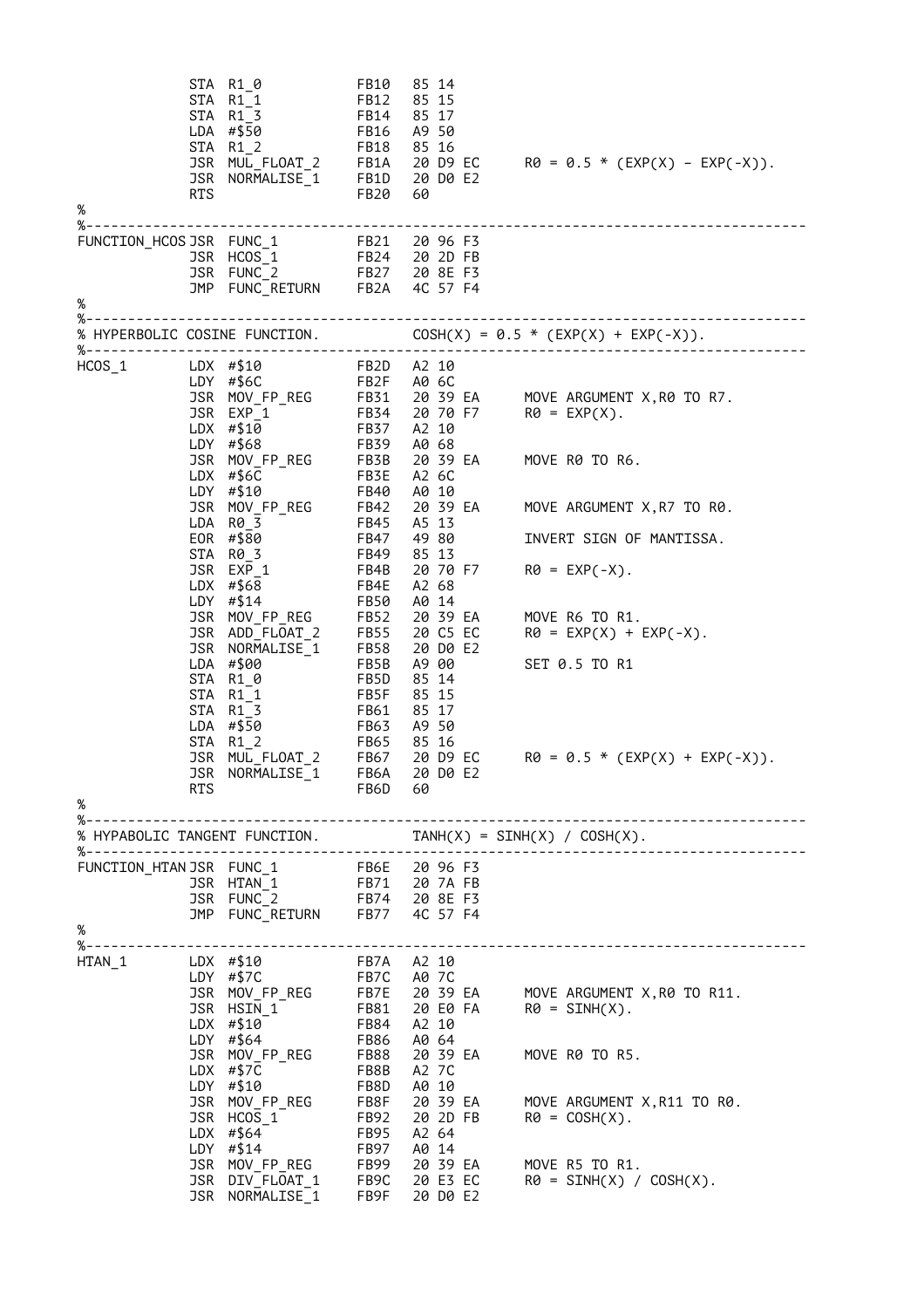```
            STA R1_0            FB10  85 14
            STA R1_1            FB12  85 15
            STA R1_3            FB14  85 17
            LDA #$50            FB16  A9 50
            STA R1_2            FB18  85 16
            JSR MUL_FLOAT_2     FB1A  20 D9 EC     R0 = 0.5 * (EXP(X) - EXP(-X)).
            JSR NORMALISE_1     FB1D  20 D0 E2
            RTS                 FB20  60
%
%-------------------------------------------------------------------------------------------
FUNCTION_HCOS JSR FUNC_1        FB21  20 96 F3
            JSR HCOS_1          FB24  20 2D FB
            JSR FUNC_2          FB27  20 8E F3
            JMP FUNC_RETURN     FB2A  4C 57 F4
%
%-------------------------------------------------------------------------------------------
% HYPERBOLIC COSINE FUNCTION.            COSH(X) = 0.5 * (EXP(X) + EXP(-X)).
%-------------------------------------------------------------------------------------------
HCOS_1      LDX #$10            FB2D  A2 10
            LDY #$6C            FB2F  A0 6C
            JSR MOV_FP_REG      FB31  20 39 EA     MOVE ARGUMENT X,R0 TO R7.
            JSR EXP_1           FB34  20 70 F7     R0 = EXP(X).
            LDX #$10            FB37  A2 10
            LDY #$68            FB39  A0 68
            JSR MOV_FP_REG      FB3B  20 39 EA     MOVE R0 TO R6.
            LDX #$6C            FB3E  A2 6C
            LDY #$10            FB40  A0 10
            JSR MOV_FP_REG      FB42  20 39 EA     MOVE ARGUMENT X,R7 TO R0.
            LDA R0_3            FB45  A5 13
            EOR #$80            FB47  49 80        INVERT SIGN OF MANTISSA.
            STA R0_3            FB49  85 13
            JSR EXP_1           FB4B  20 70 F7     R0 = EXP(-X).
            LDX #$68            FB4E  A2 68
            LDY #$14            FB50  A0 14
            JSR MOV_FP_REG      FB52  20 39 EA     MOVE R6 TO R1.
            JSR ADD_FLOAT_2     FB55  20 C5 EC     R0 = EXP(X) + EXP(-X).
            JSR NORMALISE_1     FB58  20 D0 E2
            LDA #$00            FB5B  A9 00        SET 0.5 TO R1
            STA R1_0            FB5D  85 14
            STA R1_1            FB5F  85 15
            STA R1_3            FB61  85 17
            LDA #$50            FB63  A9 50
            STA R1_2            FB65  85 16
            JSR MUL_FLOAT_2     FB67  20 D9 EC     R0 = 0.5 * (EXP(X) + EXP(-X)).
            JSR NORMALISE_1     FB6A  20 D0 E2
            RTS                 FB6D  60
%
%-------------------------------------------------------------------------------------------
% HYPABOLIC TANGENT FUNCTION.            TANH(X) = SINH(X) / COSH(X).
%-------------------------------------------------------------------------------------------
FUNCTION_HTAN JSR FUNC_1        FB6E  20 96 F3
            JSR HTAN_1          FB71  20 7A FB
            JSR FUNC_2          FB74  20 8E F3
            JMP FUNC_RETURN     FB77  4C 57 F4
%
%-------------------------------------------------------------------------------------------
HTAN_1      LDX #$10            FB7A  A2 10
            LDY #$7C            FB7C  A0 7C
            JSR MOV_FP_REG      FB7E  20 39 EA     MOVE ARGUMENT X,R0 TO R11.
            JSR HSIN_1          FB81  20 E0 FA     R0 = SINH(X).
            LDX #$10            FB84  A2 10
            LDY #$64            FB86  A0 64
            JSR MOV_FP_REG      FB88  20 39 EA     MOVE R0 TO R5.
            LDX #$7C            FB8B  A2 7C
            LDY #$10            FB8D  A0 10
            JSR MOV_FP_REG      FB8F  20 39 EA     MOVE ARGUMENT X,R11 TO R0.
            JSR HCOS_1          FB92  20 2D FB     R0 = COSH(X).
            LDX #$64            FB95  A2 64
            LDY #$14            FB97  A0 14
            JSR MOV_FP_REG      FB99  20 39 EA     MOVE R5 TO R1.
            JSR DIV_FLOAT_1     FB9C  20 E3 EC     R0 = SINH(X) / COSH(X).
            JSR NORMALISE_1     FB9F  20 D0 E2
```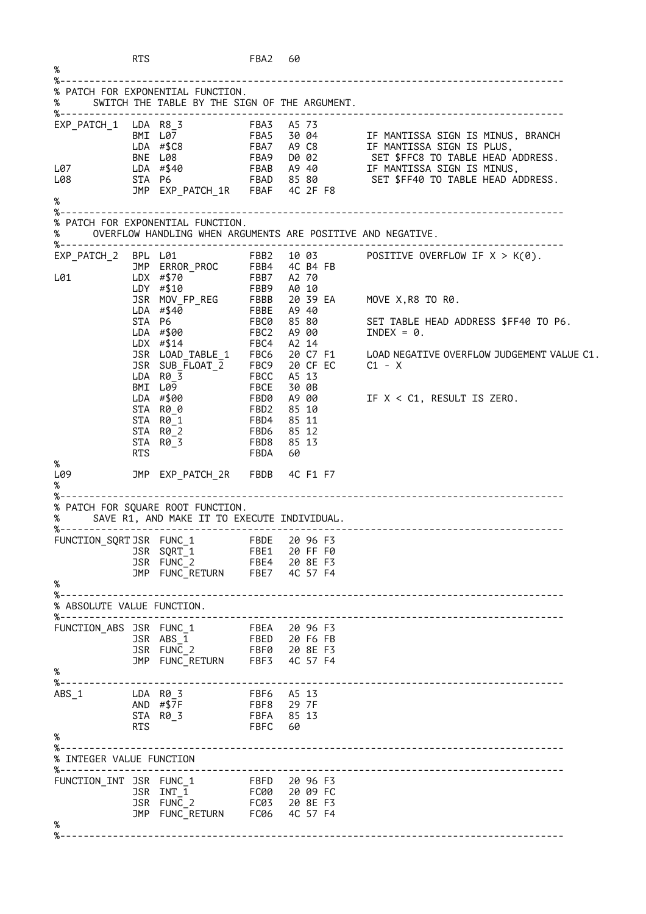```
            RTS                 FBA2  60
%
%-----------------------------------------------------------------------------------
% PATCH FOR EXPONENTIAL FUNCTION.
%       SWITCH THE TABLE BY THE SIGN OF THE ARGUMENT.
%-----------------------------------------------------------------------------------
EXP_PATCH_1  LDA R8_3           FBA3  A5 73
             BMI L07            FBA5  30 04       IF MANTISSA SIGN IS MINUS, BRANCH
             LDA #$C8           FBA7  A9 C8       IF MANTISSA SIGN IS PLUS,
             BNE L08            FBA9  D0 02        SET $FFC8 TO TABLE HEAD ADDRESS.
L07          LDA #$40           FBAB  A9 40       IF MANTISSA SIGN IS MINUS,
L08          STA P6             FBAD  85 80        SET $FF40 TO TABLE HEAD ADDRESS.
             JMP EXP_PATCH_1R   FBAF  4C 2F F8
%
%-----------------------------------------------------------------------------------
% PATCH FOR EXPONENTIAL FUNCTION.
%       OVERFLOW HANDLING WHEN ARGUMENTS ARE POSITIVE AND NEGATIVE.
%-----------------------------------------------------------------------------------
EXP_PATCH_2  BPL L01            FBB2  10 03       POSITIVE OVERFLOW IF X > K(0).
             JMP ERROR_PROC     FBB4  4C B4 FB
L01          LDX #$70           FBB7  A2 70
             LDY #$10           FBB9  A0 10
             JSR MOV_FP_REG     FBBB  20 39 EA    MOVE X,R8 TO R0.
             LDA #$40           FBBE  A9 40
             STA P6             FBC0  85 80       SET TABLE HEAD ADDRESS $FF40 TO P6.
             LDA #$00           FBC2  A9 00       INDEX = 0.
             LDX #$14           FBC4  A2 14
             JSR LOAD_TABLE_1   FBC6  20 C7 F1    LOAD NEGATIVE OVERFLOW JUDGEMENT VALUE C1.
             JSR SUB_FLOAT_2    FBC9  20 CF EC    C1 - X
             LDA R0_3           FBCC  A5 13
             BMI L09            FBCE  30 0B
             LDA #$00           FBD0  A9 00       IF X < C1, RESULT IS ZERO.
             STA R0_0           FBD2  85 10
             STA R0_1           FBD4  85 11
             STA R0_2           FBD6  85 12
             STA R0_3           FBD8  85 13
             RTS                FBDA  60
%
L09          JMP EXP_PATCH_2R   FBDB  4C F1 F7
%
%-----------------------------------------------------------------------------------
% PATCH FOR SQUARE ROOT FUNCTION.
%       SAVE R1, AND MAKE IT TO EXECUTE INDIVIDUAL.
%-----------------------------------------------------------------------------------
FUNCTION_SQRT JSR FUNC_1        FBDE  20 96 F3
             JSR SQRT_1         FBE1  20 FF F0
             JSR FUNC_2         FBE4  20 8E F3
             JMP FUNC_RETURN    FBE7  4C 57 F4
%
%-----------------------------------------------------------------------------------
% ABSOLUTE VALUE FUNCTION.
%-----------------------------------------------------------------------------------
FUNCTION_ABS JSR FUNC_1         FBEA  20 96 F3
             JSR ABS_1          FBED  20 F6 FB
             JSR FUNC_2         FBF0  20 8E F3
             JMP FUNC_RETURN    FBF3  4C 57 F4
%
%-----------------------------------------------------------------------------------
ABS_1        LDA R0_3           FBF6  A5 13
             AND #$7F           FBF8  29 7F
             STA R0_3           FBFA  85 13
             RTS                FBFC  60
%
%-----------------------------------------------------------------------------------
% INTEGER VALUE FUNCTION
%-----------------------------------------------------------------------------------
FUNCTION_INT JSR FUNC_1         FBFD  20 96 F3
             JSR INT_1          FC00  20 09 FC
             JSR FUNC_2         FC03  20 8E F3
             JMP FUNC_RETURN    FC06  4C 57 F4
%
%-----------------------------------------------------------------------------------
```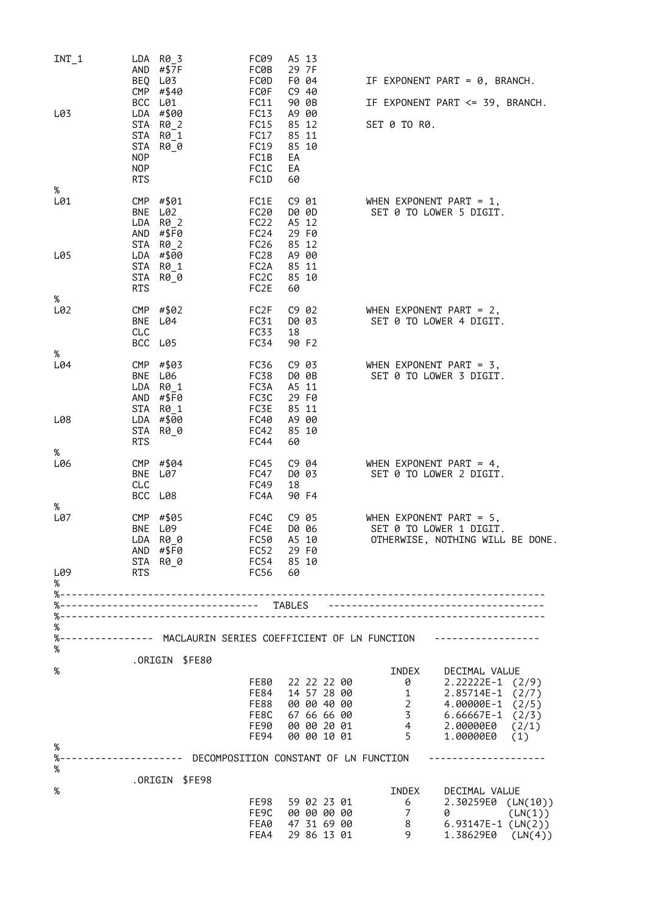```
INT_1       LDA  R0_3          FC09   A5 13
            AND  #$7F          FC0B   29 7F
            BEQ  L03           FC0D   F0 04         IF EXPONENT PART = 0, BRANCH.
            CMP  #$40          FC0F   C9 40
            BCC  L01           FC11   90 0B         IF EXPONENT PART <= 39, BRANCH.
L03         LDA  #$00          FC13   A9 00
            STA  R0_2          FC15   85 12         SET 0 TO R0.
            STA  R0_1          FC17   85 11
            STA  R0_0          FC19   85 10
            NOP                FC1B   EA
            NOP                FC1C   EA
            RTS                FC1D   60
%
L01         CMP  #$01          FC1E   C9 01         WHEN EXPONENT PART = 1,
            BNE  L02           FC20   D0 0D          SET 0 TO LOWER 5 DIGIT.
            LDA  R0_2          FC22   A5 12
            AND  #$F0          FC24   29 F0
            STA  R0_2          FC26   85 12
L05         LDA  #$00          FC28   A9 00
            STA  R0_1          FC2A   85 11
            STA  R0_0          FC2C   85 10
            RTS                FC2E   60
%
L02         CMP  #$02          FC2F   C9 02         WHEN EXPONENT PART = 2,
            BNE  L04           FC31   D0 03          SET 0 TO LOWER 4 DIGIT.
            CLC                FC33   18
            BCC  L05           FC34   90 F2
%
L04         CMP  #$03          FC36   C9 03         WHEN EXPONENT PART = 3,
            BNE  L06           FC38   D0 0B          SET 0 TO LOWER 3 DIGIT.
            LDA  R0_1          FC3A   A5 11
            AND  #$F0          FC3C   29 F0
            STA  R0_1          FC3E   85 11
L08         LDA  #$00          FC40   A9 00
            STA  R0_0          FC42   85 10
            RTS                FC44   60
%
L06         CMP  #$04          FC45   C9 04         WHEN EXPONENT PART = 4,
            BNE  L07           FC47   D0 03          SET 0 TO LOWER 2 DIGIT.
            CLC                FC49   18
            BCC  L08           FC4A   90 F4
%
L07         CMP  #$05          FC4C   C9 05         WHEN EXPONENT PART = 5,
            BNE  L09           FC4E   D0 06          SET 0 TO LOWER 1 DIGIT.
            LDA  R0_0          FC50   A5 10          OTHERWISE, NOTHING WILL BE DONE.
            AND  #$F0          FC52   29 F0
            STA  R0_0          FC54   85 10
L09         RTS                FC56   60
%
%-------------------------------------------------------------------------------
%---------------------------------  TABLES  ------------------------------------
%-------------------------------------------------------------------------------
%
%---------------  MACLAURIN SERIES COEFFICIENT OF LN FUNCTION  -----------------
%
            .ORIGIN  $FE80
%                                                         INDEX    DECIMAL VALUE
                               FE80   22 22 22 00          0       2.22222E-1  (2/9)
                               FE84   14 57 28 00          1       2.85714E-1  (2/7)
                               FE88   00 00 40 00          2       4.00000E-1  (2/5)
                               FE8C   67 66 66 00          3       6.66667E-1  (2/3)
                               FE90   00 00 20 01          4       2.00000E0   (2/1)
                               FE94   00 00 10 01          5       1.00000E0   (1)
%
%--------------------  DECOMPOSITION CONSTANT OF LN FUNCTION  ------------------
%
            .ORIGIN  $FE98
%                                                         INDEX    DECIMAL VALUE
                               FE98   59 02 23 01          6       2.30259E0  (LN(10))
                               FE9C   00 00 00 00          7       0          (LN(1))
                               FEA0   47 31 69 00          8       6.93147E-1 (LN(2))
                               FEA4   29 86 13 01          9       1.38629E0  (LN(4))
```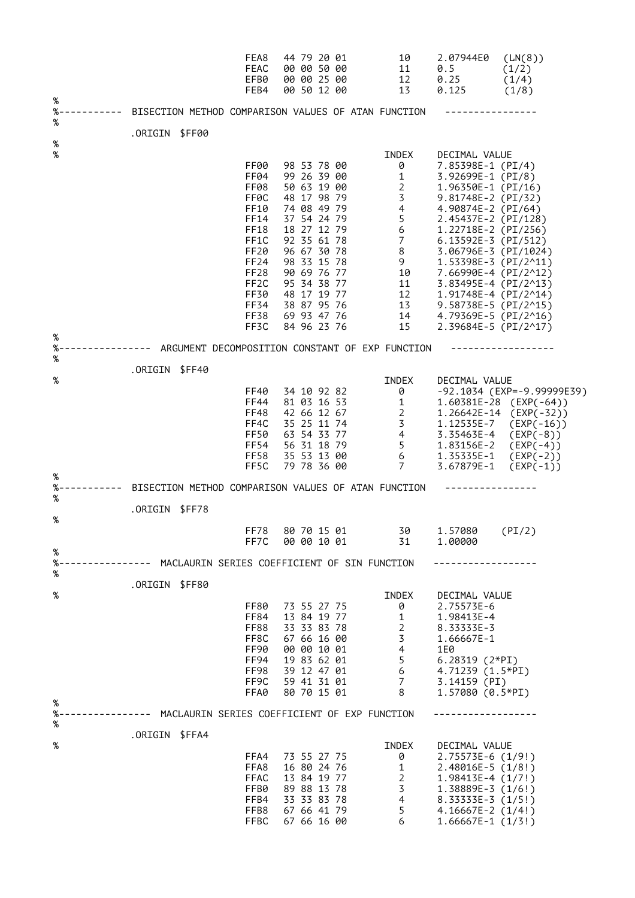```
                         FEA8  44 79 20 01         10     2.07944E0  (LN(8))
                         FEAC  00 00 50 00         11     0.5        (1/2)
                         EFB0  00 00 25 00         12     0.25       (1/4)
                         FEB4  00 50 12 00         13     0.125      (1/8)
%
%----------  BISECTION METHOD COMPARISON VALUES OF ATAN FUNCTION   ----------------
%
         .ORIGIN  $FF00
%
%                                                INDEX    DECIMAL VALUE
                         FF00  98 53 78 00         0      7.85398E-1 (PI/4)
                         FF04  99 26 39 00         1      3.92699E-1 (PI/8)
                         FF08  50 63 19 00         2      1.96350E-1 (PI/16)
                         FF0C  48 17 98 79         3      9.81748E-2 (PI/32)
                         FF10  74 08 49 79         4      4.90874E-2 (PI/64)
                         FF14  37 54 24 79         5      2.45437E-2 (PI/128)
                         FF18  18 27 12 79         6      1.22718E-2 (PI/256)
                         FF1C  92 35 61 78         7      6.13592E-3 (PI/512)
                         FF20  96 67 30 78         8      3.06796E-3 (PI/1024)
                         FF24  98 33 15 78         9      1.53398E-3 (PI/2^11)
                         FF28  90 69 76 77         10     7.66990E-4 (PI/2^12)
                         FF2C  95 34 38 77         11     3.83495E-4 (PI/2^13)
                         FF30  48 17 19 77         12     1.91748E-4 (PI/2^14)
                         FF34  38 87 95 76         13     9.58738E-5 (PI/2^15)
                         FF38  69 93 47 76         14     4.79369E-5 (PI/2^16)
                         FF3C  84 96 23 76         15     2.39684E-5 (PI/2^17)
%
%---------------  ARGUMENT DECOMPOSITION CONSTANT OF EXP FUNCTION   -----------------
%
         .ORIGIN  $FF40
%                                                INDEX    DECIMAL VALUE
                         FF40  34 10 92 82         0      -92.1034 (EXP=-9.99999E39)
                         FF44  81 03 16 53         1      1.60381E-28  (EXP(-64))
                         FF48  42 66 12 67         2      1.26642E-14  (EXP(-32))
                         FF4C  35 25 11 74         3      1.12535E-7   (EXP(-16))
                         FF50  63 54 33 77         4      3.35463E-4   (EXP(-8))
                         FF54  56 31 18 79         5      1.83156E-2   (EXP(-4))
                         FF58  35 53 13 00         6      1.35335E-1   (EXP(-2))
                         FF5C  79 78 36 00         7      3.67879E-1   (EXP(-1))
%
%----------  BISECTION METHOD COMPARISON VALUES OF ATAN FUNCTION   ----------------
%
         .ORIGIN  $FF78
%
                         FF78  80 70 15 01         30     1.57080    (PI/2)
                         FF7C  00 00 10 01         31     1.00000
%
%---------------  MACLAURIN SERIES COEFFICIENT OF SIN FUNCTION   -----------------
%
         .ORIGIN  $FF80
%                                                INDEX    DECIMAL VALUE
                         FF80  73 55 27 75         0      2.75573E-6
                         FF84  13 84 19 77         1      1.98413E-4
                         FF88  33 33 83 78         2      8.33333E-3
                         FF8C  67 66 16 00         3      1.66667E-1
                         FF90  00 00 10 01         4      1E0
                         FF94  19 83 62 01         5      6.28319 (2*PI)
                         FF98  39 12 47 01         6      4.71239 (1.5*PI)
                         FF9C  59 41 31 01         7      3.14159 (PI)
                         FFA0  80 70 15 01         8      1.57080 (0.5*PI)
%
%---------------  MACLAURIN SERIES COEFFICIENT OF EXP FUNCTION   -----------------
%
         .ORIGIN  $FFA4
%                                                INDEX    DECIMAL VALUE
                         FFA4  73 55 27 75         0      2.75573E-6 (1/9!)
                         FFA8  16 80 24 76         1      2.48016E-5 (1/8!)
                         FFAC  13 84 19 77         2      1.98413E-4 (1/7!)
                         FFB0  89 88 13 78         3      1.38889E-3 (1/6!)
                         FFB4  33 33 83 78         4      8.33333E-3 (1/5!)
                         FFB8  67 66 41 79         5      4.16667E-2 (1/4!)
                         FFBC  67 66 16 00         6      1.66667E-1 (1/3!)
```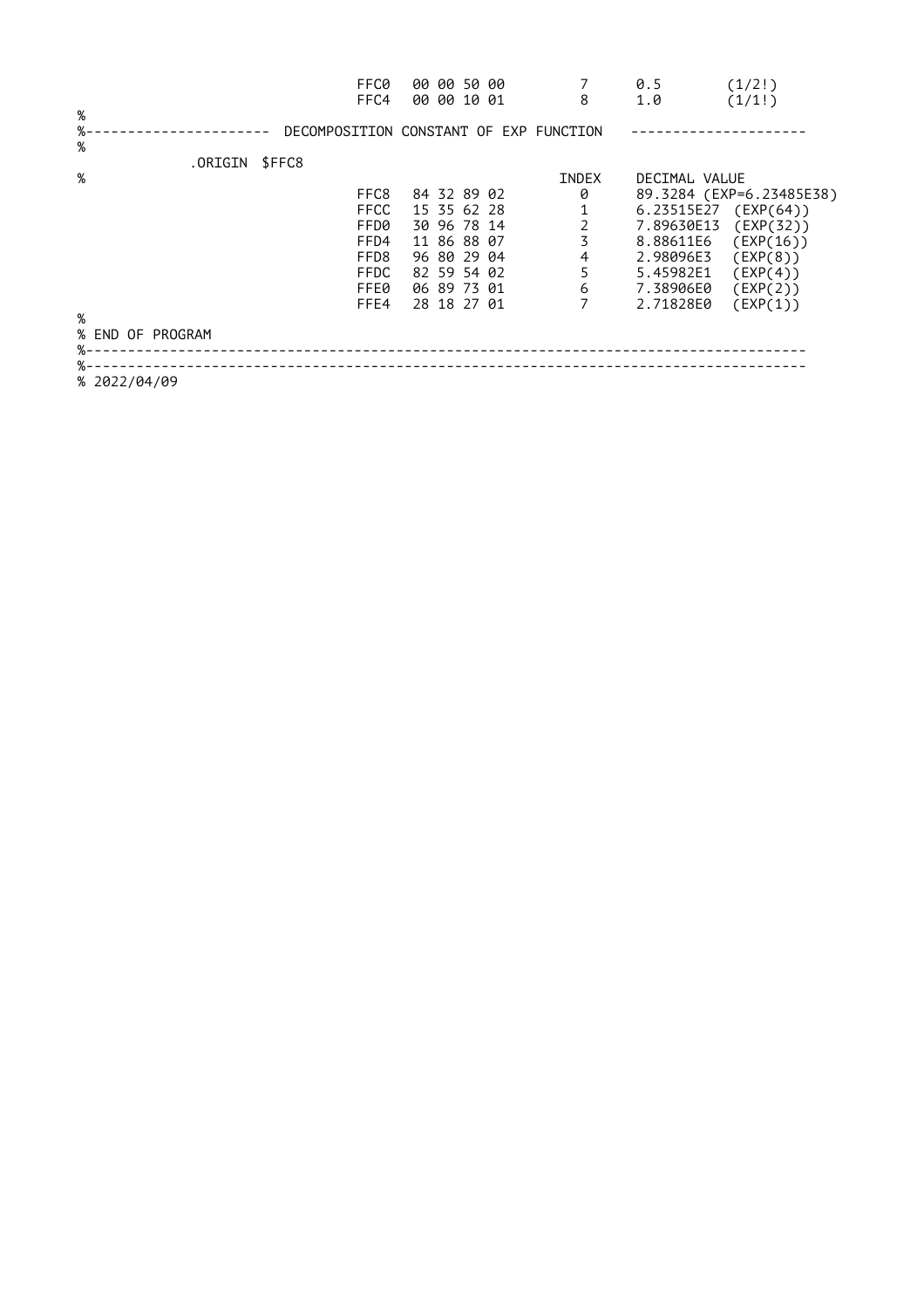```
                                FFC0  00 00 50 00         7      0.5         (1/2!)
                                FFC4  00 00 10 01         8      1.0         (1/1!)
%
%----------------------  DECOMPOSITION CONSTANT OF EXP FUNCTION   ---------------------
%
          .ORIGIN  $FFC8
%                                                      INDEX    DECIMAL VALUE
                                FFC8  84 32 89 02         0      89.3284 (EXP=6.23485E38)
                                FFCC  15 35 62 28         1      6.23515E27  (EXP(64))
                                FFD0  30 96 78 14         2      7.89630E13  (EXP(32))
                                FFD4  11 86 88 07         3      8.88611E6   (EXP(16))
                                FFD8  96 80 29 04         4      2.98096E3   (EXP(8))
                                FFDC  82 59 54 02         5      5.45982E1   (EXP(4))
                                FFE0  06 89 73 01         6      7.38906E0   (EXP(2))
                                FFE4  28 18 27 01         7      2.71828E0   (EXP(1))
%
% END OF PROGRAM
%-----------------------------------------------------------------------------------
%-----------------------------------------------------------------------------------
% 2022/04/09
```